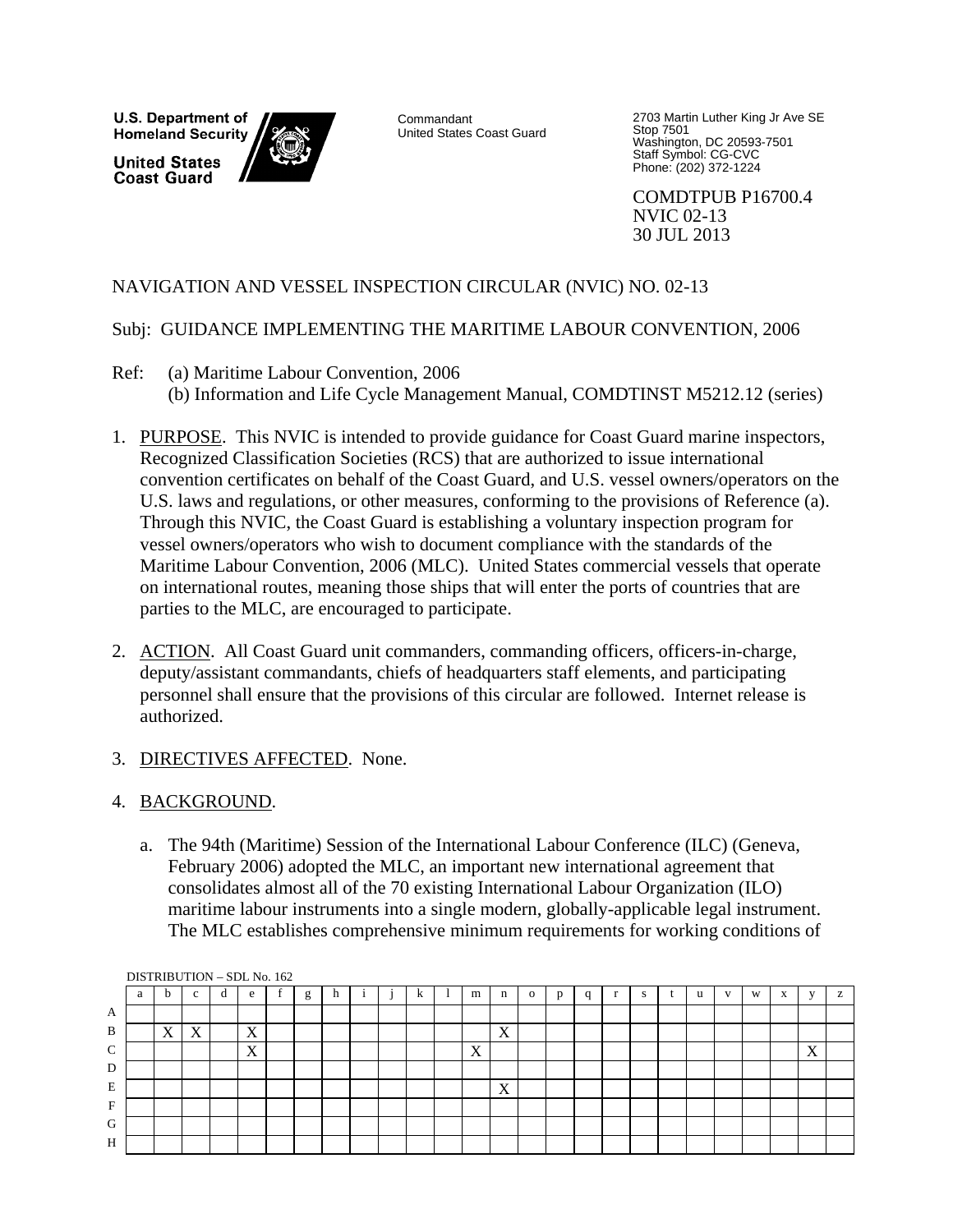U.S. Department of Homeland Security

United States Coast Guard

Commandant
United States Coast Guard

2703 Martin Luther King Jr Ave SE
Stop 7501
Washington, DC 20593-7501
Staff Symbol: CG-CVC
Phone: (202) 372-1224

COMDTPUB P16700.4
NVIC 02-13
30 JUL 2013

NAVIGATION AND VESSEL INSPECTION CIRCULAR (NVIC) NO. 02-13

Subj: GUIDANCE IMPLEMENTING THE MARITIME LABOUR CONVENTION, 2006

Ref: (a) Maritime Labour Convention, 2006
(b) Information and Life Cycle Management Manual, COMDTINST M5212.12 (series)

1. PURPOSE. This NVIC is intended to provide guidance for Coast Guard marine inspectors, Recognized Classification Societies (RCS) that are authorized to issue international convention certificates on behalf of the Coast Guard, and U.S. vessel owners/operators on the U.S. laws and regulations, or other measures, conforming to the provisions of Reference (a). Through this NVIC, the Coast Guard is establishing a voluntary inspection program for vessel owners/operators who wish to document compliance with the standards of the Maritime Labour Convention, 2006 (MLC). United States commercial vessels that operate on international routes, meaning those ships that will enter the ports of countries that are parties to the MLC, are encouraged to participate.

2. ACTION. All Coast Guard unit commanders, commanding officers, officers-in-charge, deputy/assistant commandants, chiefs of headquarters staff elements, and participating personnel shall ensure that the provisions of this circular are followed. Internet release is authorized.

3. DIRECTIVES AFFECTED. None.

4. BACKGROUND.

   a. The 94th (Maritime) Session of the International Labour Conference (ILC) (Geneva, February 2006) adopted the MLC, an important new international agreement that consolidates almost all of the 70 existing International Labour Organization (ILO) maritime labour instruments into a single modern, globally-applicable legal instrument. The MLC establishes comprehensive minimum requirements for working conditions of

DISTRIBUTION – SDL No. 162

| | a | b | c | d | e | f | g | h | i | j | k | l | m | n | o | p | q | r | s | t | u | v | w | x | y | z |
|---|---|---|---|---|---|---|---|---|---|---|---|---|---|---|---|---|---|---|---|---|---|---|---|---|---|---|
| A | | | | | | | | | | | | | | | | | | | | | | | | | | |
| B | | X | X | | X | | | | | | | | | X | | | | | | | | | | | | |
| C | | | | | X | | | | | | | | X | | | | | | | | | | | | X | |
| D | | | | | | | | | | | | | | | | | | | | | | | | | | |
| E | | | | | | | | | | | | | | X | | | | | | | | | | | | |
| F | | | | | | | | | | | | | | | | | | | | | | | | | | |
| G | | | | | | | | | | | | | | | | | | | | | | | | | | |
| H | | | | | | | | | | | | | | | | | | | | | | | | | | |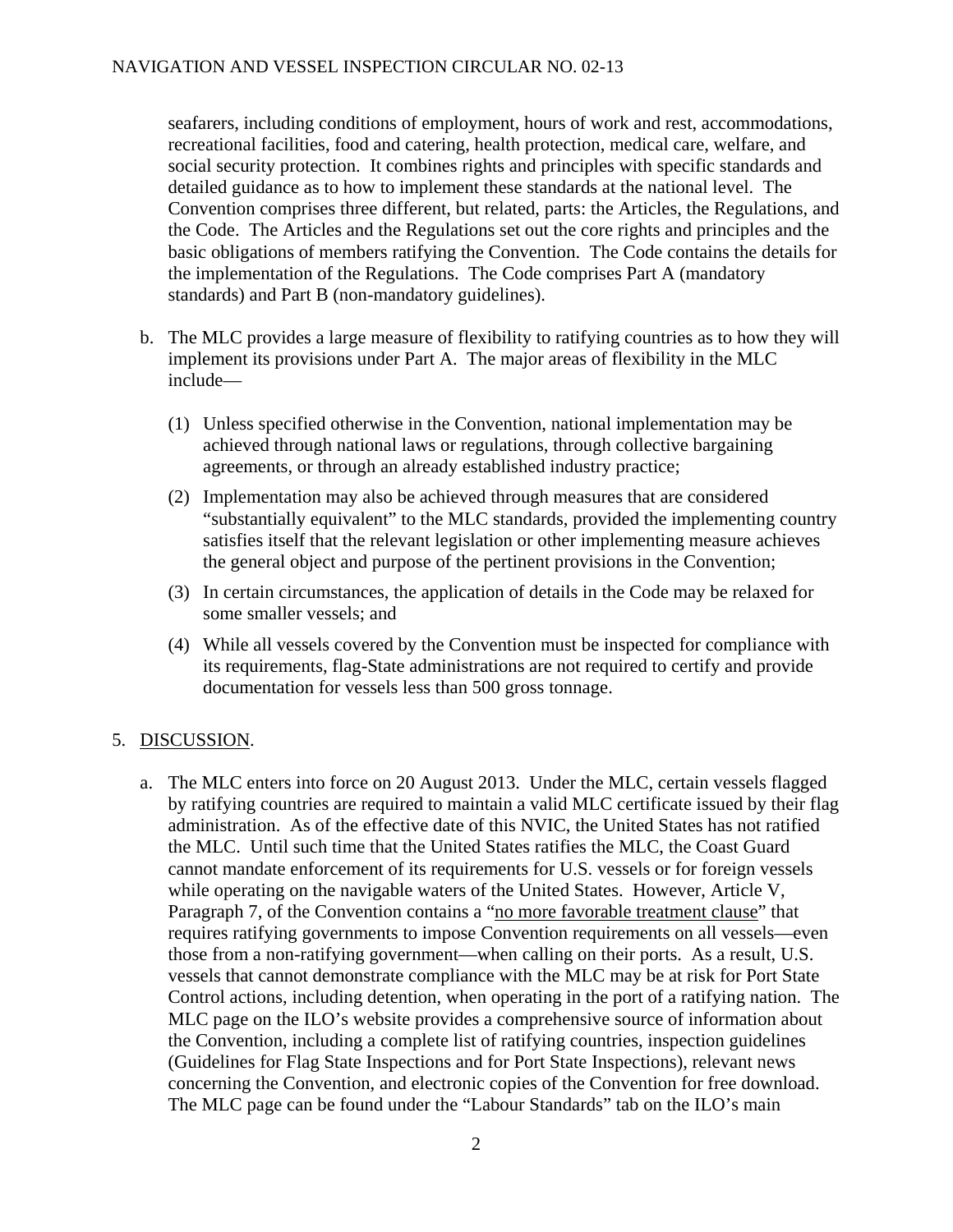seafarers, including conditions of employment, hours of work and rest, accommodations, recreational facilities, food and catering, health protection, medical care, welfare, and social security protection. It combines rights and principles with specific standards and detailed guidance as to how to implement these standards at the national level. The Convention comprises three different, but related, parts: the Articles, the Regulations, and the Code. The Articles and the Regulations set out the core rights and principles and the basic obligations of members ratifying the Convention. The Code contains the details for the implementation of the Regulations. The Code comprises Part A (mandatory standards) and Part B (non-mandatory guidelines).

b. The MLC provides a large measure of flexibility to ratifying countries as to how they will implement its provisions under Part A. The major areas of flexibility in the MLC include—

   (1) Unless specified otherwise in the Convention, national implementation may be achieved through national laws or regulations, through collective bargaining agreements, or through an already established industry practice;

   (2) Implementation may also be achieved through measures that are considered "substantially equivalent" to the MLC standards, provided the implementing country satisfies itself that the relevant legislation or other implementing measure achieves the general object and purpose of the pertinent provisions in the Convention;

   (3) In certain circumstances, the application of details in the Code may be relaxed for some smaller vessels; and

   (4) While all vessels covered by the Convention must be inspected for compliance with its requirements, flag-State administrations are not required to certify and provide documentation for vessels less than 500 gross tonnage.

5. DISCUSSION.

a. The MLC enters into force on 20 August 2013. Under the MLC, certain vessels flagged by ratifying countries are required to maintain a valid MLC certificate issued by their flag administration. As of the effective date of this NVIC, the United States has not ratified the MLC. Until such time that the United States ratifies the MLC, the Coast Guard cannot mandate enforcement of its requirements for U.S. vessels or for foreign vessels while operating on the navigable waters of the United States. However, Article V, Paragraph 7, of the Convention contains a "no more favorable treatment clause" that requires ratifying governments to impose Convention requirements on all vessels—even those from a non-ratifying government—when calling on their ports. As a result, U.S. vessels that cannot demonstrate compliance with the MLC may be at risk for Port State Control actions, including detention, when operating in the port of a ratifying nation. The MLC page on the ILO's website provides a comprehensive source of information about the Convention, including a complete list of ratifying countries, inspection guidelines (Guidelines for Flag State Inspections and for Port State Inspections), relevant news concerning the Convention, and electronic copies of the Convention for free download. The MLC page can be found under the "Labour Standards" tab on the ILO's main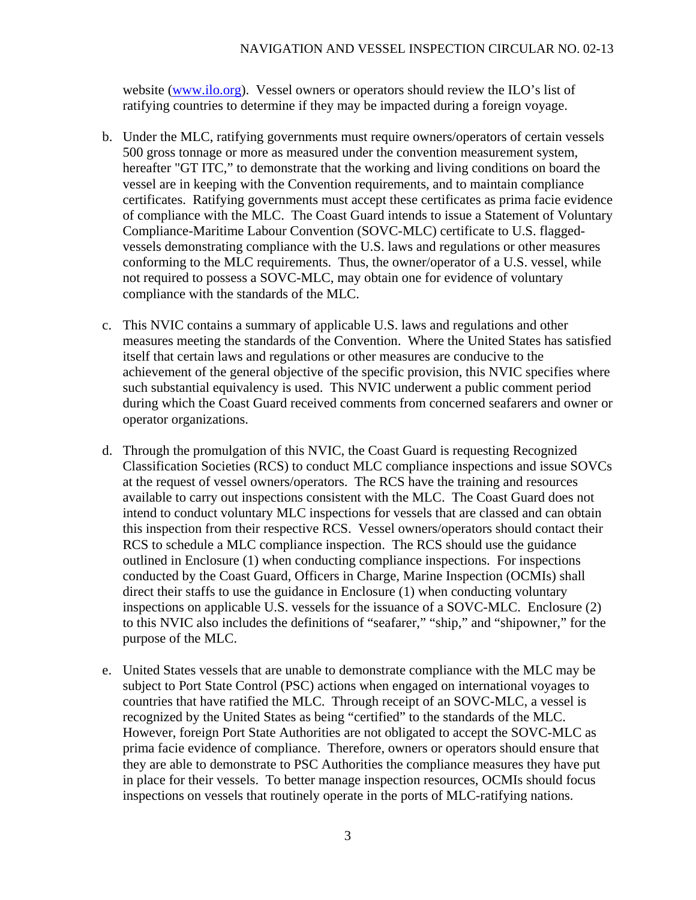website ([www.ilo.org](http://www.ilo.org)). Vessel owners or operators should review the ILO's list of ratifying countries to determine if they may be impacted during a foreign voyage.

b. Under the MLC, ratifying governments must require owners/operators of certain vessels 500 gross tonnage or more as measured under the convention measurement system, hereafter "GT ITC," to demonstrate that the working and living conditions on board the vessel are in keeping with the Convention requirements, and to maintain compliance certificates. Ratifying governments must accept these certificates as prima facie evidence of compliance with the MLC. The Coast Guard intends to issue a Statement of Voluntary Compliance-Maritime Labour Convention (SOVC-MLC) certificate to U.S. flagged-vessels demonstrating compliance with the U.S. laws and regulations or other measures conforming to the MLC requirements. Thus, the owner/operator of a U.S. vessel, while not required to possess a SOVC-MLC, may obtain one for evidence of voluntary compliance with the standards of the MLC.

c. This NVIC contains a summary of applicable U.S. laws and regulations and other measures meeting the standards of the Convention. Where the United States has satisfied itself that certain laws and regulations or other measures are conducive to the achievement of the general objective of the specific provision, this NVIC specifies where such substantial equivalency is used. This NVIC underwent a public comment period during which the Coast Guard received comments from concerned seafarers and owner or operator organizations.

d. Through the promulgation of this NVIC, the Coast Guard is requesting Recognized Classification Societies (RCS) to conduct MLC compliance inspections and issue SOVCs at the request of vessel owners/operators. The RCS have the training and resources available to carry out inspections consistent with the MLC. The Coast Guard does not intend to conduct voluntary MLC inspections for vessels that are classed and can obtain this inspection from their respective RCS. Vessel owners/operators should contact their RCS to schedule a MLC compliance inspection. The RCS should use the guidance outlined in Enclosure (1) when conducting compliance inspections. For inspections conducted by the Coast Guard, Officers in Charge, Marine Inspection (OCMIs) shall direct their staffs to use the guidance in Enclosure (1) when conducting voluntary inspections on applicable U.S. vessels for the issuance of a SOVC-MLC. Enclosure (2) to this NVIC also includes the definitions of "seafarer," "ship," and "shipowner," for the purpose of the MLC.

e. United States vessels that are unable to demonstrate compliance with the MLC may be subject to Port State Control (PSC) actions when engaged on international voyages to countries that have ratified the MLC. Through receipt of an SOVC-MLC, a vessel is recognized by the United States as being "certified" to the standards of the MLC. However, foreign Port State Authorities are not obligated to accept the SOVC-MLC as prima facie evidence of compliance. Therefore, owners or operators should ensure that they are able to demonstrate to PSC Authorities the compliance measures they have put in place for their vessels. To better manage inspection resources, OCMIs should focus inspections on vessels that routinely operate in the ports of MLC-ratifying nations.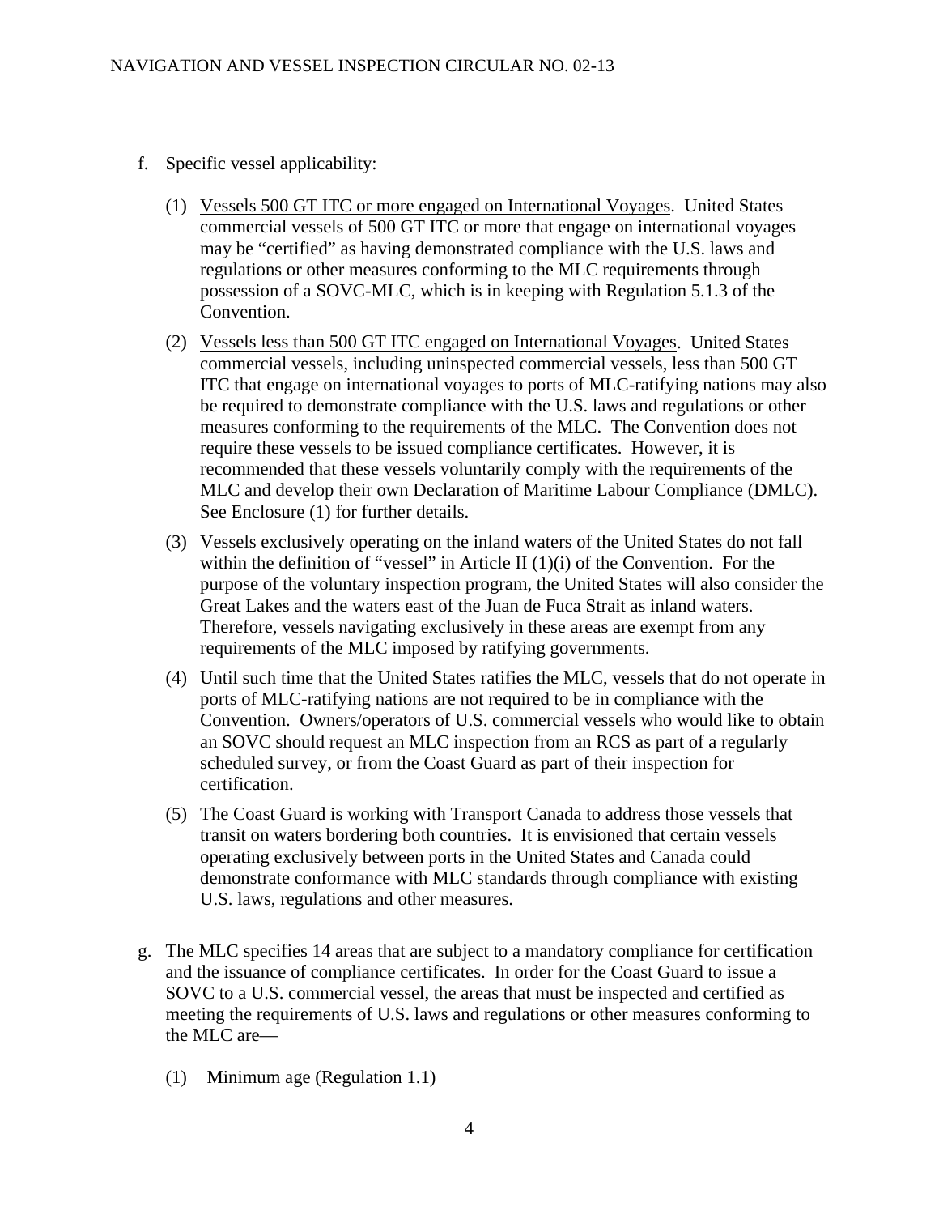f. Specific vessel applicability:

(1) <u>Vessels 500 GT ITC or more engaged on International Voyages</u>. United States commercial vessels of 500 GT ITC or more that engage on international voyages may be "certified" as having demonstrated compliance with the U.S. laws and regulations or other measures conforming to the MLC requirements through possession of a SOVC-MLC, which is in keeping with Regulation 5.1.3 of the Convention.

(2) <u>Vessels less than 500 GT ITC engaged on International Voyages</u>. United States commercial vessels, including uninspected commercial vessels, less than 500 GT ITC that engage on international voyages to ports of MLC-ratifying nations may also be required to demonstrate compliance with the U.S. laws and regulations or other measures conforming to the requirements of the MLC. The Convention does not require these vessels to be issued compliance certificates. However, it is recommended that these vessels voluntarily comply with the requirements of the MLC and develop their own Declaration of Maritime Labour Compliance (DMLC). See Enclosure (1) for further details.

(3) Vessels exclusively operating on the inland waters of the United States do not fall within the definition of "vessel" in Article II (1)(i) of the Convention. For the purpose of the voluntary inspection program, the United States will also consider the Great Lakes and the waters east of the Juan de Fuca Strait as inland waters. Therefore, vessels navigating exclusively in these areas are exempt from any requirements of the MLC imposed by ratifying governments.

(4) Until such time that the United States ratifies the MLC, vessels that do not operate in ports of MLC-ratifying nations are not required to be in compliance with the Convention. Owners/operators of U.S. commercial vessels who would like to obtain an SOVC should request an MLC inspection from an RCS as part of a regularly scheduled survey, or from the Coast Guard as part of their inspection for certification.

(5) The Coast Guard is working with Transport Canada to address those vessels that transit on waters bordering both countries. It is envisioned that certain vessels operating exclusively between ports in the United States and Canada could demonstrate conformance with MLC standards through compliance with existing U.S. laws, regulations and other measures.

g. The MLC specifies 14 areas that are subject to a mandatory compliance for certification and the issuance of compliance certificates. In order for the Coast Guard to issue a SOVC to a U.S. commercial vessel, the areas that must be inspected and certified as meeting the requirements of U.S. laws and regulations or other measures conforming to the MLC are—

(1) Minimum age (Regulation 1.1)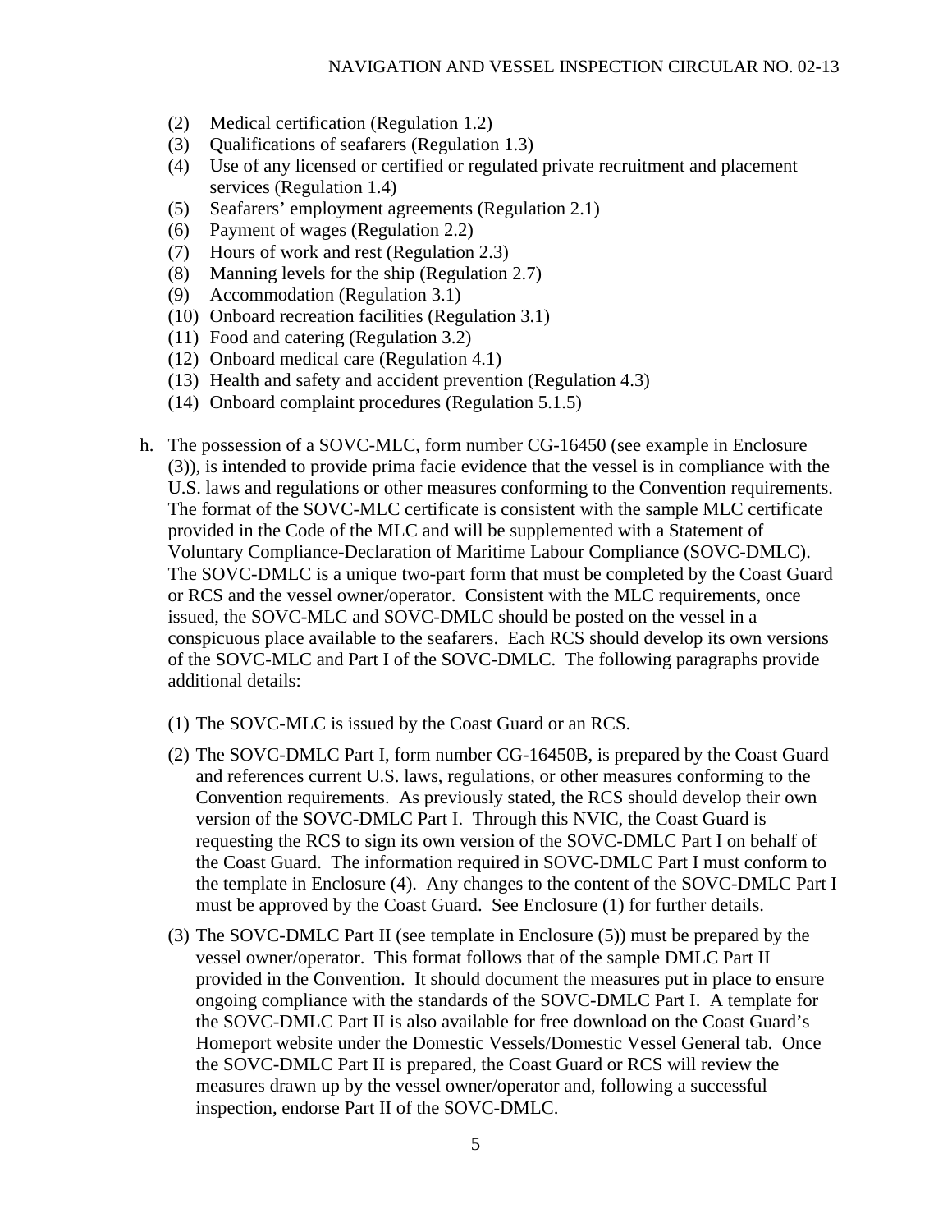(2) Medical certification (Regulation 1.2)
(3) Qualifications of seafarers (Regulation 1.3)
(4) Use of any licensed or certified or regulated private recruitment and placement services (Regulation 1.4)
(5) Seafarers' employment agreements (Regulation 2.1)
(6) Payment of wages (Regulation 2.2)
(7) Hours of work and rest (Regulation 2.3)
(8) Manning levels for the ship (Regulation 2.7)
(9) Accommodation (Regulation 3.1)
(10) Onboard recreation facilities (Regulation 3.1)
(11) Food and catering (Regulation 3.2)
(12) Onboard medical care (Regulation 4.1)
(13) Health and safety and accident prevention (Regulation 4.3)
(14) Onboard complaint procedures (Regulation 5.1.5)

h. The possession of a SOVC-MLC, form number CG-16450 (see example in Enclosure (3)), is intended to provide prima facie evidence that the vessel is in compliance with the U.S. laws and regulations or other measures conforming to the Convention requirements. The format of the SOVC-MLC certificate is consistent with the sample MLC certificate provided in the Code of the MLC and will be supplemented with a Statement of Voluntary Compliance-Declaration of Maritime Labour Compliance (SOVC-DMLC). The SOVC-DMLC is a unique two-part form that must be completed by the Coast Guard or RCS and the vessel owner/operator. Consistent with the MLC requirements, once issued, the SOVC-MLC and SOVC-DMLC should be posted on the vessel in a conspicuous place available to the seafarers. Each RCS should develop its own versions of the SOVC-MLC and Part I of the SOVC-DMLC. The following paragraphs provide additional details:

(1) The SOVC-MLC is issued by the Coast Guard or an RCS.

(2) The SOVC-DMLC Part I, form number CG-16450B, is prepared by the Coast Guard and references current U.S. laws, regulations, or other measures conforming to the Convention requirements. As previously stated, the RCS should develop their own version of the SOVC-DMLC Part I. Through this NVIC, the Coast Guard is requesting the RCS to sign its own version of the SOVC-DMLC Part I on behalf of the Coast Guard. The information required in SOVC-DMLC Part I must conform to the template in Enclosure (4). Any changes to the content of the SOVC-DMLC Part I must be approved by the Coast Guard. See Enclosure (1) for further details.

(3) The SOVC-DMLC Part II (see template in Enclosure (5)) must be prepared by the vessel owner/operator. This format follows that of the sample DMLC Part II provided in the Convention. It should document the measures put in place to ensure ongoing compliance with the standards of the SOVC-DMLC Part I. A template for the SOVC-DMLC Part II is also available for free download on the Coast Guard's Homeport website under the Domestic Vessels/Domestic Vessel General tab. Once the SOVC-DMLC Part II is prepared, the Coast Guard or RCS will review the measures drawn up by the vessel owner/operator and, following a successful inspection, endorse Part II of the SOVC-DMLC.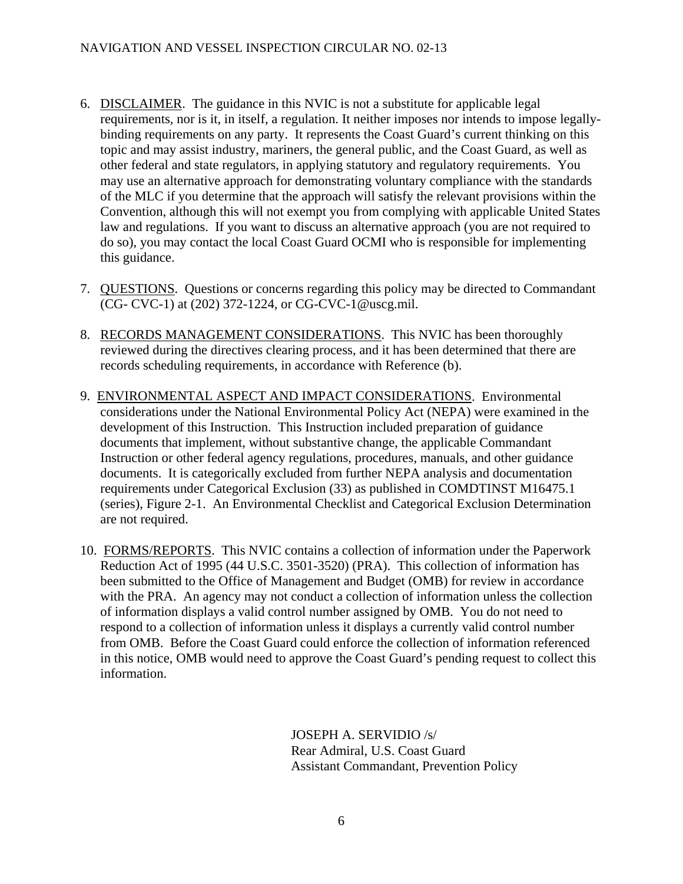6. DISCLAIMER. The guidance in this NVIC is not a substitute for applicable legal requirements, nor is it, in itself, a regulation. It neither imposes nor intends to impose legally-binding requirements on any party. It represents the Coast Guard's current thinking on this topic and may assist industry, mariners, the general public, and the Coast Guard, as well as other federal and state regulators, in applying statutory and regulatory requirements. You may use an alternative approach for demonstrating voluntary compliance with the standards of the MLC if you determine that the approach will satisfy the relevant provisions within the Convention, although this will not exempt you from complying with applicable United States law and regulations. If you want to discuss an alternative approach (you are not required to do so), you may contact the local Coast Guard OCMI who is responsible for implementing this guidance.

7. QUESTIONS. Questions or concerns regarding this policy may be directed to Commandant (CG- CVC-1) at (202) 372-1224, or CG-CVC-1@uscg.mil.

8. RECORDS MANAGEMENT CONSIDERATIONS. This NVIC has been thoroughly reviewed during the directives clearing process, and it has been determined that there are records scheduling requirements, in accordance with Reference (b).

9. ENVIRONMENTAL ASPECT AND IMPACT CONSIDERATIONS. Environmental considerations under the National Environmental Policy Act (NEPA) were examined in the development of this Instruction. This Instruction included preparation of guidance documents that implement, without substantive change, the applicable Commandant Instruction or other federal agency regulations, procedures, manuals, and other guidance documents. It is categorically excluded from further NEPA analysis and documentation requirements under Categorical Exclusion (33) as published in COMDTINST M16475.1 (series), Figure 2-1. An Environmental Checklist and Categorical Exclusion Determination are not required.

10. FORMS/REPORTS. This NVIC contains a collection of information under the Paperwork Reduction Act of 1995 (44 U.S.C. 3501-3520) (PRA). This collection of information has been submitted to the Office of Management and Budget (OMB) for review in accordance with the PRA. An agency may not conduct a collection of information unless the collection of information displays a valid control number assigned by OMB. You do not need to respond to a collection of information unless it displays a currently valid control number from OMB. Before the Coast Guard could enforce the collection of information referenced in this notice, OMB would need to approve the Coast Guard's pending request to collect this information.

JOSEPH A. SERVIDIO /s/
Rear Admiral, U.S. Coast Guard
Assistant Commandant, Prevention Policy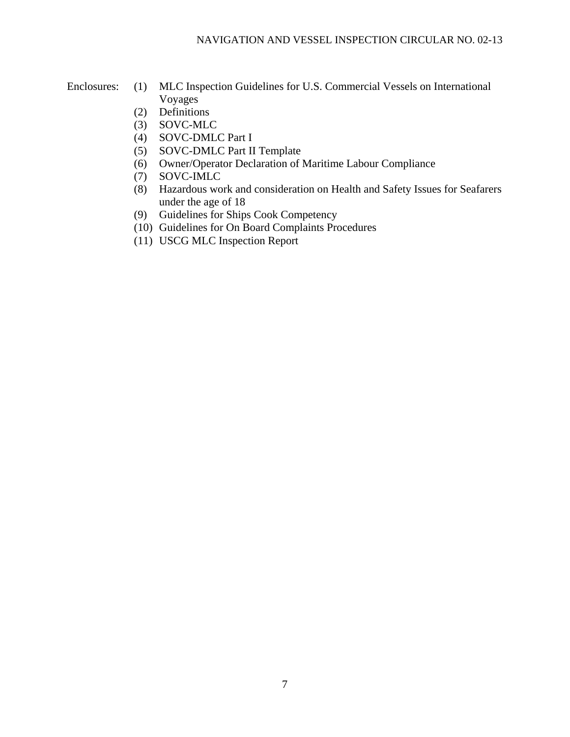Enclosures:

1. (1) MLC Inspection Guidelines for U.S. Commercial Vessels on International Voyages
2. (2) Definitions
3. (3) SOVC-MLC
4. (4) SOVC-DMLC Part I
5. (5) SOVC-DMLC Part II Template
6. (6) Owner/Operator Declaration of Maritime Labour Compliance
7. (7) SOVC-IMLC
8. (8) Hazardous work and consideration on Health and Safety Issues for Seafarers under the age of 18
9. (9) Guidelines for Ships Cook Competency
10. (10) Guidelines for On Board Complaints Procedures
11. (11) USCG MLC Inspection Report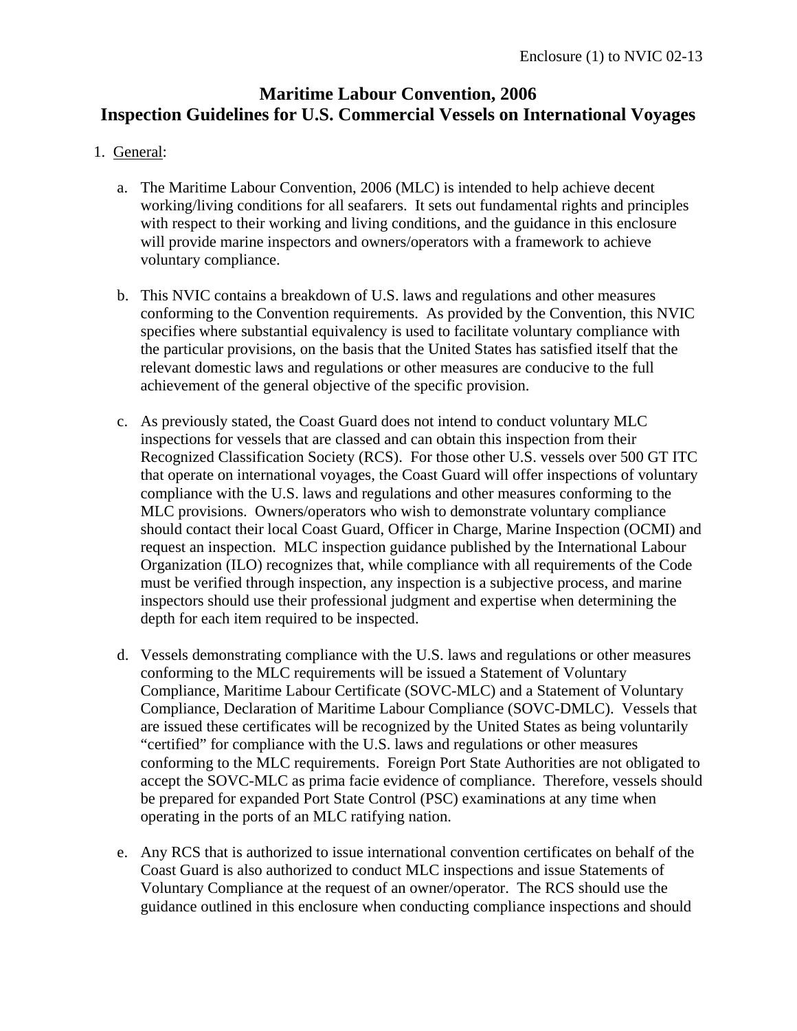# Maritime Labour Convention, 2006
# Inspection Guidelines for U.S. Commercial Vessels on International Voyages

1. General:

   a. The Maritime Labour Convention, 2006 (MLC) is intended to help achieve decent working/living conditions for all seafarers. It sets out fundamental rights and principles with respect to their working and living conditions, and the guidance in this enclosure will provide marine inspectors and owners/operators with a framework to achieve voluntary compliance.

   b. This NVIC contains a breakdown of U.S. laws and regulations and other measures conforming to the Convention requirements. As provided by the Convention, this NVIC specifies where substantial equivalency is used to facilitate voluntary compliance with the particular provisions, on the basis that the United States has satisfied itself that the relevant domestic laws and regulations or other measures are conducive to the full achievement of the general objective of the specific provision.

   c. As previously stated, the Coast Guard does not intend to conduct voluntary MLC inspections for vessels that are classed and can obtain this inspection from their Recognized Classification Society (RCS). For those other U.S. vessels over 500 GT ITC that operate on international voyages, the Coast Guard will offer inspections of voluntary compliance with the U.S. laws and regulations and other measures conforming to the MLC provisions. Owners/operators who wish to demonstrate voluntary compliance should contact their local Coast Guard, Officer in Charge, Marine Inspection (OCMI) and request an inspection. MLC inspection guidance published by the International Labour Organization (ILO) recognizes that, while compliance with all requirements of the Code must be verified through inspection, any inspection is a subjective process, and marine inspectors should use their professional judgment and expertise when determining the depth for each item required to be inspected.

   d. Vessels demonstrating compliance with the U.S. laws and regulations or other measures conforming to the MLC requirements will be issued a Statement of Voluntary Compliance, Maritime Labour Certificate (SOVC-MLC) and a Statement of Voluntary Compliance, Declaration of Maritime Labour Compliance (SOVC-DMLC). Vessels that are issued these certificates will be recognized by the United States as being voluntarily "certified" for compliance with the U.S. laws and regulations or other measures conforming to the MLC requirements. Foreign Port State Authorities are not obligated to accept the SOVC-MLC as prima facie evidence of compliance. Therefore, vessels should be prepared for expanded Port State Control (PSC) examinations at any time when operating in the ports of an MLC ratifying nation.

   e. Any RCS that is authorized to issue international convention certificates on behalf of the Coast Guard is also authorized to conduct MLC inspections and issue Statements of Voluntary Compliance at the request of an owner/operator. The RCS should use the guidance outlined in this enclosure when conducting compliance inspections and should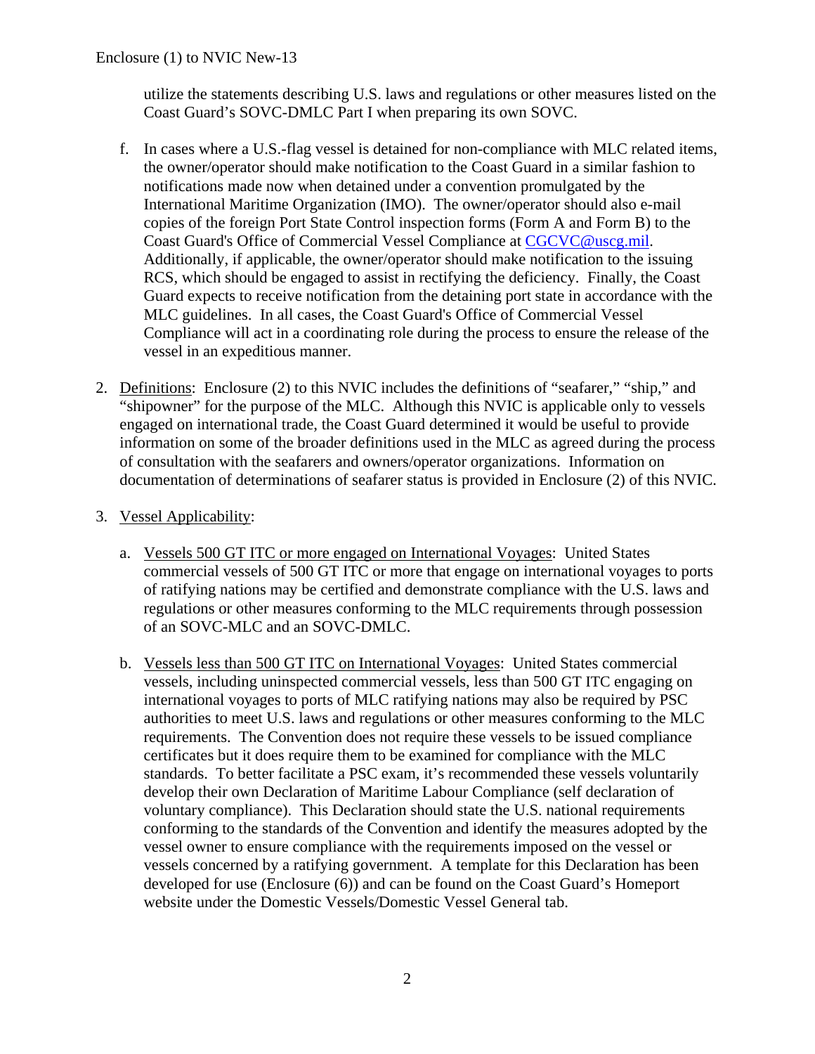utilize the statements describing U.S. laws and regulations or other measures listed on the Coast Guard's SOVC-DMLC Part I when preparing its own SOVC.

f. In cases where a U.S.-flag vessel is detained for non-compliance with MLC related items, the owner/operator should make notification to the Coast Guard in a similar fashion to notifications made now when detained under a convention promulgated by the International Maritime Organization (IMO). The owner/operator should also e-mail copies of the foreign Port State Control inspection forms (Form A and Form B) to the Coast Guard's Office of Commercial Vessel Compliance at [CGCVC@uscg.mil](mailto:CGCVC@uscg.mil). Additionally, if applicable, the owner/operator should make notification to the issuing RCS, which should be engaged to assist in rectifying the deficiency. Finally, the Coast Guard expects to receive notification from the detaining port state in accordance with the MLC guidelines. In all cases, the Coast Guard's Office of Commercial Vessel Compliance will act in a coordinating role during the process to ensure the release of the vessel in an expeditious manner.

2. Definitions: Enclosure (2) to this NVIC includes the definitions of "seafarer," "ship," and "shipowner" for the purpose of the MLC. Although this NVIC is applicable only to vessels engaged on international trade, the Coast Guard determined it would be useful to provide information on some of the broader definitions used in the MLC as agreed during the process of consultation with the seafarers and owners/operator organizations. Information on documentation of determinations of seafarer status is provided in Enclosure (2) of this NVIC.

3. Vessel Applicability:

   a. Vessels 500 GT ITC or more engaged on International Voyages: United States commercial vessels of 500 GT ITC or more that engage on international voyages to ports of ratifying nations may be certified and demonstrate compliance with the U.S. laws and regulations or other measures conforming to the MLC requirements through possession of an SOVC-MLC and an SOVC-DMLC.

   b. Vessels less than 500 GT ITC on International Voyages: United States commercial vessels, including uninspected commercial vessels, less than 500 GT ITC engaging on international voyages to ports of MLC ratifying nations may also be required by PSC authorities to meet U.S. laws and regulations or other measures conforming to the MLC requirements. The Convention does not require these vessels to be issued compliance certificates but it does require them to be examined for compliance with the MLC standards. To better facilitate a PSC exam, it's recommended these vessels voluntarily develop their own Declaration of Maritime Labour Compliance (self declaration of voluntary compliance). This Declaration should state the U.S. national requirements conforming to the standards of the Convention and identify the measures adopted by the vessel owner to ensure compliance with the requirements imposed on the vessel or vessels concerned by a ratifying government. A template for this Declaration has been developed for use (Enclosure (6)) and can be found on the Coast Guard's Homeport website under the Domestic Vessels/Domestic Vessel General tab.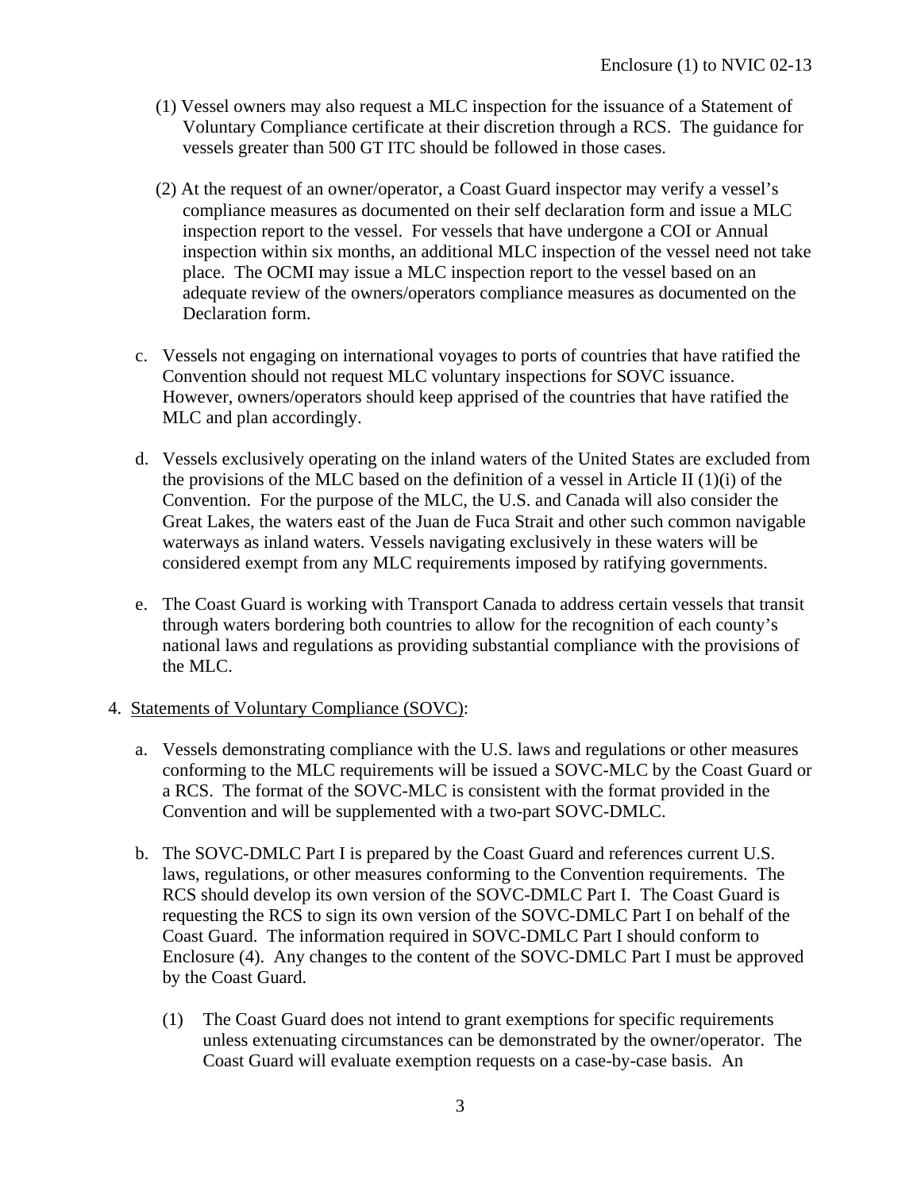(1) Vessel owners may also request a MLC inspection for the issuance of a Statement of Voluntary Compliance certificate at their discretion through a RCS. The guidance for vessels greater than 500 GT ITC should be followed in those cases.

(2) At the request of an owner/operator, a Coast Guard inspector may verify a vessel's compliance measures as documented on their self declaration form and issue a MLC inspection report to the vessel. For vessels that have undergone a COI or Annual inspection within six months, an additional MLC inspection of the vessel need not take place. The OCMI may issue a MLC inspection report to the vessel based on an adequate review of the owners/operators compliance measures as documented on the Declaration form.

c. Vessels not engaging on international voyages to ports of countries that have ratified the Convention should not request MLC voluntary inspections for SOVC issuance. However, owners/operators should keep apprised of the countries that have ratified the MLC and plan accordingly.

d. Vessels exclusively operating on the inland waters of the United States are excluded from the provisions of the MLC based on the definition of a vessel in Article II (1)(i) of the Convention. For the purpose of the MLC, the U.S. and Canada will also consider the Great Lakes, the waters east of the Juan de Fuca Strait and other such common navigable waterways as inland waters. Vessels navigating exclusively in these waters will be considered exempt from any MLC requirements imposed by ratifying governments.

e. The Coast Guard is working with Transport Canada to address certain vessels that transit through waters bordering both countries to allow for the recognition of each county's national laws and regulations as providing substantial compliance with the provisions of the MLC.

4. Statements of Voluntary Compliance (SOVC):

a. Vessels demonstrating compliance with the U.S. laws and regulations or other measures conforming to the MLC requirements will be issued a SOVC-MLC by the Coast Guard or a RCS. The format of the SOVC-MLC is consistent with the format provided in the Convention and will be supplemented with a two-part SOVC-DMLC.

b. The SOVC-DMLC Part I is prepared by the Coast Guard and references current U.S. laws, regulations, or other measures conforming to the Convention requirements. The RCS should develop its own version of the SOVC-DMLC Part I. The Coast Guard is requesting the RCS to sign its own version of the SOVC-DMLC Part I on behalf of the Coast Guard. The information required in SOVC-DMLC Part I should conform to Enclosure (4). Any changes to the content of the SOVC-DMLC Part I must be approved by the Coast Guard.

(1) The Coast Guard does not intend to grant exemptions for specific requirements unless extenuating circumstances can be demonstrated by the owner/operator. The Coast Guard will evaluate exemption requests on a case-by-case basis. An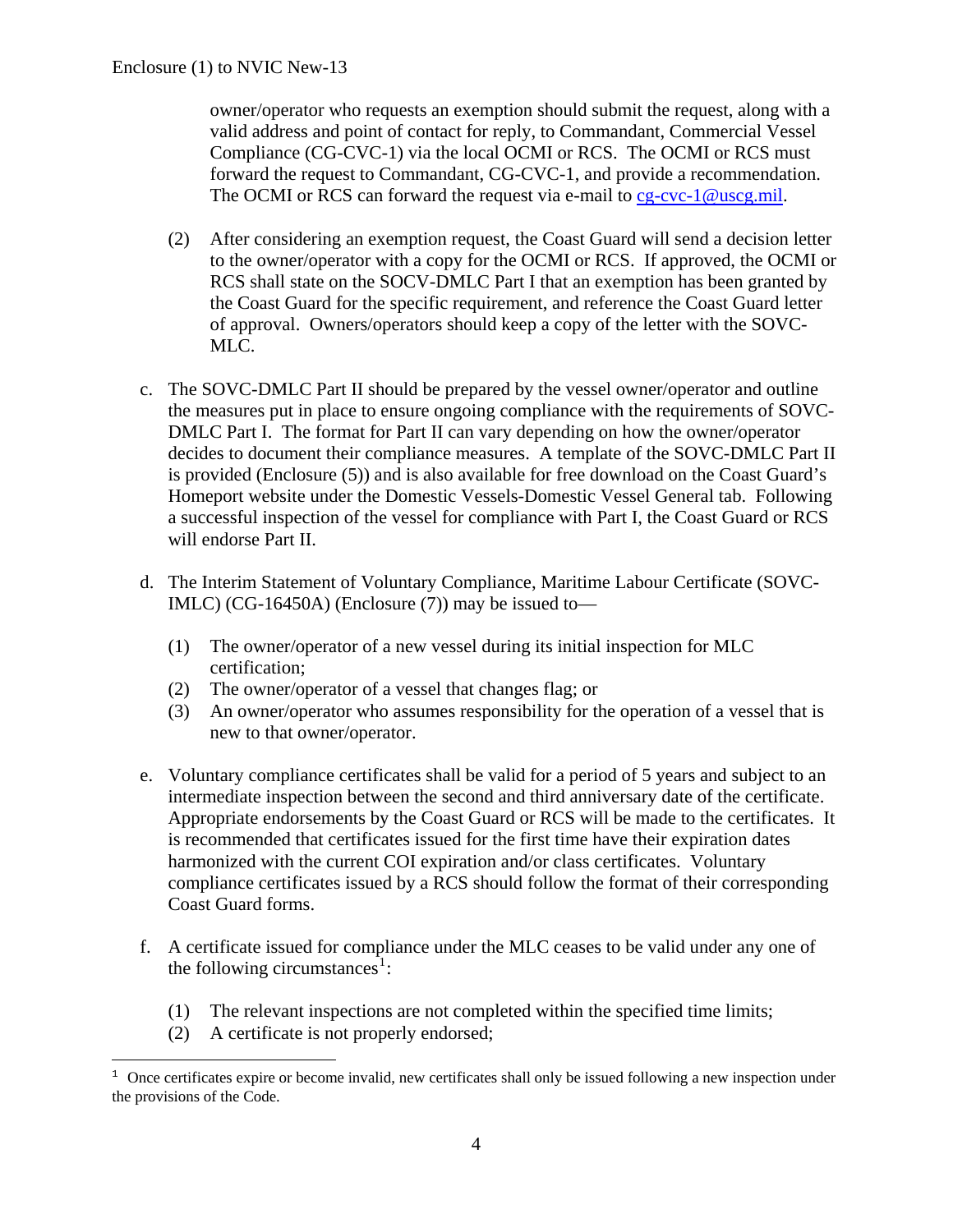owner/operator who requests an exemption should submit the request, along with a valid address and point of contact for reply, to Commandant, Commercial Vessel Compliance (CG-CVC-1) via the local OCMI or RCS. The OCMI or RCS must forward the request to Commandant, CG-CVC-1, and provide a recommendation. The OCMI or RCS can forward the request via e-mail to cg-cvc-1@uscg.mil.

(2) After considering an exemption request, the Coast Guard will send a decision letter to the owner/operator with a copy for the OCMI or RCS. If approved, the OCMI or RCS shall state on the SOCV-DMLC Part I that an exemption has been granted by the Coast Guard for the specific requirement, and reference the Coast Guard letter of approval. Owners/operators should keep a copy of the letter with the SOVC-MLC.

c. The SOVC-DMLC Part II should be prepared by the vessel owner/operator and outline the measures put in place to ensure ongoing compliance with the requirements of SOVC-DMLC Part I. The format for Part II can vary depending on how the owner/operator decides to document their compliance measures. A template of the SOVC-DMLC Part II is provided (Enclosure (5)) and is also available for free download on the Coast Guard's Homeport website under the Domestic Vessels-Domestic Vessel General tab. Following a successful inspection of the vessel for compliance with Part I, the Coast Guard or RCS will endorse Part II.

d. The Interim Statement of Voluntary Compliance, Maritime Labour Certificate (SOVC-IMLC) (CG-16450A) (Enclosure (7)) may be issued to—

(1) The owner/operator of a new vessel during its initial inspection for MLC certification;
(2) The owner/operator of a vessel that changes flag; or
(3) An owner/operator who assumes responsibility for the operation of a vessel that is new to that owner/operator.

e. Voluntary compliance certificates shall be valid for a period of 5 years and subject to an intermediate inspection between the second and third anniversary date of the certificate. Appropriate endorsements by the Coast Guard or RCS will be made to the certificates. It is recommended that certificates issued for the first time have their expiration dates harmonized with the current COI expiration and/or class certificates. Voluntary compliance certificates issued by a RCS should follow the format of their corresponding Coast Guard forms.

f. A certificate issued for compliance under the MLC ceases to be valid under any one of the following circumstances[1]:

(1) The relevant inspections are not completed within the specified time limits;
(2) A certificate is not properly endorsed;

[1] Once certificates expire or become invalid, new certificates shall only be issued following a new inspection under the provisions of the Code.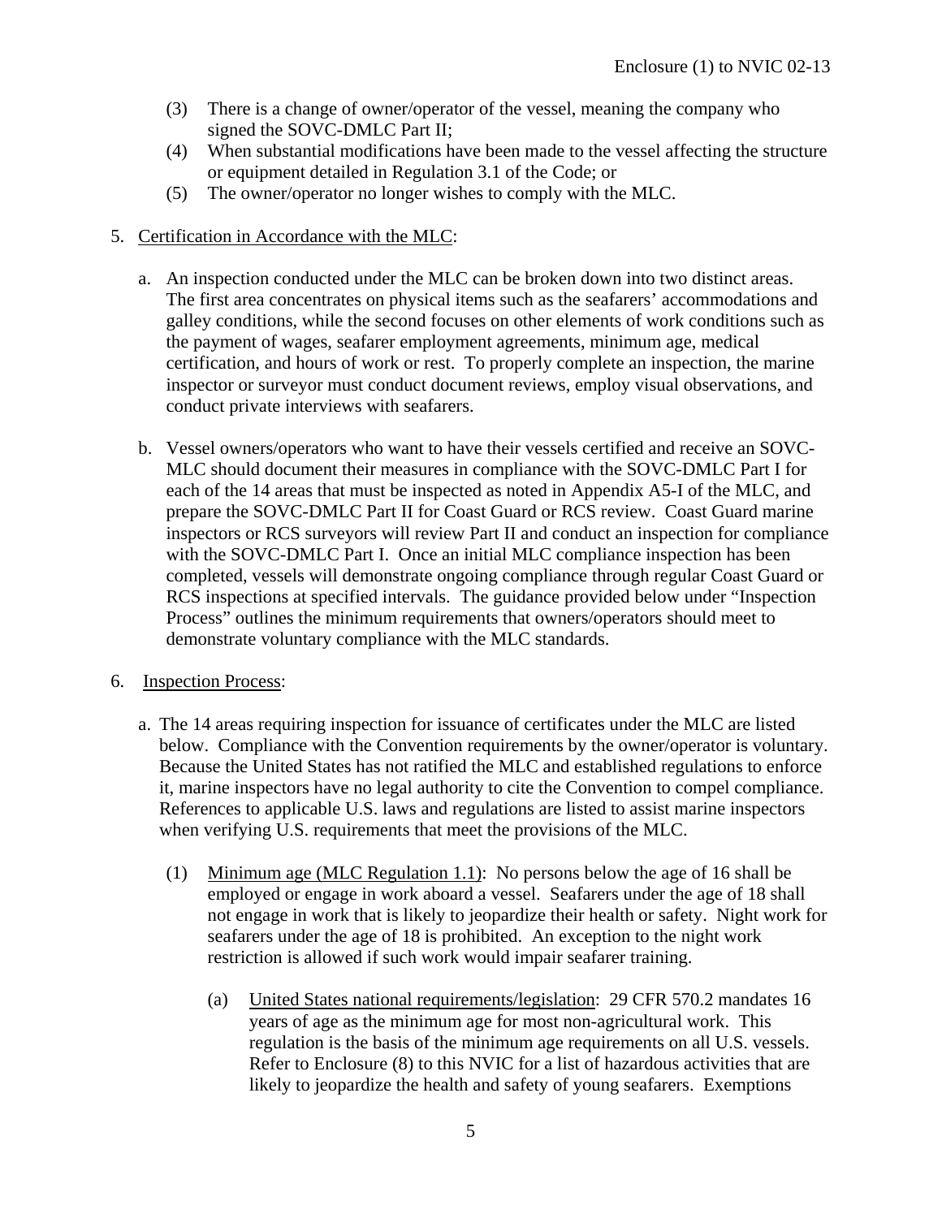(3) There is a change of owner/operator of the vessel, meaning the company who signed the SOVC-DMLC Part II;

(4) When substantial modifications have been made to the vessel affecting the structure or equipment detailed in Regulation 3.1 of the Code; or

(5) The owner/operator no longer wishes to comply with the MLC.

5. Certification in Accordance with the MLC:

a. An inspection conducted under the MLC can be broken down into two distinct areas. The first area concentrates on physical items such as the seafarers' accommodations and galley conditions, while the second focuses on other elements of work conditions such as the payment of wages, seafarer employment agreements, minimum age, medical certification, and hours of work or rest. To properly complete an inspection, the marine inspector or surveyor must conduct document reviews, employ visual observations, and conduct private interviews with seafarers.

b. Vessel owners/operators who want to have their vessels certified and receive an SOVC-MLC should document their measures in compliance with the SOVC-DMLC Part I for each of the 14 areas that must be inspected as noted in Appendix A5-I of the MLC, and prepare the SOVC-DMLC Part II for Coast Guard or RCS review. Coast Guard marine inspectors or RCS surveyors will review Part II and conduct an inspection for compliance with the SOVC-DMLC Part I. Once an initial MLC compliance inspection has been completed, vessels will demonstrate ongoing compliance through regular Coast Guard or RCS inspections at specified intervals. The guidance provided below under "Inspection Process" outlines the minimum requirements that owners/operators should meet to demonstrate voluntary compliance with the MLC standards.

6. Inspection Process:

a. The 14 areas requiring inspection for issuance of certificates under the MLC are listed below. Compliance with the Convention requirements by the owner/operator is voluntary. Because the United States has not ratified the MLC and established regulations to enforce it, marine inspectors have no legal authority to cite the Convention to compel compliance. References to applicable U.S. laws and regulations are listed to assist marine inspectors when verifying U.S. requirements that meet the provisions of the MLC.

(1) Minimum age (MLC Regulation 1.1): No persons below the age of 16 shall be employed or engage in work aboard a vessel. Seafarers under the age of 18 shall not engage in work that is likely to jeopardize their health or safety. Night work for seafarers under the age of 18 is prohibited. An exception to the night work restriction is allowed if such work would impair seafarer training.

(a) United States national requirements/legislation: 29 CFR 570.2 mandates 16 years of age as the minimum age for most non-agricultural work. This regulation is the basis of the minimum age requirements on all U.S. vessels. Refer to Enclosure (8) to this NVIC for a list of hazardous activities that are likely to jeopardize the health and safety of young seafarers. Exemptions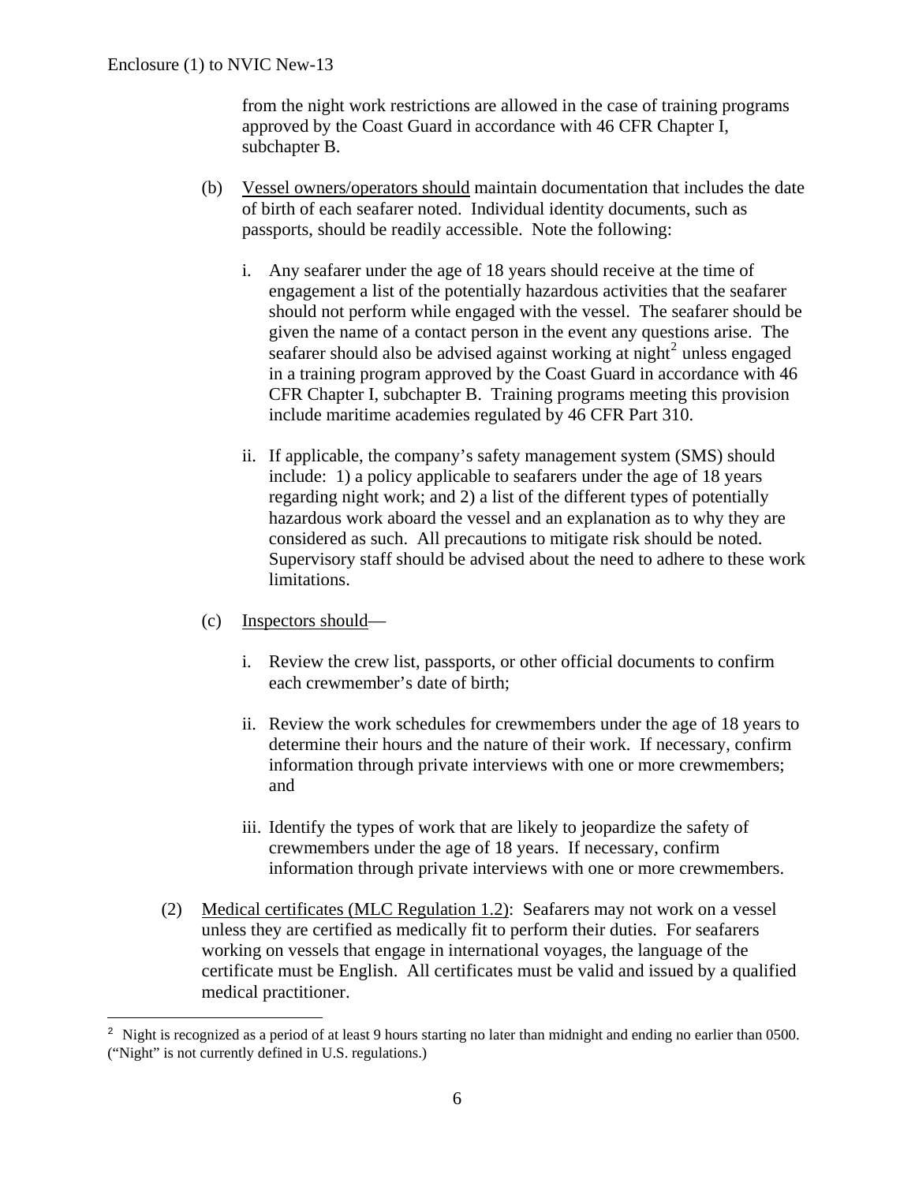from the night work restrictions are allowed in the case of training programs approved by the Coast Guard in accordance with 46 CFR Chapter I, subchapter B.

(b) Vessel owners/operators should maintain documentation that includes the date of birth of each seafarer noted. Individual identity documents, such as passports, should be readily accessible. Note the following:

i. Any seafarer under the age of 18 years should receive at the time of engagement a list of the potentially hazardous activities that the seafarer should not perform while engaged with the vessel. The seafarer should be given the name of a contact person in the event any questions arise. The seafarer should also be advised against working at night[2] unless engaged in a training program approved by the Coast Guard in accordance with 46 CFR Chapter I, subchapter B. Training programs meeting this provision include maritime academies regulated by 46 CFR Part 310.

ii. If applicable, the company's safety management system (SMS) should include: 1) a policy applicable to seafarers under the age of 18 years regarding night work; and 2) a list of the different types of potentially hazardous work aboard the vessel and an explanation as to why they are considered as such. All precautions to mitigate risk should be noted. Supervisory staff should be advised about the need to adhere to these work limitations.

(c) Inspectors should—

i. Review the crew list, passports, or other official documents to confirm each crewmember's date of birth;

ii. Review the work schedules for crewmembers under the age of 18 years to determine their hours and the nature of their work. If necessary, confirm information through private interviews with one or more crewmembers; and

iii. Identify the types of work that are likely to jeopardize the safety of crewmembers under the age of 18 years. If necessary, confirm information through private interviews with one or more crewmembers.

(2) Medical certificates (MLC Regulation 1.2): Seafarers may not work on a vessel unless they are certified as medically fit to perform their duties. For seafarers working on vessels that engage in international voyages, the language of the certificate must be English. All certificates must be valid and issued by a qualified medical practitioner.

---

[2] Night is recognized as a period of at least 9 hours starting no later than midnight and ending no earlier than 0500. ("Night" is not currently defined in U.S. regulations.)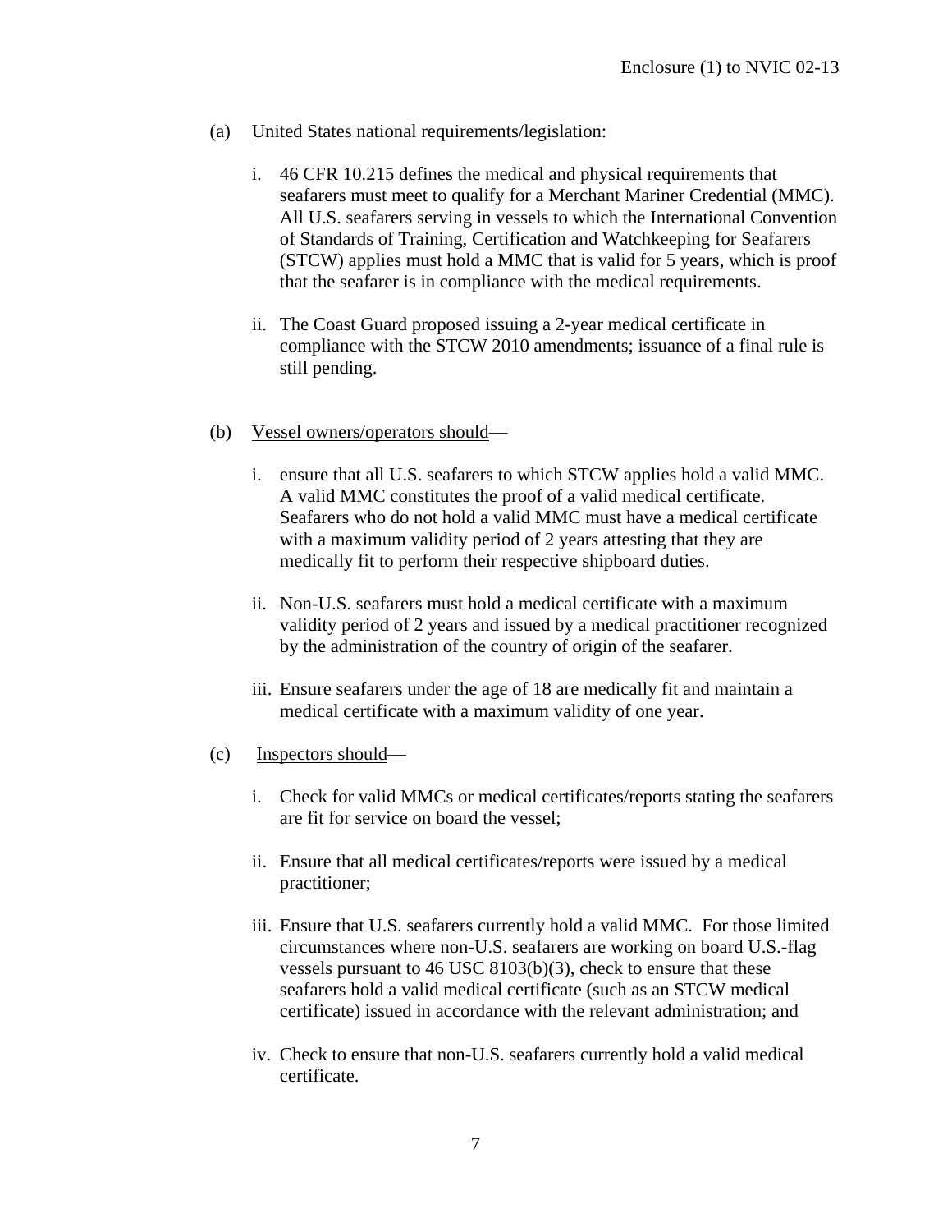(a) United States national requirements/legislation:

   i. 46 CFR 10.215 defines the medical and physical requirements that seafarers must meet to qualify for a Merchant Mariner Credential (MMC). All U.S. seafarers serving in vessels to which the International Convention of Standards of Training, Certification and Watchkeeping for Seafarers (STCW) applies must hold a MMC that is valid for 5 years, which is proof that the seafarer is in compliance with the medical requirements.

   ii. The Coast Guard proposed issuing a 2-year medical certificate in compliance with the STCW 2010 amendments; issuance of a final rule is still pending.

(b) Vessel owners/operators should—

   i. ensure that all U.S. seafarers to which STCW applies hold a valid MMC. A valid MMC constitutes the proof of a valid medical certificate. Seafarers who do not hold a valid MMC must have a medical certificate with a maximum validity period of 2 years attesting that they are medically fit to perform their respective shipboard duties.

   ii. Non-U.S. seafarers must hold a medical certificate with a maximum validity period of 2 years and issued by a medical practitioner recognized by the administration of the country of origin of the seafarer.

   iii. Ensure seafarers under the age of 18 are medically fit and maintain a medical certificate with a maximum validity of one year.

(c) Inspectors should—

   i. Check for valid MMCs or medical certificates/reports stating the seafarers are fit for service on board the vessel;

   ii. Ensure that all medical certificates/reports were issued by a medical practitioner;

   iii. Ensure that U.S. seafarers currently hold a valid MMC. For those limited circumstances where non-U.S. seafarers are working on board U.S.-flag vessels pursuant to 46 USC 8103(b)(3), check to ensure that these seafarers hold a valid medical certificate (such as an STCW medical certificate) issued in accordance with the relevant administration; and

   iv. Check to ensure that non-U.S. seafarers currently hold a valid medical certificate.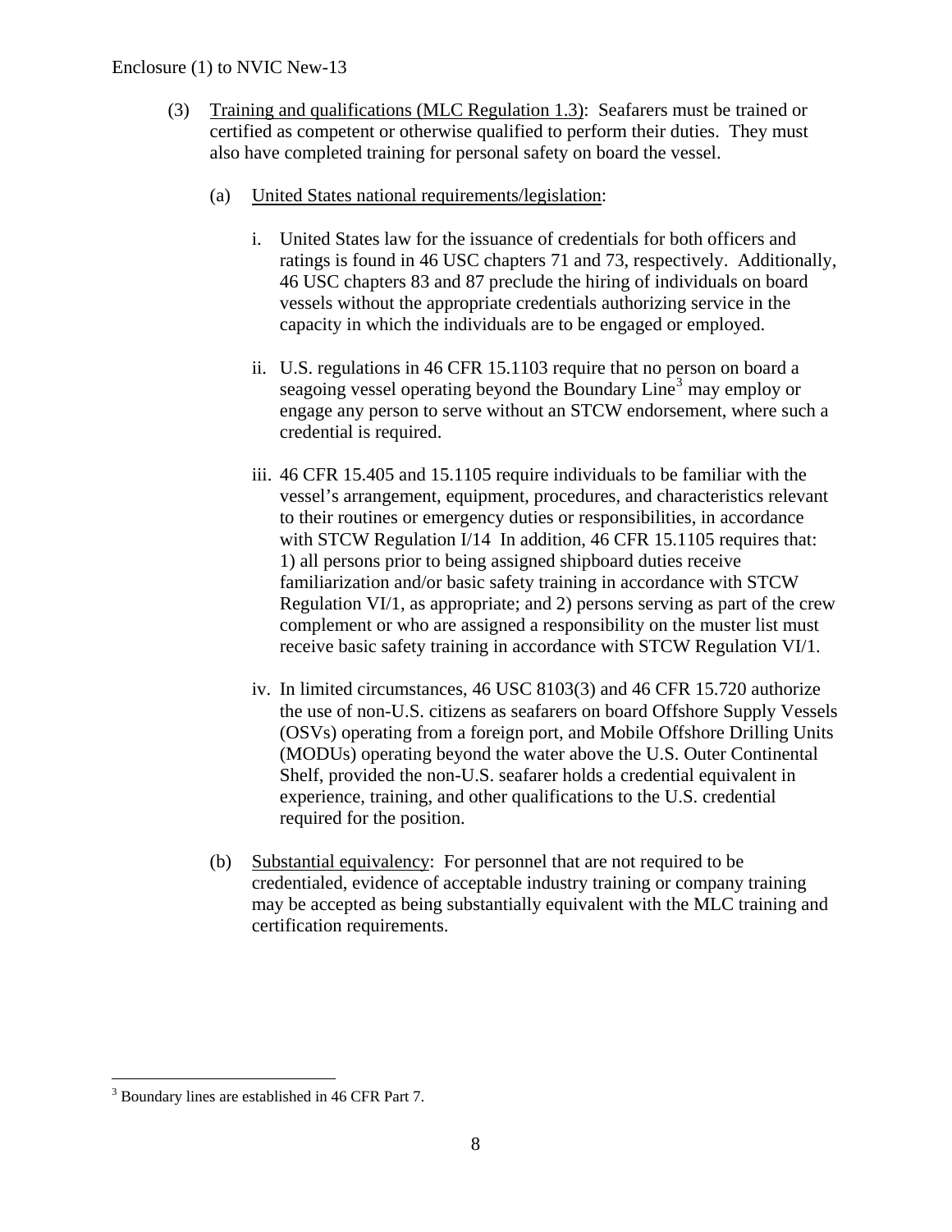(3) Training and qualifications (MLC Regulation 1.3): Seafarers must be trained or certified as competent or otherwise qualified to perform their duties. They must also have completed training for personal safety on board the vessel.

(a) United States national requirements/legislation:

i. United States law for the issuance of credentials for both officers and ratings is found in 46 USC chapters 71 and 73, respectively. Additionally, 46 USC chapters 83 and 87 preclude the hiring of individuals on board vessels without the appropriate credentials authorizing service in the capacity in which the individuals are to be engaged or employed.

ii. U.S. regulations in 46 CFR 15.1103 require that no person on board a seagoing vessel operating beyond the Boundary Line[3] may employ or engage any person to serve without an STCW endorsement, where such a credential is required.

iii. 46 CFR 15.405 and 15.1105 require individuals to be familiar with the vessel's arrangement, equipment, procedures, and characteristics relevant to their routines or emergency duties or responsibilities, in accordance with STCW Regulation I/14 In addition, 46 CFR 15.1105 requires that: 1) all persons prior to being assigned shipboard duties receive familiarization and/or basic safety training in accordance with STCW Regulation VI/1, as appropriate; and 2) persons serving as part of the crew complement or who are assigned a responsibility on the muster list must receive basic safety training in accordance with STCW Regulation VI/1.

iv. In limited circumstances, 46 USC 8103(3) and 46 CFR 15.720 authorize the use of non-U.S. citizens as seafarers on board Offshore Supply Vessels (OSVs) operating from a foreign port, and Mobile Offshore Drilling Units (MODUs) operating beyond the water above the U.S. Outer Continental Shelf, provided the non-U.S. seafarer holds a credential equivalent in experience, training, and other qualifications to the U.S. credential required for the position.

(b) Substantial equivalency: For personnel that are not required to be credentialed, evidence of acceptable industry training or company training may be accepted as being substantially equivalent with the MLC training and certification requirements.

[3] Boundary lines are established in 46 CFR Part 7.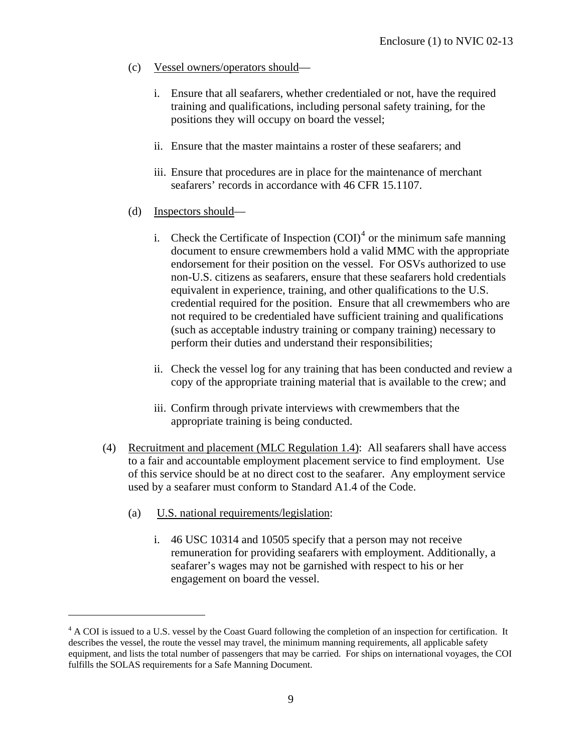(c) Vessel owners/operators should—

i. Ensure that all seafarers, whether credentialed or not, have the required training and qualifications, including personal safety training, for the positions they will occupy on board the vessel;

ii. Ensure that the master maintains a roster of these seafarers; and

iii. Ensure that procedures are in place for the maintenance of merchant seafarers' records in accordance with 46 CFR 15.1107.

(d) Inspectors should—

i. Check the Certificate of Inspection (COI)[4] or the minimum safe manning document to ensure crewmembers hold a valid MMC with the appropriate endorsement for their position on the vessel. For OSVs authorized to use non-U.S. citizens as seafarers, ensure that these seafarers hold credentials equivalent in experience, training, and other qualifications to the U.S. credential required for the position. Ensure that all crewmembers who are not required to be credentialed have sufficient training and qualifications (such as acceptable industry training or company training) necessary to perform their duties and understand their responsibilities;

ii. Check the vessel log for any training that has been conducted and review a copy of the appropriate training material that is available to the crew; and

iii. Confirm through private interviews with crewmembers that the appropriate training is being conducted.

(4) Recruitment and placement (MLC Regulation 1.4): All seafarers shall have access to a fair and accountable employment placement service to find employment. Use of this service should be at no direct cost to the seafarer. Any employment service used by a seafarer must conform to Standard A1.4 of the Code.

(a) U.S. national requirements/legislation:

i. 46 USC 10314 and 10505 specify that a person may not receive remuneration for providing seafarers with employment. Additionally, a seafarer's wages may not be garnished with respect to his or her engagement on board the vessel.

---

[4] A COI is issued to a U.S. vessel by the Coast Guard following the completion of an inspection for certification. It describes the vessel, the route the vessel may travel, the minimum manning requirements, all applicable safety equipment, and lists the total number of passengers that may be carried. For ships on international voyages, the COI fulfills the SOLAS requirements for a Safe Manning Document.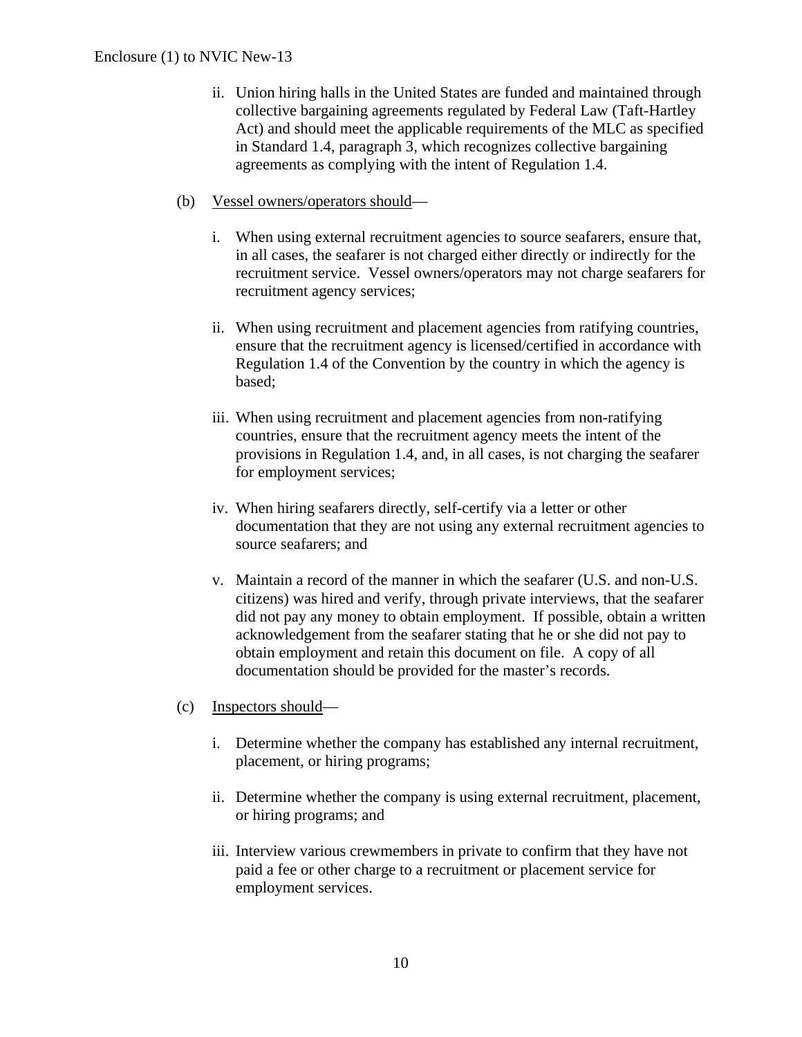ii. Union hiring halls in the United States are funded and maintained through collective bargaining agreements regulated by Federal Law (Taft-Hartley Act) and should meet the applicable requirements of the MLC as specified in Standard 1.4, paragraph 3, which recognizes collective bargaining agreements as complying with the intent of Regulation 1.4.

(b) <u>Vessel owners/operators should</u>—

i. When using external recruitment agencies to source seafarers, ensure that, in all cases, the seafarer is not charged either directly or indirectly for the recruitment service. Vessel owners/operators may not charge seafarers for recruitment agency services;

ii. When using recruitment and placement agencies from ratifying countries, ensure that the recruitment agency is licensed/certified in accordance with Regulation 1.4 of the Convention by the country in which the agency is based;

iii. When using recruitment and placement agencies from non-ratifying countries, ensure that the recruitment agency meets the intent of the provisions in Regulation 1.4, and, in all cases, is not charging the seafarer for employment services;

iv. When hiring seafarers directly, self-certify via a letter or other documentation that they are not using any external recruitment agencies to source seafarers; and

v. Maintain a record of the manner in which the seafarer (U.S. and non-U.S. citizens) was hired and verify, through private interviews, that the seafarer did not pay any money to obtain employment. If possible, obtain a written acknowledgement from the seafarer stating that he or she did not pay to obtain employment and retain this document on file. A copy of all documentation should be provided for the master's records.

(c) <u>Inspectors should</u>—

i. Determine whether the company has established any internal recruitment, placement, or hiring programs;

ii. Determine whether the company is using external recruitment, placement, or hiring programs; and

iii. Interview various crewmembers in private to confirm that they have not paid a fee or other charge to a recruitment or placement service for employment services.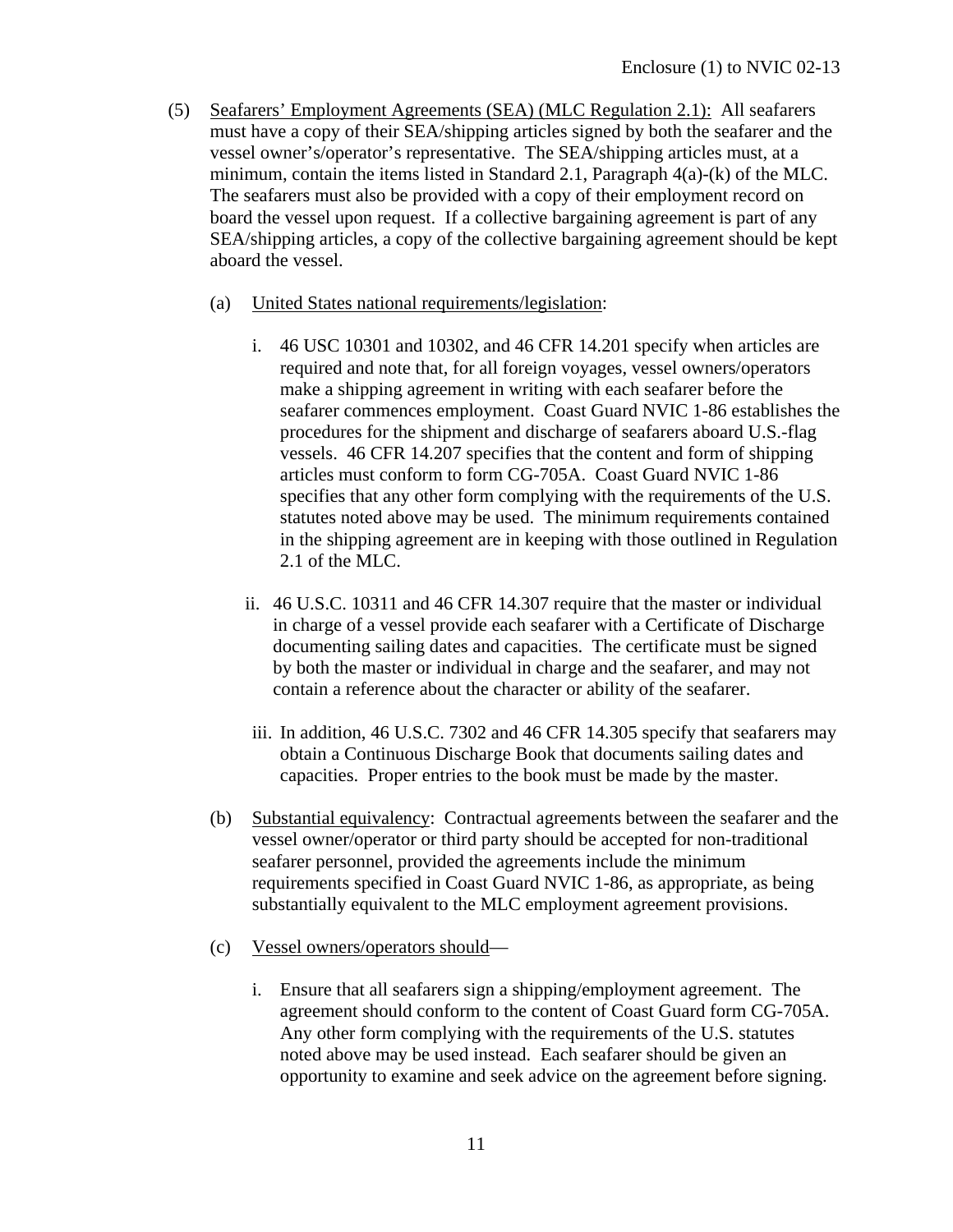(5) Seafarers' Employment Agreements (SEA) (MLC Regulation 2.1): All seafarers must have a copy of their SEA/shipping articles signed by both the seafarer and the vessel owner's/operator's representative. The SEA/shipping articles must, at a minimum, contain the items listed in Standard 2.1, Paragraph 4(a)-(k) of the MLC. The seafarers must also be provided with a copy of their employment record on board the vessel upon request. If a collective bargaining agreement is part of any SEA/shipping articles, a copy of the collective bargaining agreement should be kept aboard the vessel.

(a) United States national requirements/legislation:

i. 46 USC 10301 and 10302, and 46 CFR 14.201 specify when articles are required and note that, for all foreign voyages, vessel owners/operators make a shipping agreement in writing with each seafarer before the seafarer commences employment. Coast Guard NVIC 1-86 establishes the procedures for the shipment and discharge of seafarers aboard U.S.-flag vessels. 46 CFR 14.207 specifies that the content and form of shipping articles must conform to form CG-705A. Coast Guard NVIC 1-86 specifies that any other form complying with the requirements of the U.S. statutes noted above may be used. The minimum requirements contained in the shipping agreement are in keeping with those outlined in Regulation 2.1 of the MLC.

ii. 46 U.S.C. 10311 and 46 CFR 14.307 require that the master or individual in charge of a vessel provide each seafarer with a Certificate of Discharge documenting sailing dates and capacities. The certificate must be signed by both the master or individual in charge and the seafarer, and may not contain a reference about the character or ability of the seafarer.

iii. In addition, 46 U.S.C. 7302 and 46 CFR 14.305 specify that seafarers may obtain a Continuous Discharge Book that documents sailing dates and capacities. Proper entries to the book must be made by the master.

(b) Substantial equivalency: Contractual agreements between the seafarer and the vessel owner/operator or third party should be accepted for non-traditional seafarer personnel, provided the agreements include the minimum requirements specified in Coast Guard NVIC 1-86, as appropriate, as being substantially equivalent to the MLC employment agreement provisions.

(c) Vessel owners/operators should—

i. Ensure that all seafarers sign a shipping/employment agreement. The agreement should conform to the content of Coast Guard form CG-705A. Any other form complying with the requirements of the U.S. statutes noted above may be used instead. Each seafarer should be given an opportunity to examine and seek advice on the agreement before signing.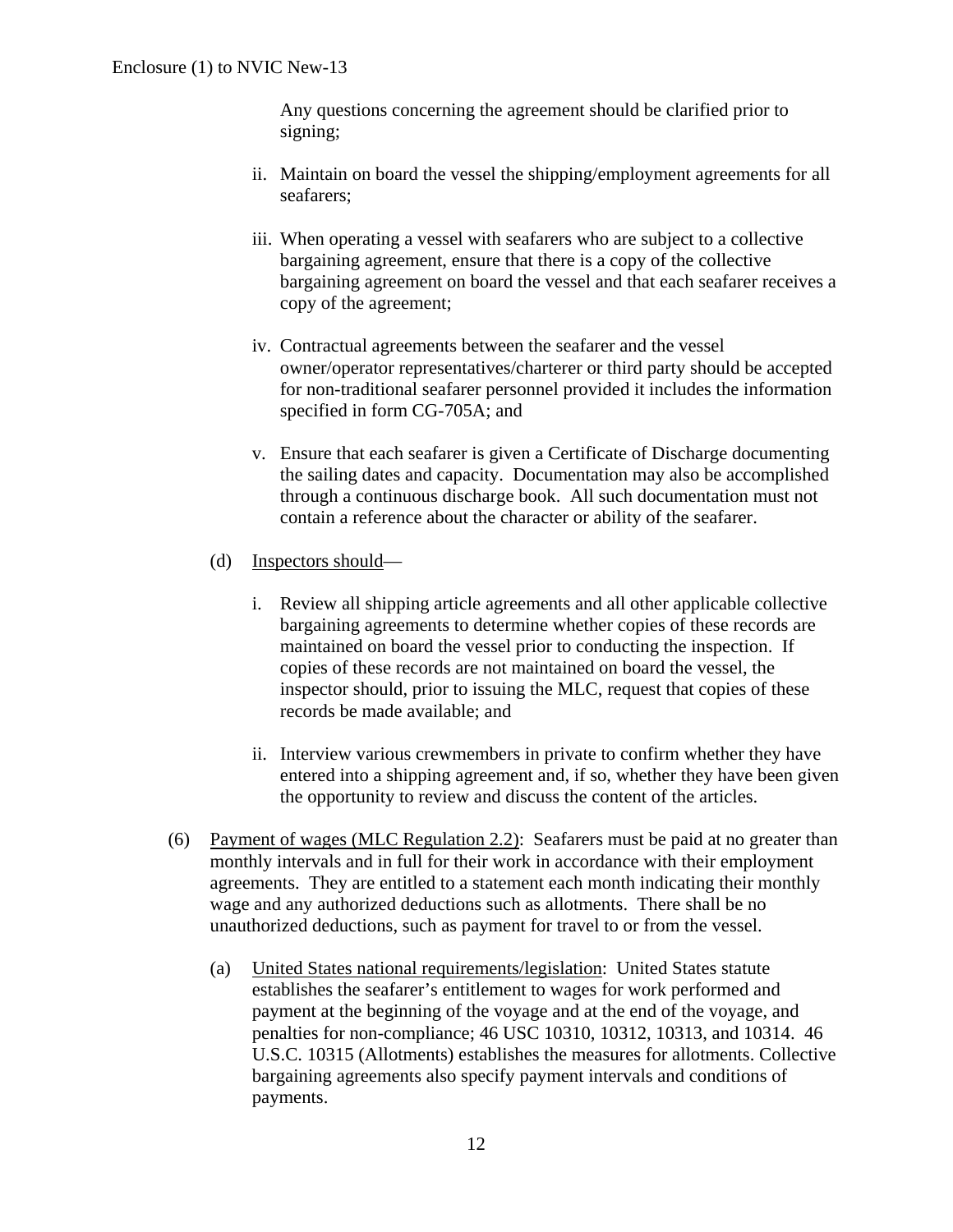Any questions concerning the agreement should be clarified prior to signing;

ii. Maintain on board the vessel the shipping/employment agreements for all seafarers;

iii. When operating a vessel with seafarers who are subject to a collective bargaining agreement, ensure that there is a copy of the collective bargaining agreement on board the vessel and that each seafarer receives a copy of the agreement;

iv. Contractual agreements between the seafarer and the vessel owner/operator representatives/charterer or third party should be accepted for non-traditional seafarer personnel provided it includes the information specified in form CG-705A; and

v. Ensure that each seafarer is given a Certificate of Discharge documenting the sailing dates and capacity. Documentation may also be accomplished through a continuous discharge book. All such documentation must not contain a reference about the character or ability of the seafarer.

(d) Inspectors should—

i. Review all shipping article agreements and all other applicable collective bargaining agreements to determine whether copies of these records are maintained on board the vessel prior to conducting the inspection. If copies of these records are not maintained on board the vessel, the inspector should, prior to issuing the MLC, request that copies of these records be made available; and

ii. Interview various crewmembers in private to confirm whether they have entered into a shipping agreement and, if so, whether they have been given the opportunity to review and discuss the content of the articles.

(6) Payment of wages (MLC Regulation 2.2): Seafarers must be paid at no greater than monthly intervals and in full for their work in accordance with their employment agreements. They are entitled to a statement each month indicating their monthly wage and any authorized deductions such as allotments. There shall be no unauthorized deductions, such as payment for travel to or from the vessel.

(a) United States national requirements/legislation: United States statute establishes the seafarer's entitlement to wages for work performed and payment at the beginning of the voyage and at the end of the voyage, and penalties for non-compliance; 46 USC 10310, 10312, 10313, and 10314. 46 U.S.C. 10315 (Allotments) establishes the measures for allotments. Collective bargaining agreements also specify payment intervals and conditions of payments.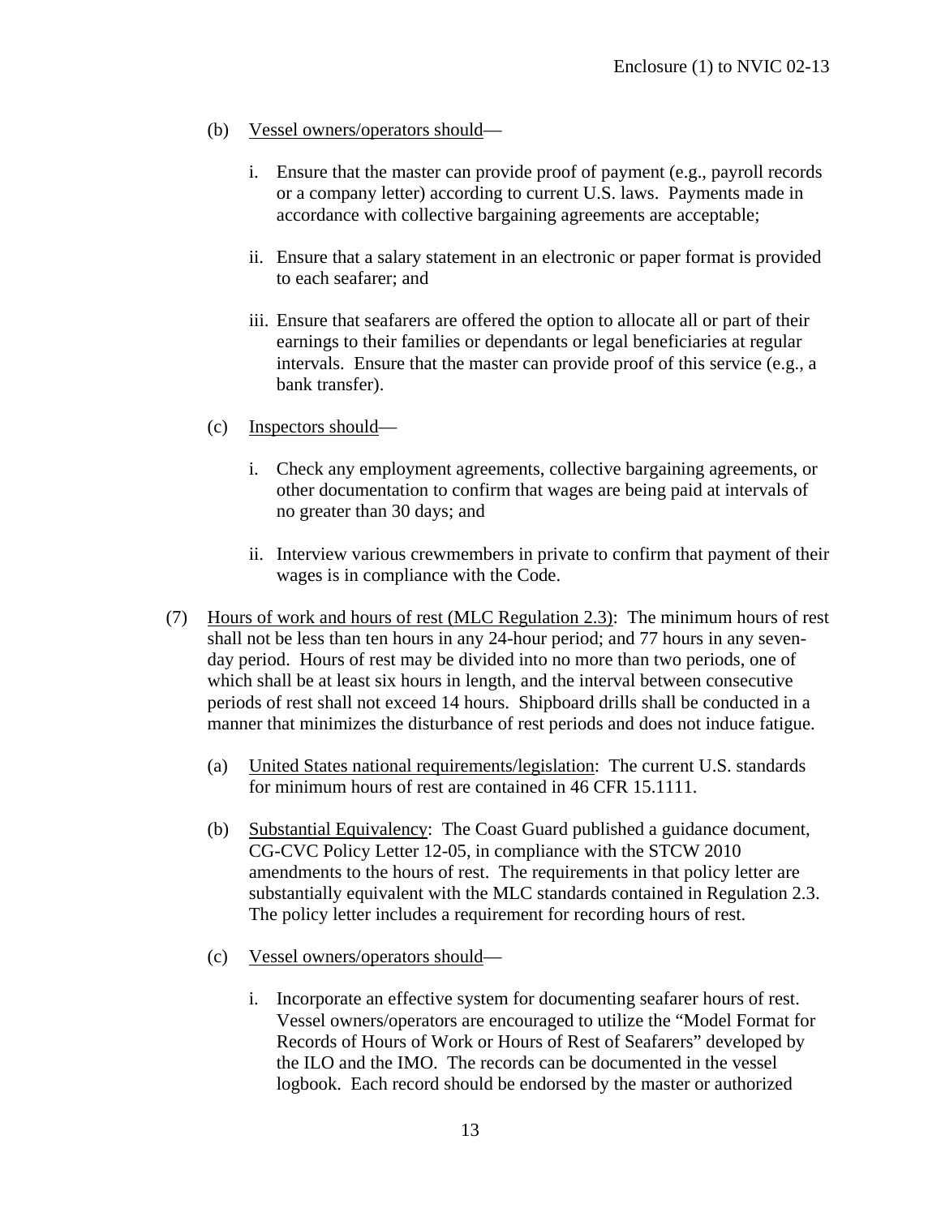(b) Vessel owners/operators should—

i. Ensure that the master can provide proof of payment (e.g., payroll records or a company letter) according to current U.S. laws. Payments made in accordance with collective bargaining agreements are acceptable;

ii. Ensure that a salary statement in an electronic or paper format is provided to each seafarer; and

iii. Ensure that seafarers are offered the option to allocate all or part of their earnings to their families or dependants or legal beneficiaries at regular intervals. Ensure that the master can provide proof of this service (e.g., a bank transfer).

(c) Inspectors should—

i. Check any employment agreements, collective bargaining agreements, or other documentation to confirm that wages are being paid at intervals of no greater than 30 days; and

ii. Interview various crewmembers in private to confirm that payment of their wages is in compliance with the Code.

(7) Hours of work and hours of rest (MLC Regulation 2.3): The minimum hours of rest shall not be less than ten hours in any 24-hour period; and 77 hours in any seven-day period. Hours of rest may be divided into no more than two periods, one of which shall be at least six hours in length, and the interval between consecutive periods of rest shall not exceed 14 hours. Shipboard drills shall be conducted in a manner that minimizes the disturbance of rest periods and does not induce fatigue.

(a) United States national requirements/legislation: The current U.S. standards for minimum hours of rest are contained in 46 CFR 15.1111.

(b) Substantial Equivalency: The Coast Guard published a guidance document, CG-CVC Policy Letter 12-05, in compliance with the STCW 2010 amendments to the hours of rest. The requirements in that policy letter are substantially equivalent with the MLC standards contained in Regulation 2.3. The policy letter includes a requirement for recording hours of rest.

(c) Vessel owners/operators should—

i. Incorporate an effective system for documenting seafarer hours of rest. Vessel owners/operators are encouraged to utilize the "Model Format for Records of Hours of Work or Hours of Rest of Seafarers" developed by the ILO and the IMO. The records can be documented in the vessel logbook. Each record should be endorsed by the master or authorized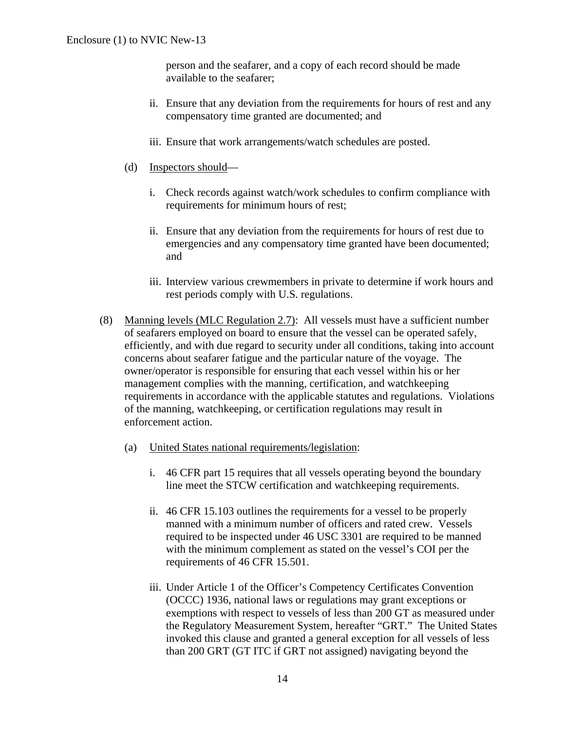person and the seafarer, and a copy of each record should be made available to the seafarer;

ii. Ensure that any deviation from the requirements for hours of rest and any compensatory time granted are documented; and

iii. Ensure that work arrangements/watch schedules are posted.

(d) Inspectors should—

i. Check records against watch/work schedules to confirm compliance with requirements for minimum hours of rest;

ii. Ensure that any deviation from the requirements for hours of rest due to emergencies and any compensatory time granted have been documented; and

iii. Interview various crewmembers in private to determine if work hours and rest periods comply with U.S. regulations.

(8) Manning levels (MLC Regulation 2.7): All vessels must have a sufficient number of seafarers employed on board to ensure that the vessel can be operated safely, efficiently, and with due regard to security under all conditions, taking into account concerns about seafarer fatigue and the particular nature of the voyage. The owner/operator is responsible for ensuring that each vessel within his or her management complies with the manning, certification, and watchkeeping requirements in accordance with the applicable statutes and regulations. Violations of the manning, watchkeeping, or certification regulations may result in enforcement action.

(a) United States national requirements/legislation:

i. 46 CFR part 15 requires that all vessels operating beyond the boundary line meet the STCW certification and watchkeeping requirements.

ii. 46 CFR 15.103 outlines the requirements for a vessel to be properly manned with a minimum number of officers and rated crew. Vessels required to be inspected under 46 USC 3301 are required to be manned with the minimum complement as stated on the vessel's COI per the requirements of 46 CFR 15.501.

iii. Under Article 1 of the Officer's Competency Certificates Convention (OCCC) 1936, national laws or regulations may grant exceptions or exemptions with respect to vessels of less than 200 GT as measured under the Regulatory Measurement System, hereafter "GRT." The United States invoked this clause and granted a general exception for all vessels of less than 200 GRT (GT ITC if GRT not assigned) navigating beyond the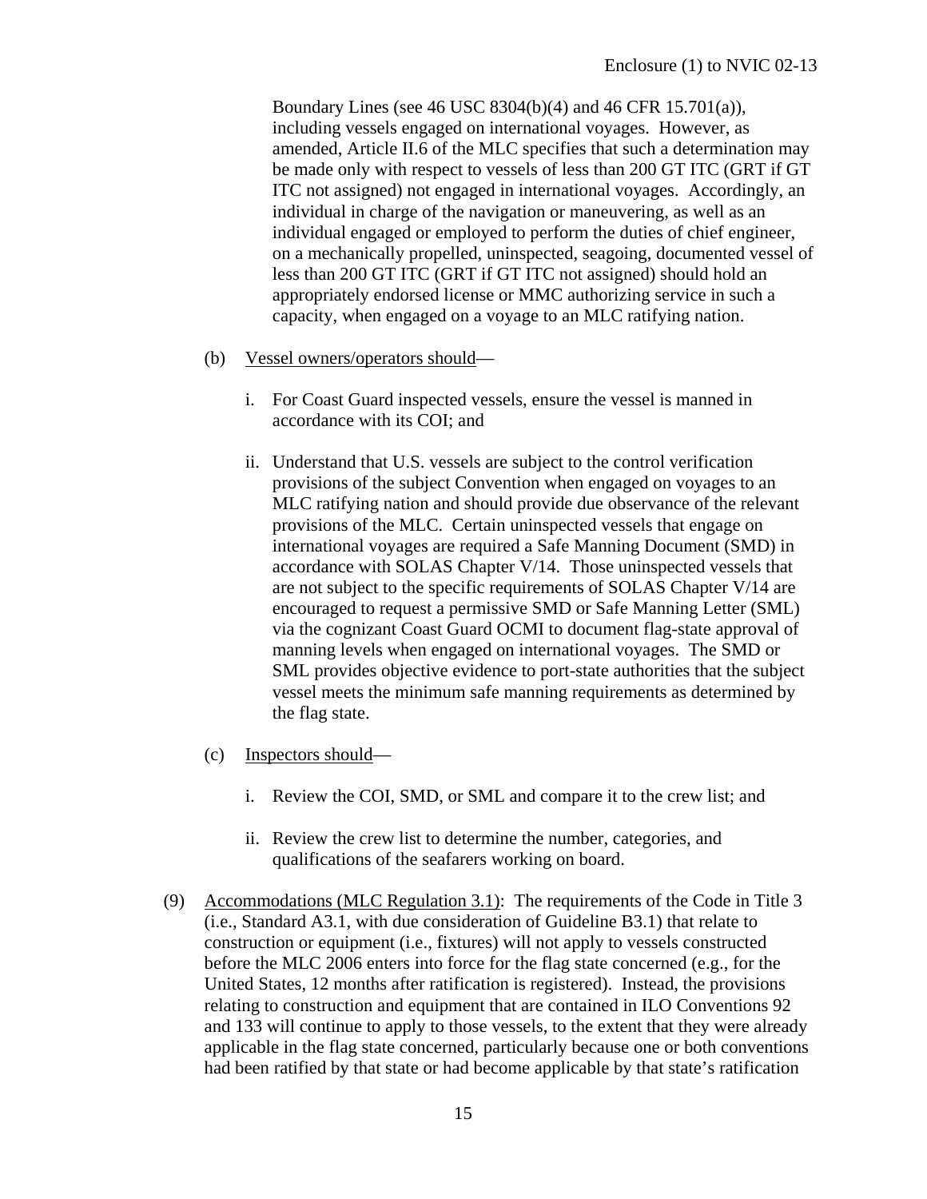Boundary Lines (see 46 USC 8304(b)(4) and 46 CFR 15.701(a)), including vessels engaged on international voyages. However, as amended, Article II.6 of the MLC specifies that such a determination may be made only with respect to vessels of less than 200 GT ITC (GRT if GT ITC not assigned) not engaged in international voyages. Accordingly, an individual in charge of the navigation or maneuvering, as well as an individual engaged or employed to perform the duties of chief engineer, on a mechanically propelled, uninspected, seagoing, documented vessel of less than 200 GT ITC (GRT if GT ITC not assigned) should hold an appropriately endorsed license or MMC authorizing service in such a capacity, when engaged on a voyage to an MLC ratifying nation.

(b) Vessel owners/operators should—

i. For Coast Guard inspected vessels, ensure the vessel is manned in accordance with its COI; and

ii. Understand that U.S. vessels are subject to the control verification provisions of the subject Convention when engaged on voyages to an MLC ratifying nation and should provide due observance of the relevant provisions of the MLC. Certain uninspected vessels that engage on international voyages are required a Safe Manning Document (SMD) in accordance with SOLAS Chapter V/14. Those uninspected vessels that are not subject to the specific requirements of SOLAS Chapter V/14 are encouraged to request a permissive SMD or Safe Manning Letter (SML) via the cognizant Coast Guard OCMI to document flag-state approval of manning levels when engaged on international voyages. The SMD or SML provides objective evidence to port-state authorities that the subject vessel meets the minimum safe manning requirements as determined by the flag state.

(c) Inspectors should—

i. Review the COI, SMD, or SML and compare it to the crew list; and

ii. Review the crew list to determine the number, categories, and qualifications of the seafarers working on board.

(9) Accommodations (MLC Regulation 3.1): The requirements of the Code in Title 3 (i.e., Standard A3.1, with due consideration of Guideline B3.1) that relate to construction or equipment (i.e., fixtures) will not apply to vessels constructed before the MLC 2006 enters into force for the flag state concerned (e.g., for the United States, 12 months after ratification is registered). Instead, the provisions relating to construction and equipment that are contained in ILO Conventions 92 and 133 will continue to apply to those vessels, to the extent that they were already applicable in the flag state concerned, particularly because one or both conventions had been ratified by that state or had become applicable by that state's ratification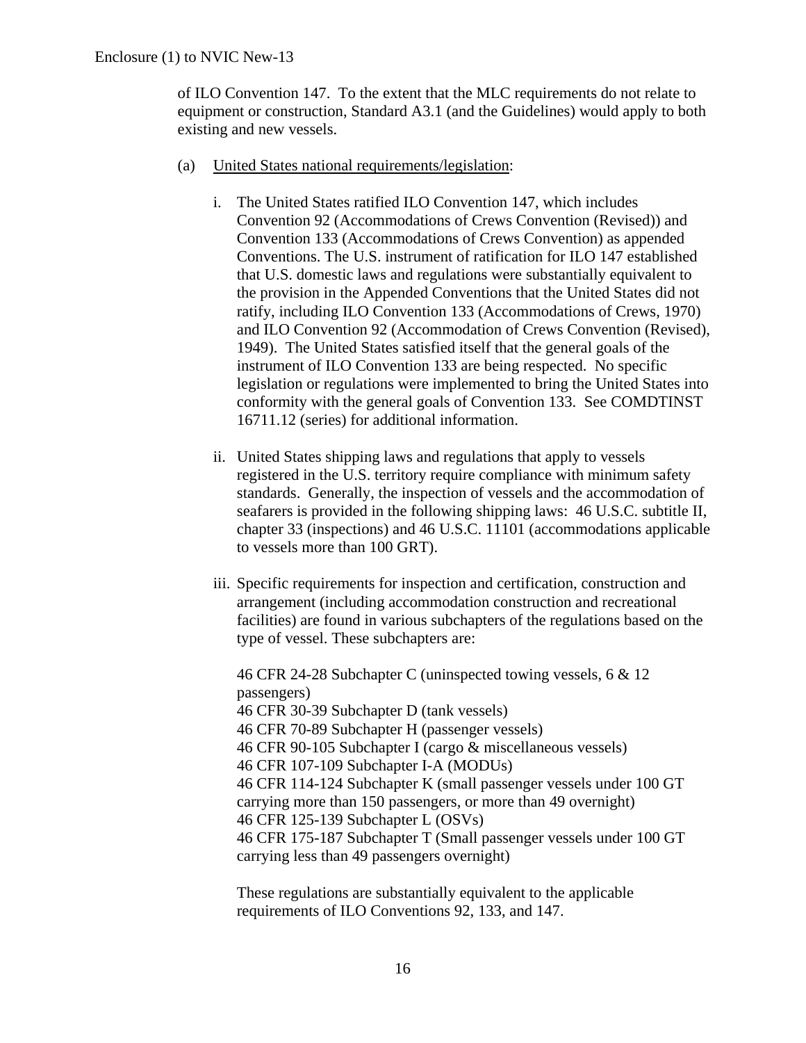of ILO Convention 147. To the extent that the MLC requirements do not relate to equipment or construction, Standard A3.1 (and the Guidelines) would apply to both existing and new vessels.

(a) United States national requirements/legislation:

i. The United States ratified ILO Convention 147, which includes Convention 92 (Accommodations of Crews Convention (Revised)) and Convention 133 (Accommodations of Crews Convention) as appended Conventions. The U.S. instrument of ratification for ILO 147 established that U.S. domestic laws and regulations were substantially equivalent to the provision in the Appended Conventions that the United States did not ratify, including ILO Convention 133 (Accommodations of Crews, 1970) and ILO Convention 92 (Accommodation of Crews Convention (Revised), 1949). The United States satisfied itself that the general goals of the instrument of ILO Convention 133 are being respected. No specific legislation or regulations were implemented to bring the United States into conformity with the general goals of Convention 133. See COMDTINST 16711.12 (series) for additional information.

ii. United States shipping laws and regulations that apply to vessels registered in the U.S. territory require compliance with minimum safety standards. Generally, the inspection of vessels and the accommodation of seafarers is provided in the following shipping laws: 46 U.S.C. subtitle II, chapter 33 (inspections) and 46 U.S.C. 11101 (accommodations applicable to vessels more than 100 GRT).

iii. Specific requirements for inspection and certification, construction and arrangement (including accommodation construction and recreational facilities) are found in various subchapters of the regulations based on the type of vessel. These subchapters are:

46 CFR 24-28 Subchapter C (uninspected towing vessels, 6 & 12 passengers)
46 CFR 30-39 Subchapter D (tank vessels)
46 CFR 70-89 Subchapter H (passenger vessels)
46 CFR 90-105 Subchapter I (cargo & miscellaneous vessels)
46 CFR 107-109 Subchapter I-A (MODUs)
46 CFR 114-124 Subchapter K (small passenger vessels under 100 GT carrying more than 150 passengers, or more than 49 overnight)
46 CFR 125-139 Subchapter L (OSVs)
46 CFR 175-187 Subchapter T (Small passenger vessels under 100 GT carrying less than 49 passengers overnight)

These regulations are substantially equivalent to the applicable requirements of ILO Conventions 92, 133, and 147.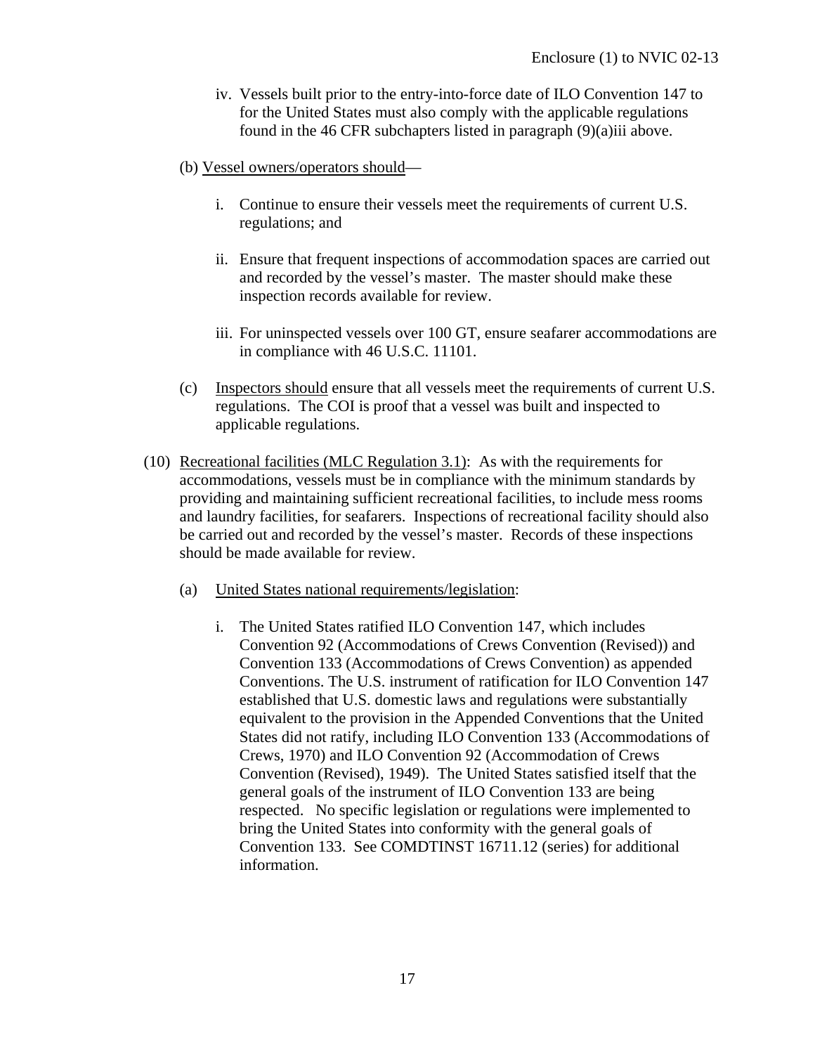iv. Vessels built prior to the entry-into-force date of ILO Convention 147 to for the United States must also comply with the applicable regulations found in the 46 CFR subchapters listed in paragraph (9)(a)iii above.

(b) <u>Vessel owners/operators should</u>—

i. Continue to ensure their vessels meet the requirements of current U.S. regulations; and

ii. Ensure that frequent inspections of accommodation spaces are carried out and recorded by the vessel's master. The master should make these inspection records available for review.

iii. For uninspected vessels over 100 GT, ensure seafarer accommodations are in compliance with 46 U.S.C. 11101.

(c) <u>Inspectors should</u> ensure that all vessels meet the requirements of current U.S. regulations. The COI is proof that a vessel was built and inspected to applicable regulations.

(10) <u>Recreational facilities (MLC Regulation 3.1)</u>: As with the requirements for accommodations, vessels must be in compliance with the minimum standards by providing and maintaining sufficient recreational facilities, to include mess rooms and laundry facilities, for seafarers. Inspections of recreational facility should also be carried out and recorded by the vessel's master. Records of these inspections should be made available for review.

(a) <u>United States national requirements/legislation</u>:

i. The United States ratified ILO Convention 147, which includes Convention 92 (Accommodations of Crews Convention (Revised)) and Convention 133 (Accommodations of Crews Convention) as appended Conventions. The U.S. instrument of ratification for ILO Convention 147 established that U.S. domestic laws and regulations were substantially equivalent to the provision in the Appended Conventions that the United States did not ratify, including ILO Convention 133 (Accommodations of Crews, 1970) and ILO Convention 92 (Accommodation of Crews Convention (Revised), 1949). The United States satisfied itself that the general goals of the instrument of ILO Convention 133 are being respected. No specific legislation or regulations were implemented to bring the United States into conformity with the general goals of Convention 133. See COMDTINST 16711.12 (series) for additional information.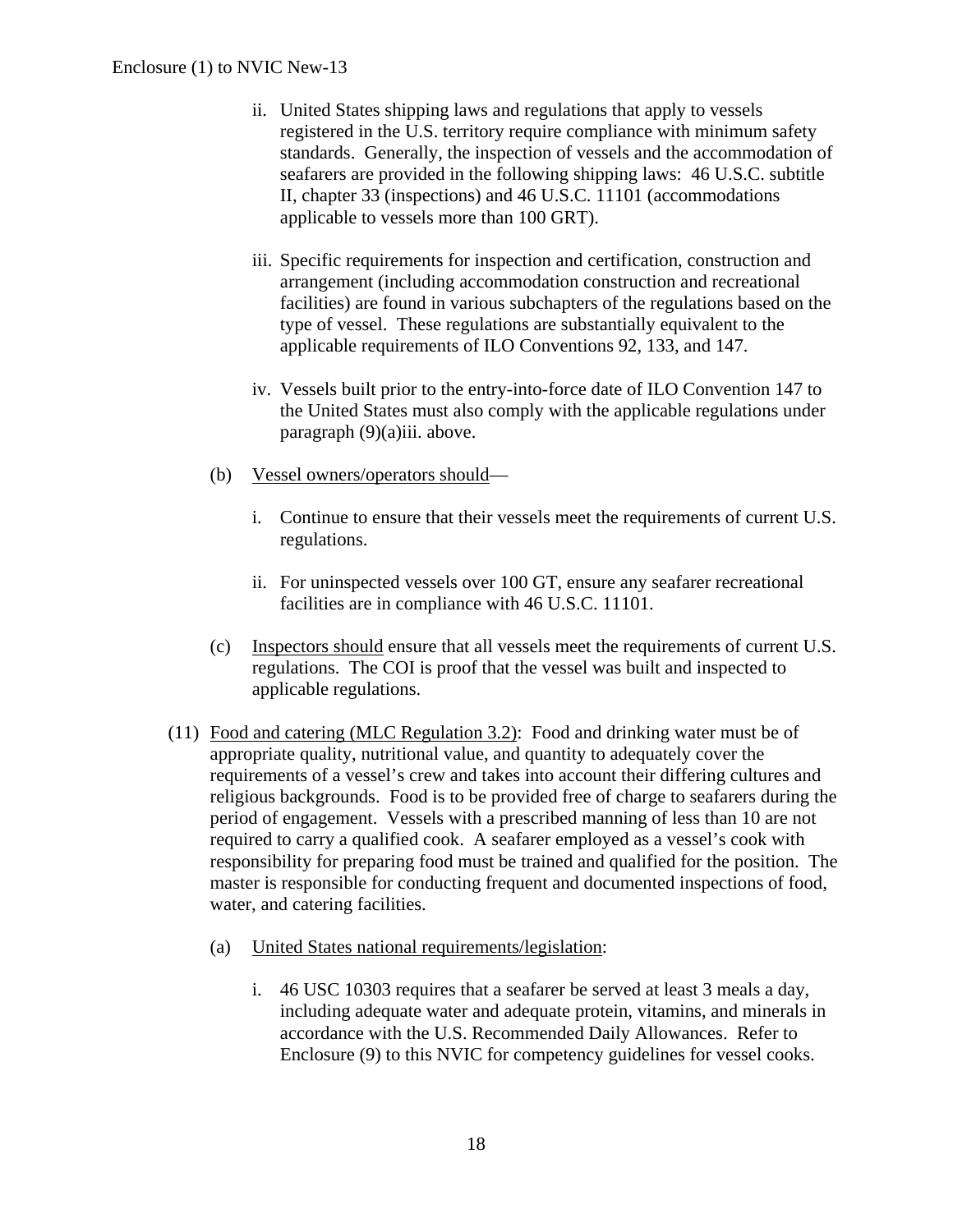ii. United States shipping laws and regulations that apply to vessels registered in the U.S. territory require compliance with minimum safety standards. Generally, the inspection of vessels and the accommodation of seafarers are provided in the following shipping laws: 46 U.S.C. subtitle II, chapter 33 (inspections) and 46 U.S.C. 11101 (accommodations applicable to vessels more than 100 GRT).

iii. Specific requirements for inspection and certification, construction and arrangement (including accommodation construction and recreational facilities) are found in various subchapters of the regulations based on the type of vessel. These regulations are substantially equivalent to the applicable requirements of ILO Conventions 92, 133, and 147.

iv. Vessels built prior to the entry-into-force date of ILO Convention 147 to the United States must also comply with the applicable regulations under paragraph (9)(a)iii. above.

(b) <u>Vessel owners/operators should</u>—

i. Continue to ensure that their vessels meet the requirements of current U.S. regulations.

ii. For uninspected vessels over 100 GT, ensure any seafarer recreational facilities are in compliance with 46 U.S.C. 11101.

(c) <u>Inspectors should</u> ensure that all vessels meet the requirements of current U.S. regulations. The COI is proof that the vessel was built and inspected to applicable regulations.

(11) <u>Food and catering (MLC Regulation 3.2)</u>: Food and drinking water must be of appropriate quality, nutritional value, and quantity to adequately cover the requirements of a vessel's crew and takes into account their differing cultures and religious backgrounds. Food is to be provided free of charge to seafarers during the period of engagement. Vessels with a prescribed manning of less than 10 are not required to carry a qualified cook. A seafarer employed as a vessel's cook with responsibility for preparing food must be trained and qualified for the position. The master is responsible for conducting frequent and documented inspections of food, water, and catering facilities.

(a) <u>United States national requirements/legislation</u>:

i. 46 USC 10303 requires that a seafarer be served at least 3 meals a day, including adequate water and adequate protein, vitamins, and minerals in accordance with the U.S. Recommended Daily Allowances. Refer to Enclosure (9) to this NVIC for competency guidelines for vessel cooks.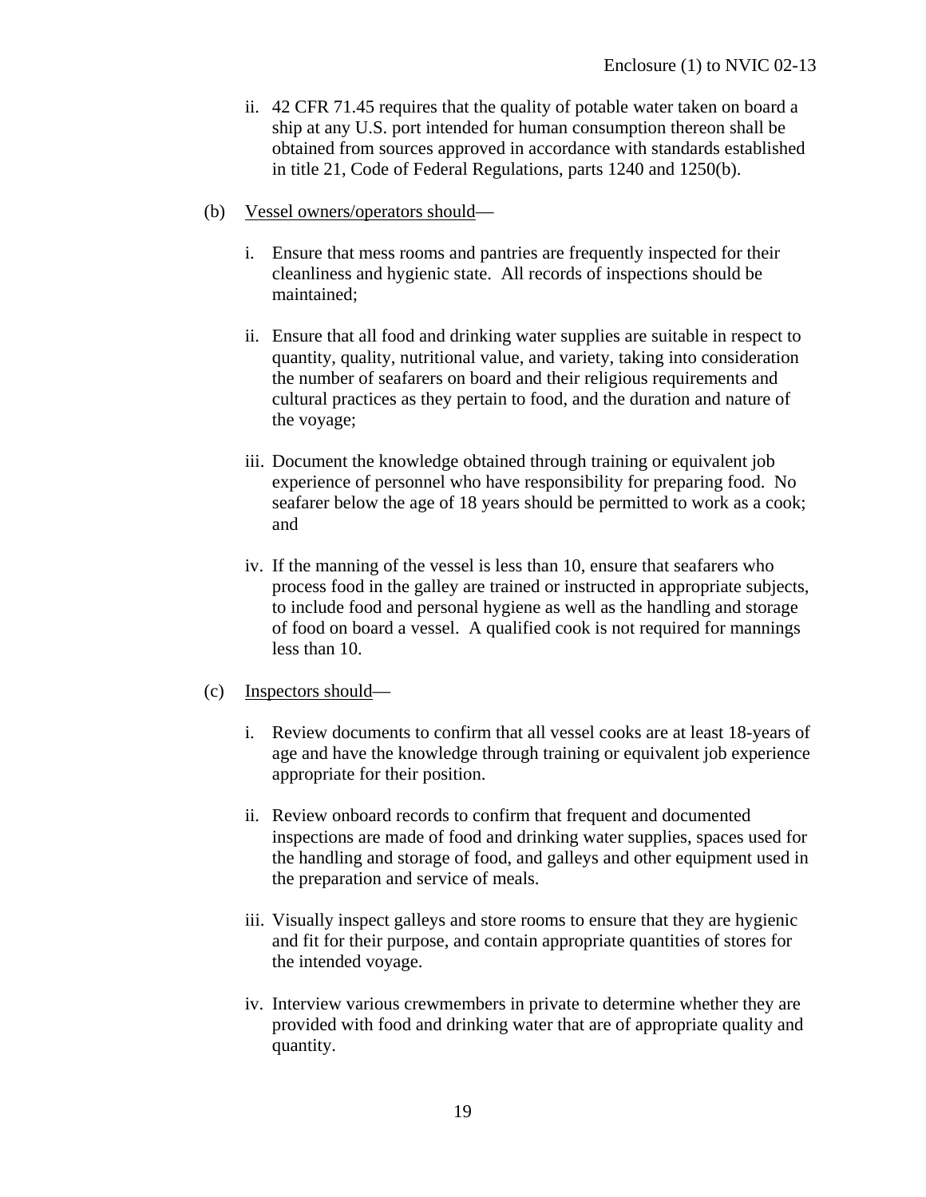ii. 42 CFR 71.45 requires that the quality of potable water taken on board a ship at any U.S. port intended for human consumption thereon shall be obtained from sources approved in accordance with standards established in title 21, Code of Federal Regulations, parts 1240 and 1250(b).

(b) Vessel owners/operators should—

i. Ensure that mess rooms and pantries are frequently inspected for their cleanliness and hygienic state. All records of inspections should be maintained;

ii. Ensure that all food and drinking water supplies are suitable in respect to quantity, quality, nutritional value, and variety, taking into consideration the number of seafarers on board and their religious requirements and cultural practices as they pertain to food, and the duration and nature of the voyage;

iii. Document the knowledge obtained through training or equivalent job experience of personnel who have responsibility for preparing food. No seafarer below the age of 18 years should be permitted to work as a cook; and

iv. If the manning of the vessel is less than 10, ensure that seafarers who process food in the galley are trained or instructed in appropriate subjects, to include food and personal hygiene as well as the handling and storage of food on board a vessel. A qualified cook is not required for mannings less than 10.

(c) Inspectors should—

i. Review documents to confirm that all vessel cooks are at least 18-years of age and have the knowledge through training or equivalent job experience appropriate for their position.

ii. Review onboard records to confirm that frequent and documented inspections are made of food and drinking water supplies, spaces used for the handling and storage of food, and galleys and other equipment used in the preparation and service of meals.

iii. Visually inspect galleys and store rooms to ensure that they are hygienic and fit for their purpose, and contain appropriate quantities of stores for the intended voyage.

iv. Interview various crewmembers in private to determine whether they are provided with food and drinking water that are of appropriate quality and quantity.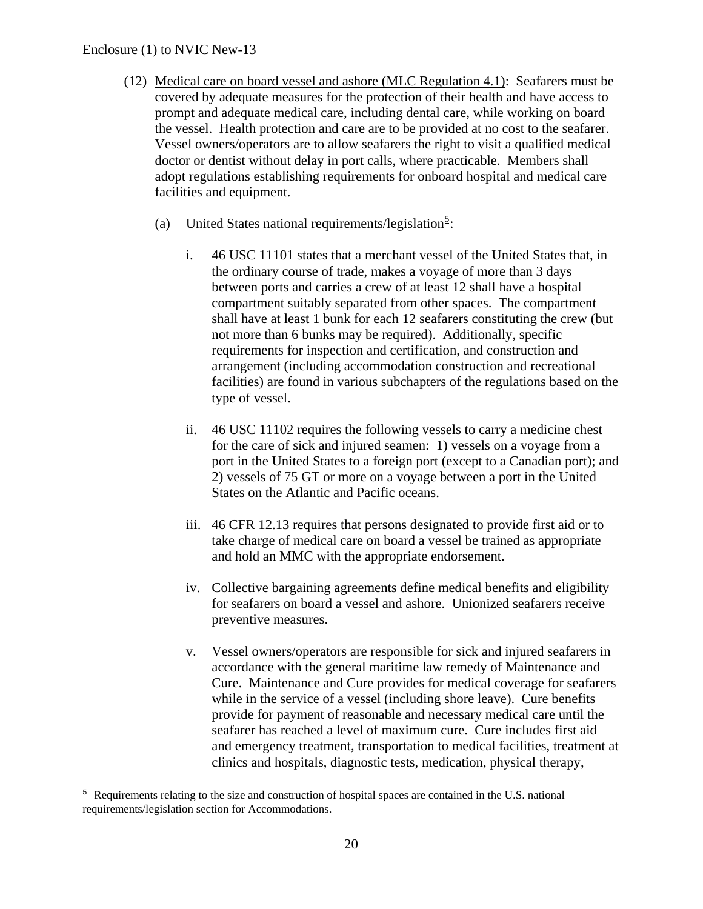(12) Medical care on board vessel and ashore (MLC Regulation 4.1): Seafarers must be covered by adequate measures for the protection of their health and have access to prompt and adequate medical care, including dental care, while working on board the vessel. Health protection and care are to be provided at no cost to the seafarer. Vessel owners/operators are to allow seafarers the right to visit a qualified medical doctor or dentist without delay in port calls, where practicable. Members shall adopt regulations establishing requirements for onboard hospital and medical care facilities and equipment.

(a) United States national requirements/legislation[5]:

i. 46 USC 11101 states that a merchant vessel of the United States that, in the ordinary course of trade, makes a voyage of more than 3 days between ports and carries a crew of at least 12 shall have a hospital compartment suitably separated from other spaces. The compartment shall have at least 1 bunk for each 12 seafarers constituting the crew (but not more than 6 bunks may be required). Additionally, specific requirements for inspection and certification, and construction and arrangement (including accommodation construction and recreational facilities) are found in various subchapters of the regulations based on the type of vessel.

ii. 46 USC 11102 requires the following vessels to carry a medicine chest for the care of sick and injured seamen: 1) vessels on a voyage from a port in the United States to a foreign port (except to a Canadian port); and 2) vessels of 75 GT or more on a voyage between a port in the United States on the Atlantic and Pacific oceans.

iii. 46 CFR 12.13 requires that persons designated to provide first aid or to take charge of medical care on board a vessel be trained as appropriate and hold an MMC with the appropriate endorsement.

iv. Collective bargaining agreements define medical benefits and eligibility for seafarers on board a vessel and ashore. Unionized seafarers receive preventive measures.

v. Vessel owners/operators are responsible for sick and injured seafarers in accordance with the general maritime law remedy of Maintenance and Cure. Maintenance and Cure provides for medical coverage for seafarers while in the service of a vessel (including shore leave). Cure benefits provide for payment of reasonable and necessary medical care until the seafarer has reached a level of maximum cure. Cure includes first aid and emergency treatment, transportation to medical facilities, treatment at clinics and hospitals, diagnostic tests, medication, physical therapy,

---

[5] Requirements relating to the size and construction of hospital spaces are contained in the U.S. national requirements/legislation section for Accommodations.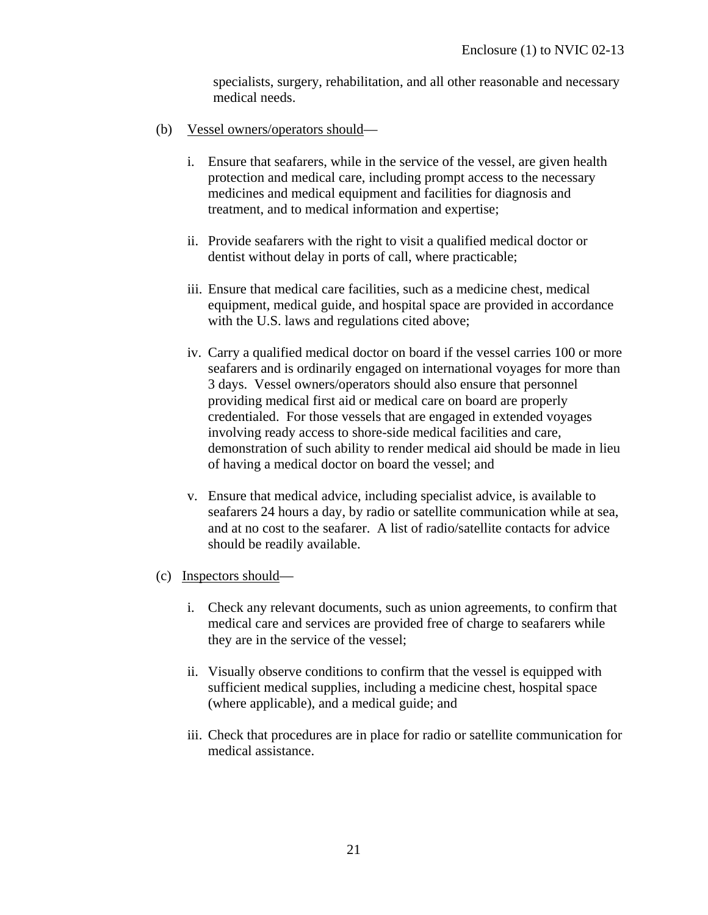specialists, surgery, rehabilitation, and all other reasonable and necessary medical needs.

(b) Vessel owners/operators should—

i. Ensure that seafarers, while in the service of the vessel, are given health protection and medical care, including prompt access to the necessary medicines and medical equipment and facilities for diagnosis and treatment, and to medical information and expertise;

ii. Provide seafarers with the right to visit a qualified medical doctor or dentist without delay in ports of call, where practicable;

iii. Ensure that medical care facilities, such as a medicine chest, medical equipment, medical guide, and hospital space are provided in accordance with the U.S. laws and regulations cited above;

iv. Carry a qualified medical doctor on board if the vessel carries 100 or more seafarers and is ordinarily engaged on international voyages for more than 3 days. Vessel owners/operators should also ensure that personnel providing medical first aid or medical care on board are properly credentialed. For those vessels that are engaged in extended voyages involving ready access to shore-side medical facilities and care, demonstration of such ability to render medical aid should be made in lieu of having a medical doctor on board the vessel; and

v. Ensure that medical advice, including specialist advice, is available to seafarers 24 hours a day, by radio or satellite communication while at sea, and at no cost to the seafarer. A list of radio/satellite contacts for advice should be readily available.

(c) Inspectors should—

i. Check any relevant documents, such as union agreements, to confirm that medical care and services are provided free of charge to seafarers while they are in the service of the vessel;

ii. Visually observe conditions to confirm that the vessel is equipped with sufficient medical supplies, including a medicine chest, hospital space (where applicable), and a medical guide; and

iii. Check that procedures are in place for radio or satellite communication for medical assistance.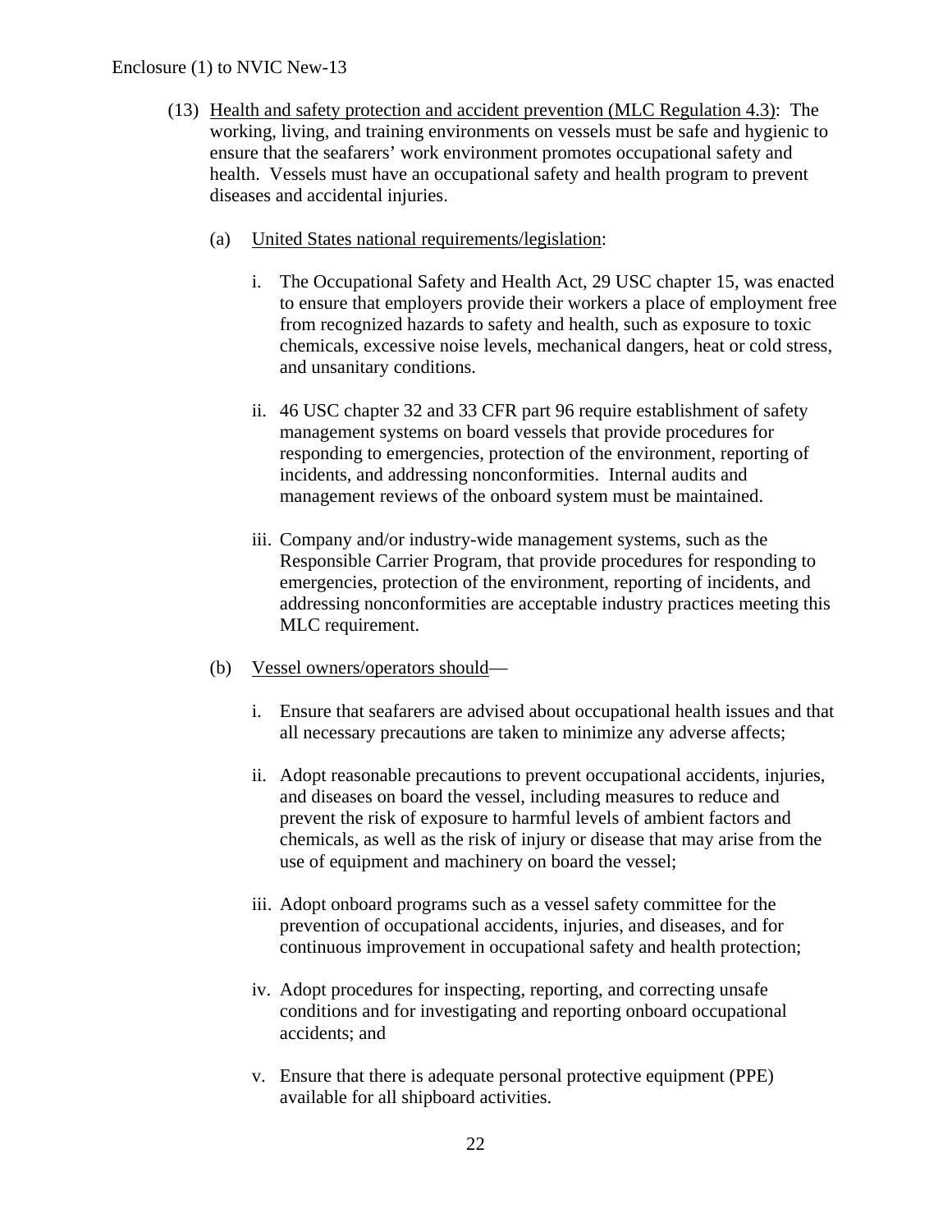(13) Health and safety protection and accident prevention (MLC Regulation 4.3): The working, living, and training environments on vessels must be safe and hygienic to ensure that the seafarers' work environment promotes occupational safety and health. Vessels must have an occupational safety and health program to prevent diseases and accidental injuries.

(a) United States national requirements/legislation:

i. The Occupational Safety and Health Act, 29 USC chapter 15, was enacted to ensure that employers provide their workers a place of employment free from recognized hazards to safety and health, such as exposure to toxic chemicals, excessive noise levels, mechanical dangers, heat or cold stress, and unsanitary conditions.

ii. 46 USC chapter 32 and 33 CFR part 96 require establishment of safety management systems on board vessels that provide procedures for responding to emergencies, protection of the environment, reporting of incidents, and addressing nonconformities. Internal audits and management reviews of the onboard system must be maintained.

iii. Company and/or industry-wide management systems, such as the Responsible Carrier Program, that provide procedures for responding to emergencies, protection of the environment, reporting of incidents, and addressing nonconformities are acceptable industry practices meeting this MLC requirement.

(b) Vessel owners/operators should—

i. Ensure that seafarers are advised about occupational health issues and that all necessary precautions are taken to minimize any adverse affects;

ii. Adopt reasonable precautions to prevent occupational accidents, injuries, and diseases on board the vessel, including measures to reduce and prevent the risk of exposure to harmful levels of ambient factors and chemicals, as well as the risk of injury or disease that may arise from the use of equipment and machinery on board the vessel;

iii. Adopt onboard programs such as a vessel safety committee for the prevention of occupational accidents, injuries, and diseases, and for continuous improvement in occupational safety and health protection;

iv. Adopt procedures for inspecting, reporting, and correcting unsafe conditions and for investigating and reporting onboard occupational accidents; and

v. Ensure that there is adequate personal protective equipment (PPE) available for all shipboard activities.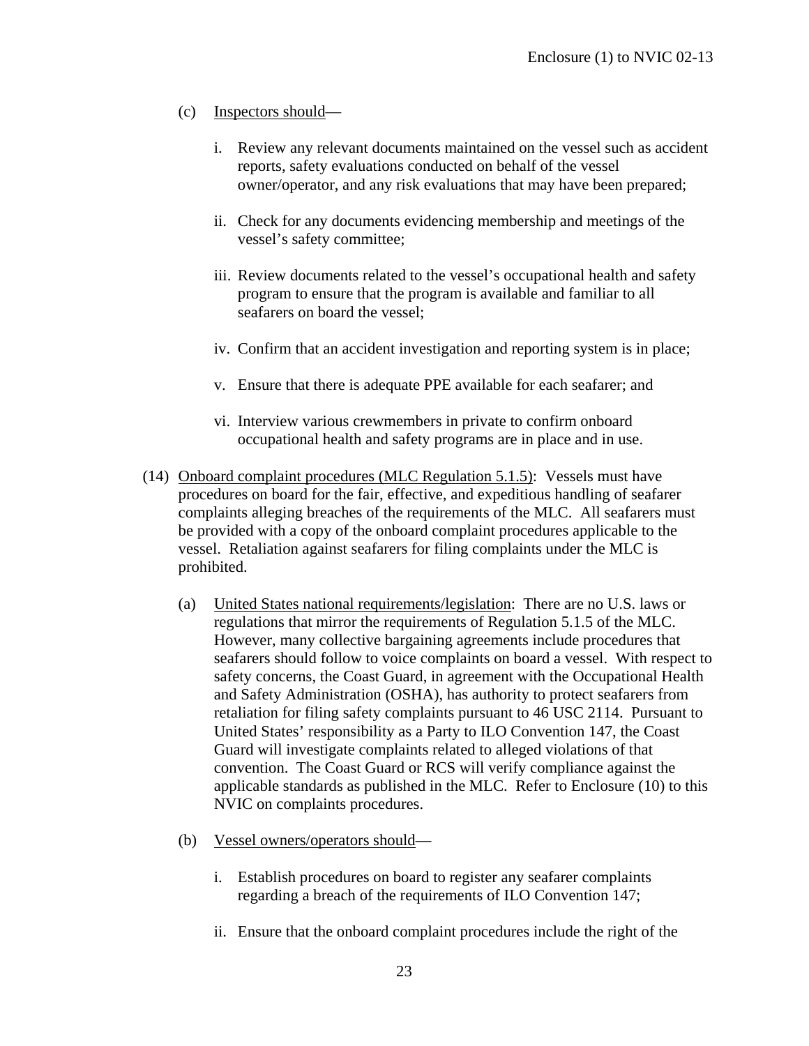(c) Inspectors should—

i. Review any relevant documents maintained on the vessel such as accident reports, safety evaluations conducted on behalf of the vessel owner/operator, and any risk evaluations that may have been prepared;

ii. Check for any documents evidencing membership and meetings of the vessel's safety committee;

iii. Review documents related to the vessel's occupational health and safety program to ensure that the program is available and familiar to all seafarers on board the vessel;

iv. Confirm that an accident investigation and reporting system is in place;

v. Ensure that there is adequate PPE available for each seafarer; and

vi. Interview various crewmembers in private to confirm onboard occupational health and safety programs are in place and in use.

(14) Onboard complaint procedures (MLC Regulation 5.1.5): Vessels must have procedures on board for the fair, effective, and expeditious handling of seafarer complaints alleging breaches of the requirements of the MLC. All seafarers must be provided with a copy of the onboard complaint procedures applicable to the vessel. Retaliation against seafarers for filing complaints under the MLC is prohibited.

(a) United States national requirements/legislation: There are no U.S. laws or regulations that mirror the requirements of Regulation 5.1.5 of the MLC. However, many collective bargaining agreements include procedures that seafarers should follow to voice complaints on board a vessel. With respect to safety concerns, the Coast Guard, in agreement with the Occupational Health and Safety Administration (OSHA), has authority to protect seafarers from retaliation for filing safety complaints pursuant to 46 USC 2114. Pursuant to United States' responsibility as a Party to ILO Convention 147, the Coast Guard will investigate complaints related to alleged violations of that convention. The Coast Guard or RCS will verify compliance against the applicable standards as published in the MLC. Refer to Enclosure (10) to this NVIC on complaints procedures.

(b) Vessel owners/operators should—

i. Establish procedures on board to register any seafarer complaints regarding a breach of the requirements of ILO Convention 147;

ii. Ensure that the onboard complaint procedures include the right of the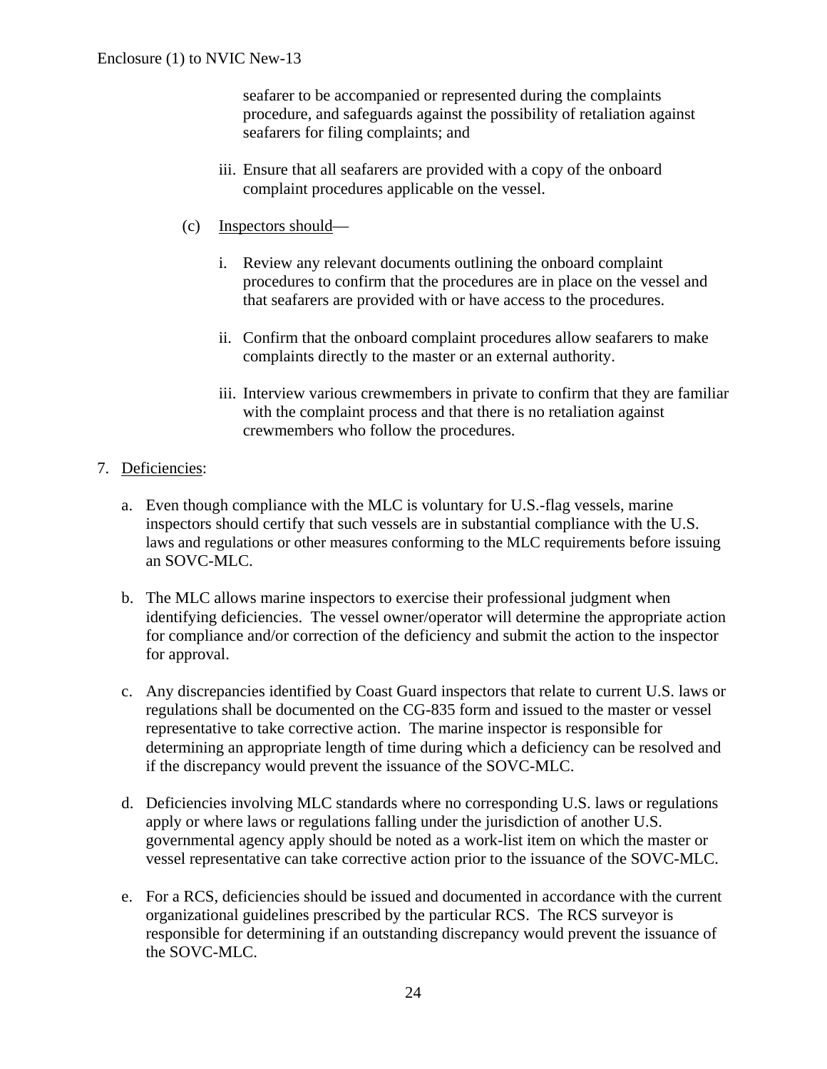seafarer to be accompanied or represented during the complaints procedure, and safeguards against the possibility of retaliation against seafarers for filing complaints; and

iii. Ensure that all seafarers are provided with a copy of the onboard complaint procedures applicable on the vessel.

(c) Inspectors should—

i. Review any relevant documents outlining the onboard complaint procedures to confirm that the procedures are in place on the vessel and that seafarers are provided with or have access to the procedures.

ii. Confirm that the onboard complaint procedures allow seafarers to make complaints directly to the master or an external authority.

iii. Interview various crewmembers in private to confirm that they are familiar with the complaint process and that there is no retaliation against crewmembers who follow the procedures.

7. Deficiencies:

a. Even though compliance with the MLC is voluntary for U.S.-flag vessels, marine inspectors should certify that such vessels are in substantial compliance with the U.S. laws and regulations or other measures conforming to the MLC requirements before issuing an SOVC-MLC.

b. The MLC allows marine inspectors to exercise their professional judgment when identifying deficiencies. The vessel owner/operator will determine the appropriate action for compliance and/or correction of the deficiency and submit the action to the inspector for approval.

c. Any discrepancies identified by Coast Guard inspectors that relate to current U.S. laws or regulations shall be documented on the CG-835 form and issued to the master or vessel representative to take corrective action. The marine inspector is responsible for determining an appropriate length of time during which a deficiency can be resolved and if the discrepancy would prevent the issuance of the SOVC-MLC.

d. Deficiencies involving MLC standards where no corresponding U.S. laws or regulations apply or where laws or regulations falling under the jurisdiction of another U.S. governmental agency apply should be noted as a work-list item on which the master or vessel representative can take corrective action prior to the issuance of the SOVC-MLC.

e. For a RCS, deficiencies should be issued and documented in accordance with the current organizational guidelines prescribed by the particular RCS. The RCS surveyor is responsible for determining if an outstanding discrepancy would prevent the issuance of the SOVC-MLC.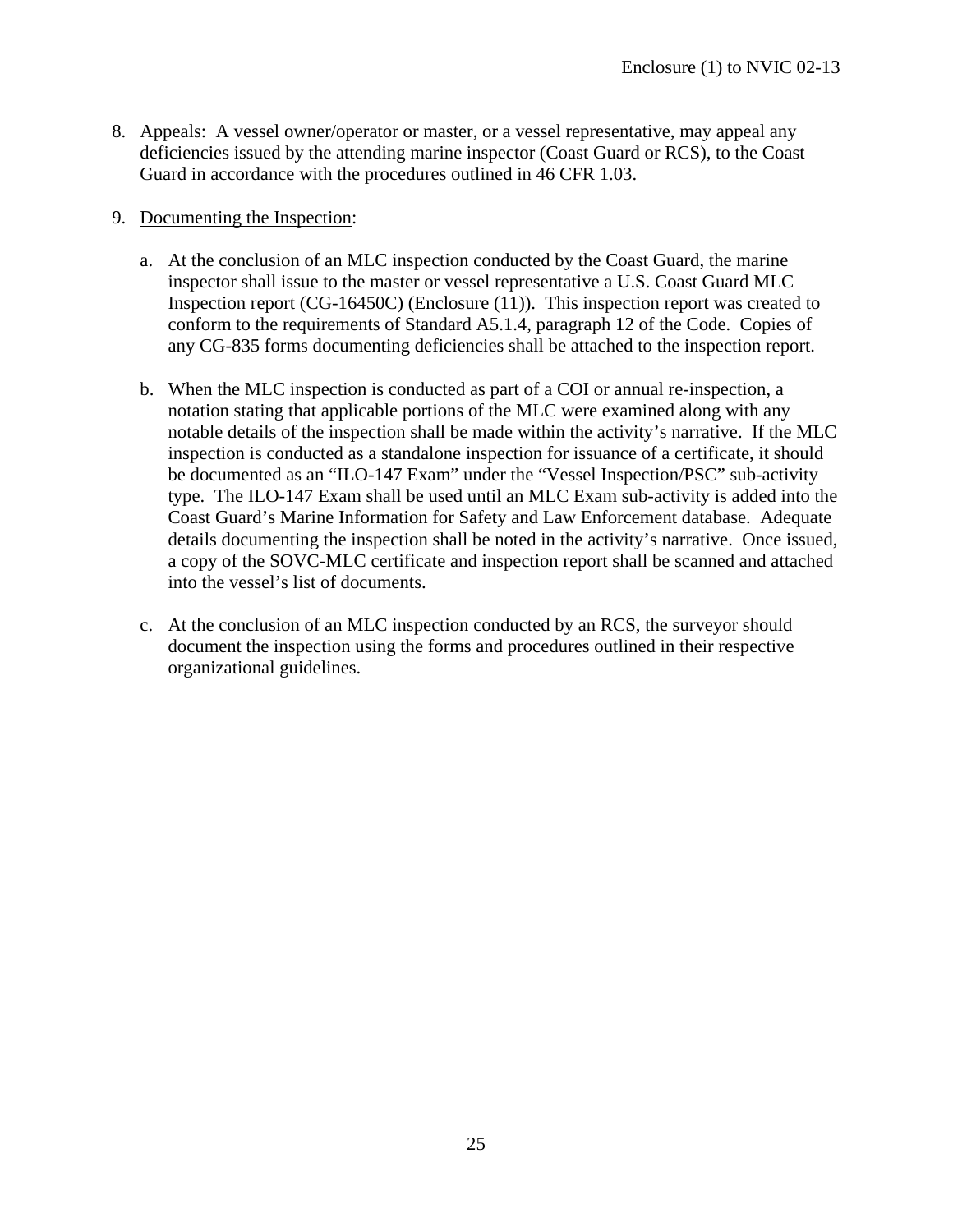8. Appeals: A vessel owner/operator or master, or a vessel representative, may appeal any deficiencies issued by the attending marine inspector (Coast Guard or RCS), to the Coast Guard in accordance with the procedures outlined in 46 CFR 1.03.

9. Documenting the Inspection:

   a. At the conclusion of an MLC inspection conducted by the Coast Guard, the marine inspector shall issue to the master or vessel representative a U.S. Coast Guard MLC Inspection report (CG-16450C) (Enclosure (11)). This inspection report was created to conform to the requirements of Standard A5.1.4, paragraph 12 of the Code. Copies of any CG-835 forms documenting deficiencies shall be attached to the inspection report.

   b. When the MLC inspection is conducted as part of a COI or annual re-inspection, a notation stating that applicable portions of the MLC were examined along with any notable details of the inspection shall be made within the activity's narrative. If the MLC inspection is conducted as a standalone inspection for issuance of a certificate, it should be documented as an "ILO-147 Exam" under the "Vessel Inspection/PSC" sub-activity type. The ILO-147 Exam shall be used until an MLC Exam sub-activity is added into the Coast Guard's Marine Information for Safety and Law Enforcement database. Adequate details documenting the inspection shall be noted in the activity's narrative. Once issued, a copy of the SOVC-MLC certificate and inspection report shall be scanned and attached into the vessel's list of documents.

   c. At the conclusion of an MLC inspection conducted by an RCS, the surveyor should document the inspection using the forms and procedures outlined in their respective organizational guidelines.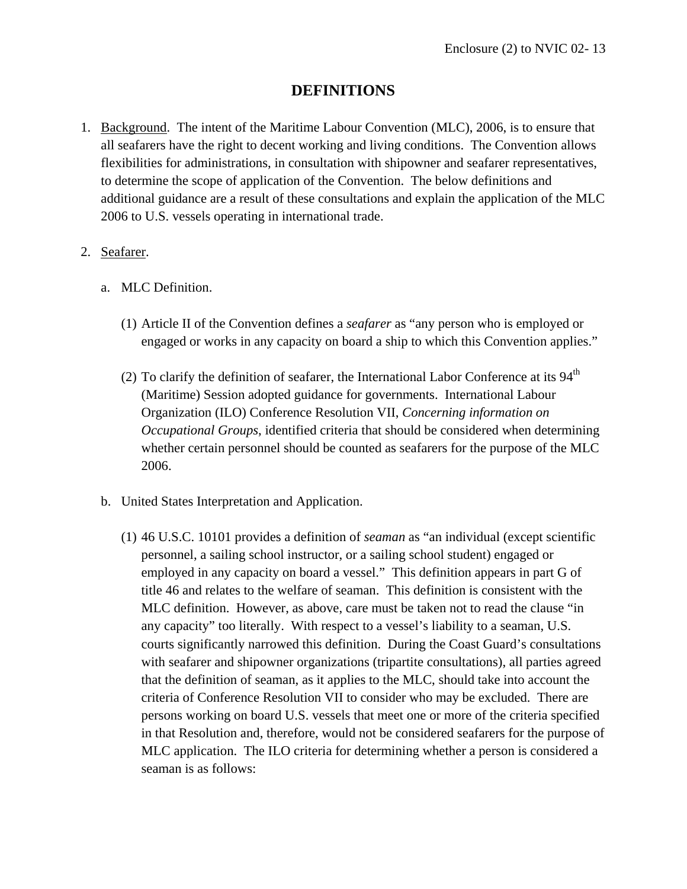# DEFINITIONS

1. Background. The intent of the Maritime Labour Convention (MLC), 2006, is to ensure that all seafarers have the right to decent working and living conditions. The Convention allows flexibilities for administrations, in consultation with shipowner and seafarer representatives, to determine the scope of application of the Convention. The below definitions and additional guidance are a result of these consultations and explain the application of the MLC 2006 to U.S. vessels operating in international trade.

2. Seafarer.

   a. MLC Definition.

      (1) Article II of the Convention defines a *seafarer* as "any person who is employed or engaged or works in any capacity on board a ship to which this Convention applies."

      (2) To clarify the definition of seafarer, the International Labor Conference at its 94th (Maritime) Session adopted guidance for governments. International Labour Organization (ILO) Conference Resolution VII, *Concerning information on Occupational Groups*, identified criteria that should be considered when determining whether certain personnel should be counted as seafarers for the purpose of the MLC 2006.

   b. United States Interpretation and Application.

      (1) 46 U.S.C. 10101 provides a definition of *seaman* as "an individual (except scientific personnel, a sailing school instructor, or a sailing school student) engaged or employed in any capacity on board a vessel." This definition appears in part G of title 46 and relates to the welfare of seaman. This definition is consistent with the MLC definition. However, as above, care must be taken not to read the clause "in any capacity" too literally. With respect to a vessel's liability to a seaman, U.S. courts significantly narrowed this definition. During the Coast Guard's consultations with seafarer and shipowner organizations (tripartite consultations), all parties agreed that the definition of seaman, as it applies to the MLC, should take into account the criteria of Conference Resolution VII to consider who may be excluded. There are persons working on board U.S. vessels that meet one or more of the criteria specified in that Resolution and, therefore, would not be considered seafarers for the purpose of MLC application. The ILO criteria for determining whether a person is considered a seaman is as follows: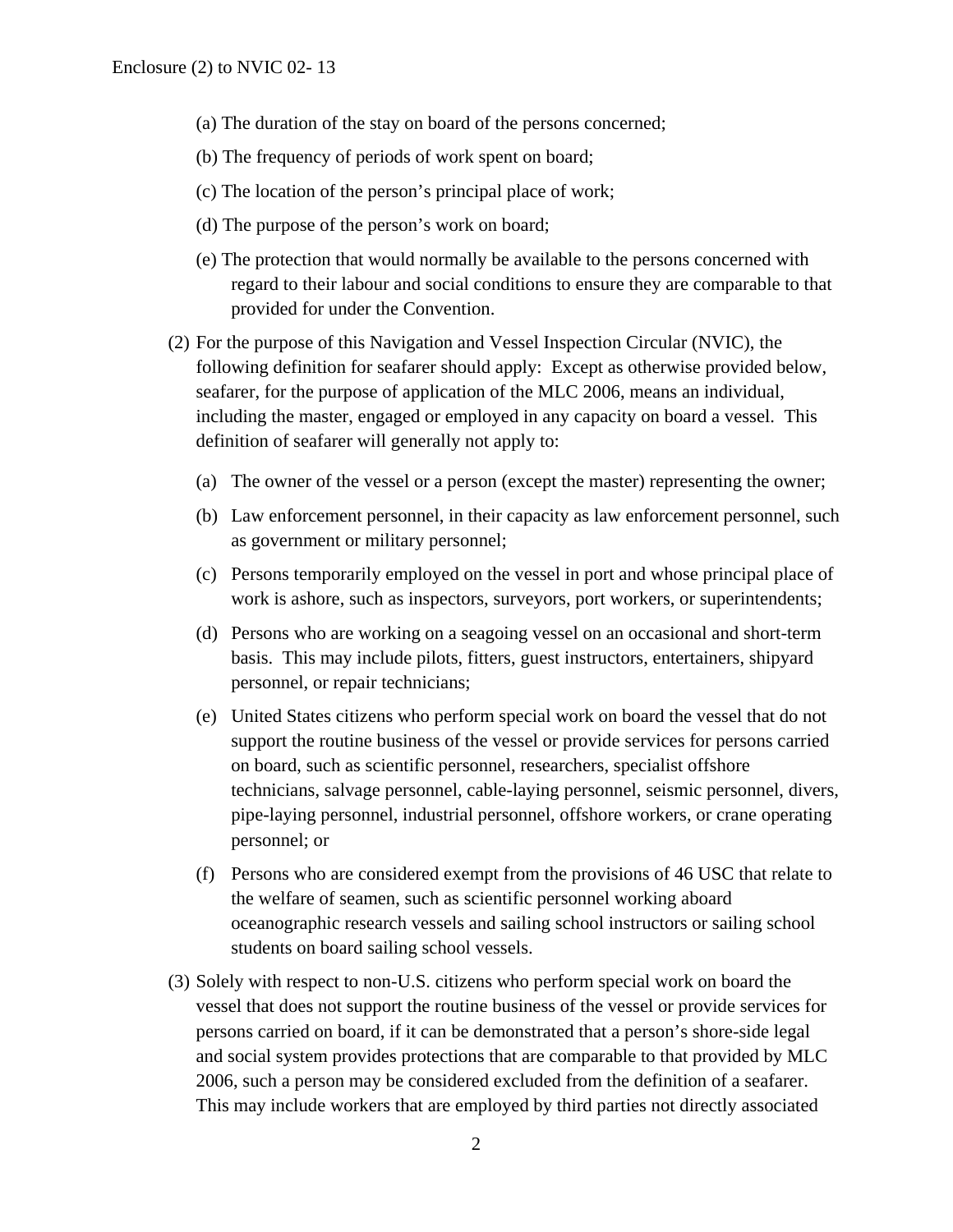(a) The duration of the stay on board of the persons concerned;

(b) The frequency of periods of work spent on board;

(c) The location of the person's principal place of work;

(d) The purpose of the person's work on board;

(e) The protection that would normally be available to the persons concerned with regard to their labour and social conditions to ensure they are comparable to that provided for under the Convention.

(2) For the purpose of this Navigation and Vessel Inspection Circular (NVIC), the following definition for seafarer should apply: Except as otherwise provided below, seafarer, for the purpose of application of the MLC 2006, means an individual, including the master, engaged or employed in any capacity on board a vessel. This definition of seafarer will generally not apply to:

(a) The owner of the vessel or a person (except the master) representing the owner;

(b) Law enforcement personnel, in their capacity as law enforcement personnel, such as government or military personnel;

(c) Persons temporarily employed on the vessel in port and whose principal place of work is ashore, such as inspectors, surveyors, port workers, or superintendents;

(d) Persons who are working on a seagoing vessel on an occasional and short-term basis. This may include pilots, fitters, guest instructors, entertainers, shipyard personnel, or repair technicians;

(e) United States citizens who perform special work on board the vessel that do not support the routine business of the vessel or provide services for persons carried on board, such as scientific personnel, researchers, specialist offshore technicians, salvage personnel, cable-laying personnel, seismic personnel, divers, pipe-laying personnel, industrial personnel, offshore workers, or crane operating personnel; or

(f) Persons who are considered exempt from the provisions of 46 USC that relate to the welfare of seamen, such as scientific personnel working aboard oceanographic research vessels and sailing school instructors or sailing school students on board sailing school vessels.

(3) Solely with respect to non-U.S. citizens who perform special work on board the vessel that does not support the routine business of the vessel or provide services for persons carried on board, if it can be demonstrated that a person's shore-side legal and social system provides protections that are comparable to that provided by MLC 2006, such a person may be considered excluded from the definition of a seafarer. This may include workers that are employed by third parties not directly associated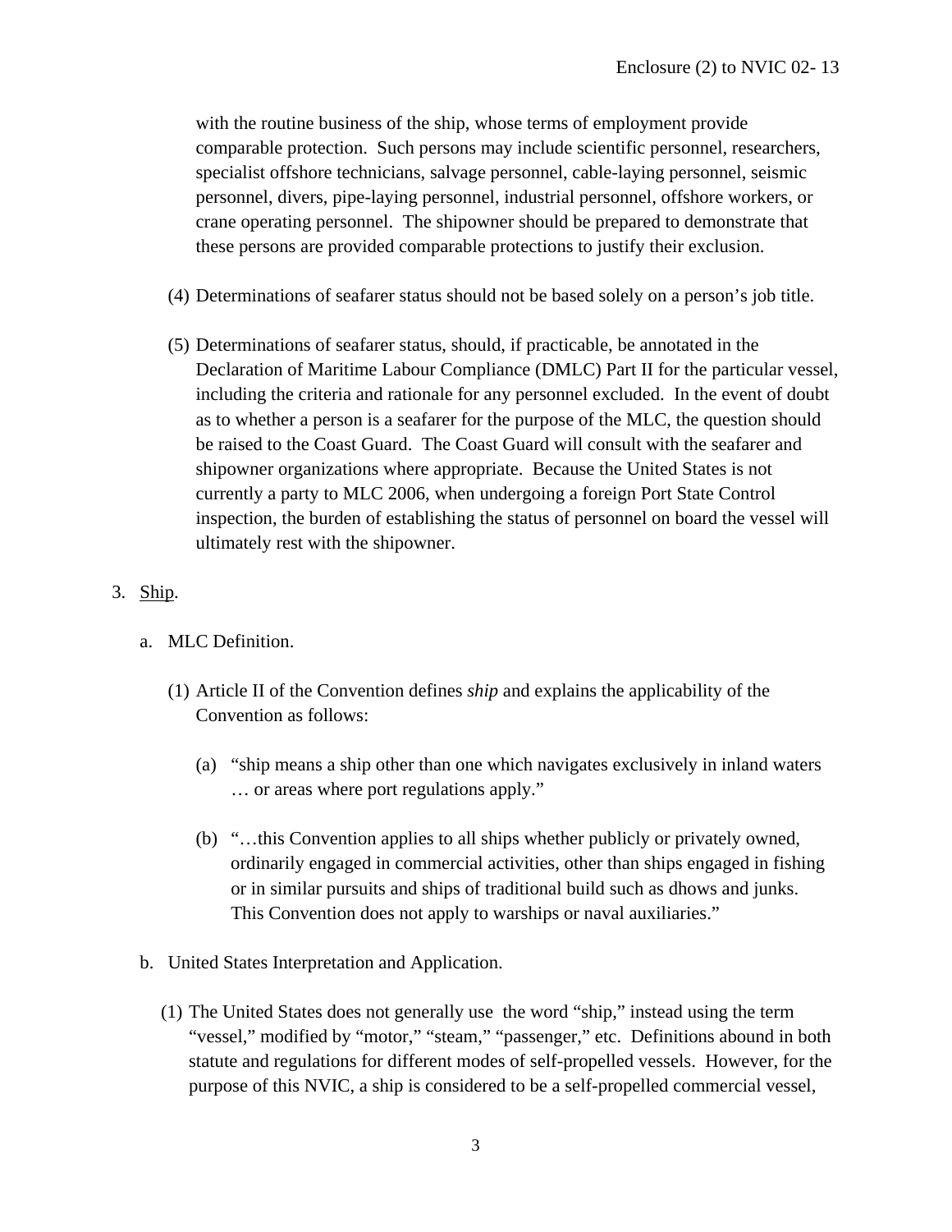with the routine business of the ship, whose terms of employment provide comparable protection. Such persons may include scientific personnel, researchers, specialist offshore technicians, salvage personnel, cable-laying personnel, seismic personnel, divers, pipe-laying personnel, industrial personnel, offshore workers, or crane operating personnel. The shipowner should be prepared to demonstrate that these persons are provided comparable protections to justify their exclusion.

(4) Determinations of seafarer status should not be based solely on a person's job title.

(5) Determinations of seafarer status, should, if practicable, be annotated in the Declaration of Maritime Labour Compliance (DMLC) Part II for the particular vessel, including the criteria and rationale for any personnel excluded. In the event of doubt as to whether a person is a seafarer for the purpose of the MLC, the question should be raised to the Coast Guard. The Coast Guard will consult with the seafarer and shipowner organizations where appropriate. Because the United States is not currently a party to MLC 2006, when undergoing a foreign Port State Control inspection, the burden of establishing the status of personnel on board the vessel will ultimately rest with the shipowner.

3. Ship.

a. MLC Definition.

(1) Article II of the Convention defines *ship* and explains the applicability of the Convention as follows:

(a) "ship means a ship other than one which navigates exclusively in inland waters … or areas where port regulations apply."

(b) "…this Convention applies to all ships whether publicly or privately owned, ordinarily engaged in commercial activities, other than ships engaged in fishing or in similar pursuits and ships of traditional build such as dhows and junks. This Convention does not apply to warships or naval auxiliaries."

b. United States Interpretation and Application.

(1) The United States does not generally use the word "ship," instead using the term "vessel," modified by "motor," "steam," "passenger," etc. Definitions abound in both statute and regulations for different modes of self-propelled vessels. However, for the purpose of this NVIC, a ship is considered to be a self-propelled commercial vessel,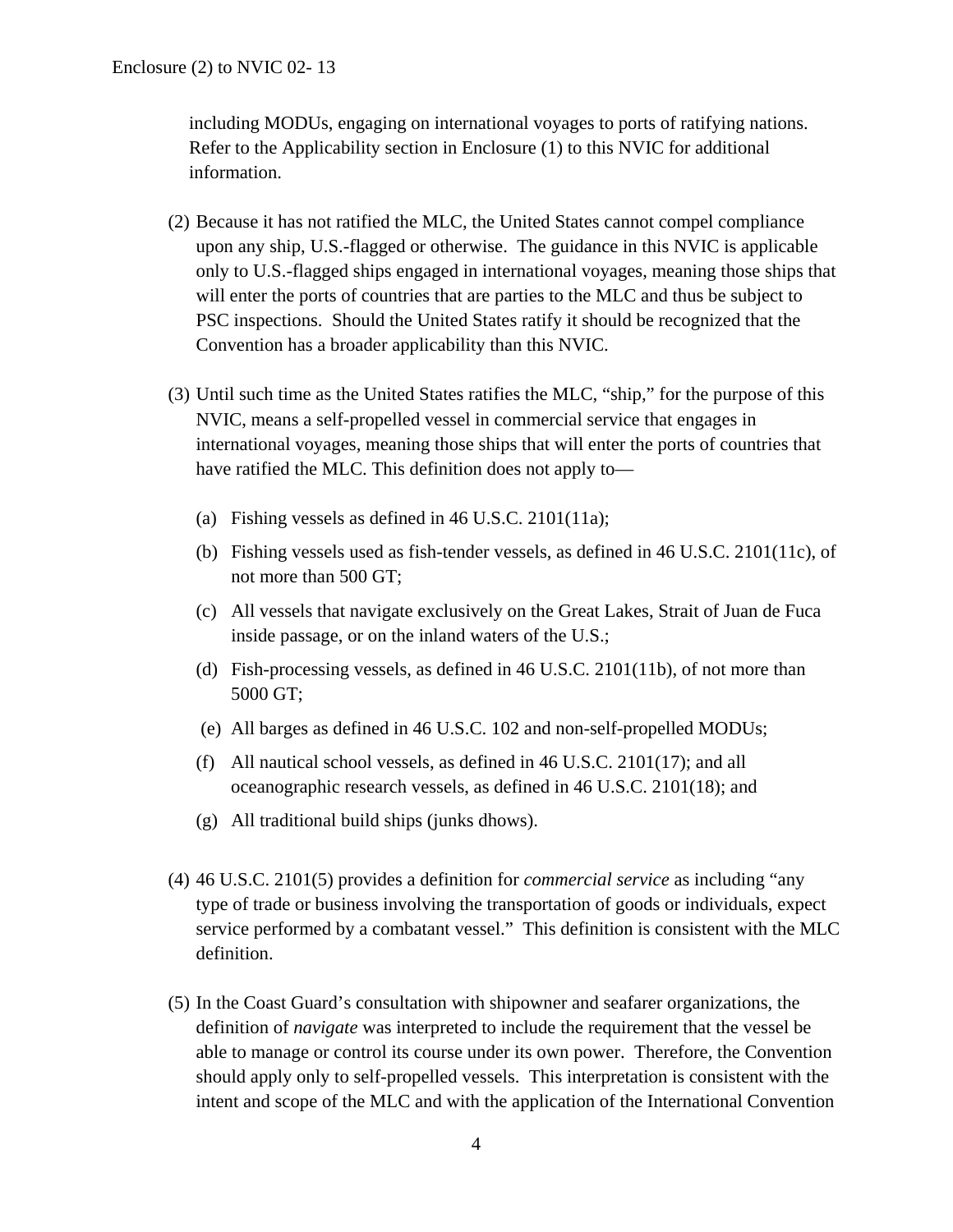including MODUs, engaging on international voyages to ports of ratifying nations. Refer to the Applicability section in Enclosure (1) to this NVIC for additional information.

(2) Because it has not ratified the MLC, the United States cannot compel compliance upon any ship, U.S.-flagged or otherwise. The guidance in this NVIC is applicable only to U.S.-flagged ships engaged in international voyages, meaning those ships that will enter the ports of countries that are parties to the MLC and thus be subject to PSC inspections. Should the United States ratify it should be recognized that the Convention has a broader applicability than this NVIC.

(3) Until such time as the United States ratifies the MLC, "ship," for the purpose of this NVIC, means a self-propelled vessel in commercial service that engages in international voyages, meaning those ships that will enter the ports of countries that have ratified the MLC. This definition does not apply to—

(a) Fishing vessels as defined in 46 U.S.C. 2101(11a);

(b) Fishing vessels used as fish-tender vessels, as defined in 46 U.S.C. 2101(11c), of not more than 500 GT;

(c) All vessels that navigate exclusively on the Great Lakes, Strait of Juan de Fuca inside passage, or on the inland waters of the U.S.;

(d) Fish-processing vessels, as defined in 46 U.S.C. 2101(11b), of not more than 5000 GT;

(e) All barges as defined in 46 U.S.C. 102 and non-self-propelled MODUs;

(f) All nautical school vessels, as defined in 46 U.S.C. 2101(17); and all oceanographic research vessels, as defined in 46 U.S.C. 2101(18); and

(g) All traditional build ships (junks dhows).

(4) 46 U.S.C. 2101(5) provides a definition for *commercial service* as including "any type of trade or business involving the transportation of goods or individuals, expect service performed by a combatant vessel." This definition is consistent with the MLC definition.

(5) In the Coast Guard's consultation with shipowner and seafarer organizations, the definition of *navigate* was interpreted to include the requirement that the vessel be able to manage or control its course under its own power. Therefore, the Convention should apply only to self-propelled vessels. This interpretation is consistent with the intent and scope of the MLC and with the application of the International Convention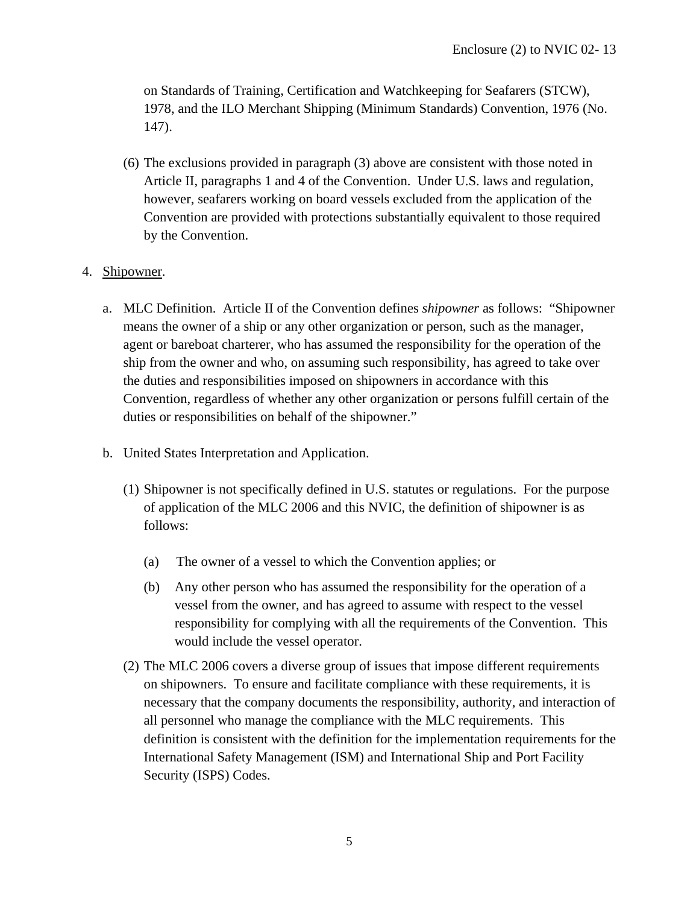on Standards of Training, Certification and Watchkeeping for Seafarers (STCW), 1978, and the ILO Merchant Shipping (Minimum Standards) Convention, 1976 (No. 147).

(6) The exclusions provided in paragraph (3) above are consistent with those noted in Article II, paragraphs 1 and 4 of the Convention. Under U.S. laws and regulation, however, seafarers working on board vessels excluded from the application of the Convention are provided with protections substantially equivalent to those required by the Convention.

4. Shipowner.

a. MLC Definition. Article II of the Convention defines *shipowner* as follows: "Shipowner means the owner of a ship or any other organization or person, such as the manager, agent or bareboat charterer, who has assumed the responsibility for the operation of the ship from the owner and who, on assuming such responsibility, has agreed to take over the duties and responsibilities imposed on shipowners in accordance with this Convention, regardless of whether any other organization or persons fulfill certain of the duties or responsibilities on behalf of the shipowner."

b. United States Interpretation and Application.

(1) Shipowner is not specifically defined in U.S. statutes or regulations. For the purpose of application of the MLC 2006 and this NVIC, the definition of shipowner is as follows:

(a) The owner of a vessel to which the Convention applies; or

(b) Any other person who has assumed the responsibility for the operation of a vessel from the owner, and has agreed to assume with respect to the vessel responsibility for complying with all the requirements of the Convention. This would include the vessel operator.

(2) The MLC 2006 covers a diverse group of issues that impose different requirements on shipowners. To ensure and facilitate compliance with these requirements, it is necessary that the company documents the responsibility, authority, and interaction of all personnel who manage the compliance with the MLC requirements. This definition is consistent with the definition for the implementation requirements for the International Safety Management (ISM) and International Ship and Port Facility Security (ISPS) Codes.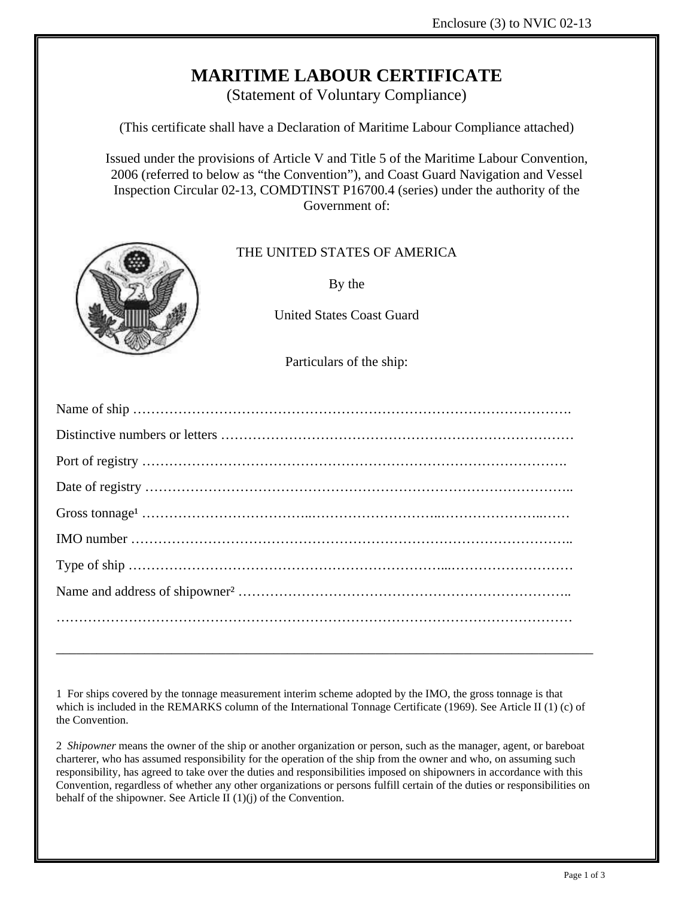Enclosure (3) to NVIC 02-13

# MARITIME LABOUR CERTIFICATE

(Statement of Voluntary Compliance)

(This certificate shall have a Declaration of Maritime Labour Compliance attached)

Issued under the provisions of Article V and Title 5 of the Maritime Labour Convention, 2006 (referred to below as "the Convention"), and Coast Guard Navigation and Vessel Inspection Circular 02-13, COMDTINST P16700.4 (series) under the authority of the Government of:

THE UNITED STATES OF AMERICA

By the

United States Coast Guard

Particulars of the ship:

Name of ship ……………………………………………………………………………………….

Distinctive numbers or letters ……………………………………………………………………

Port of registry ……………………………………………………………………………………….

Date of registry ……………………………………………………………………………………..

Gross tonnage[1] ………………………………..………………………..……………………..……

IMO number ………………………………………………………………………………………..

Type of ship ………………………………………………………………...………………………

Name and address of shipowner[2] ………………………………………………………………..

…………………………………………………………………………………………………………

---

1 For ships covered by the tonnage measurement interim scheme adopted by the IMO, the gross tonnage is that which is included in the REMARKS column of the International Tonnage Certificate (1969). See Article II (1) (c) of the Convention.

2 *Shipowner* means the owner of the ship or another organization or person, such as the manager, agent, or bareboat charterer, who has assumed responsibility for the operation of the ship from the owner and who, on assuming such responsibility, has agreed to take over the duties and responsibilities imposed on shipowners in accordance with this Convention, regardless of whether any other organizations or persons fulfill certain of the duties or responsibilities on behalf of the shipowner. See Article II (1)(j) of the Convention.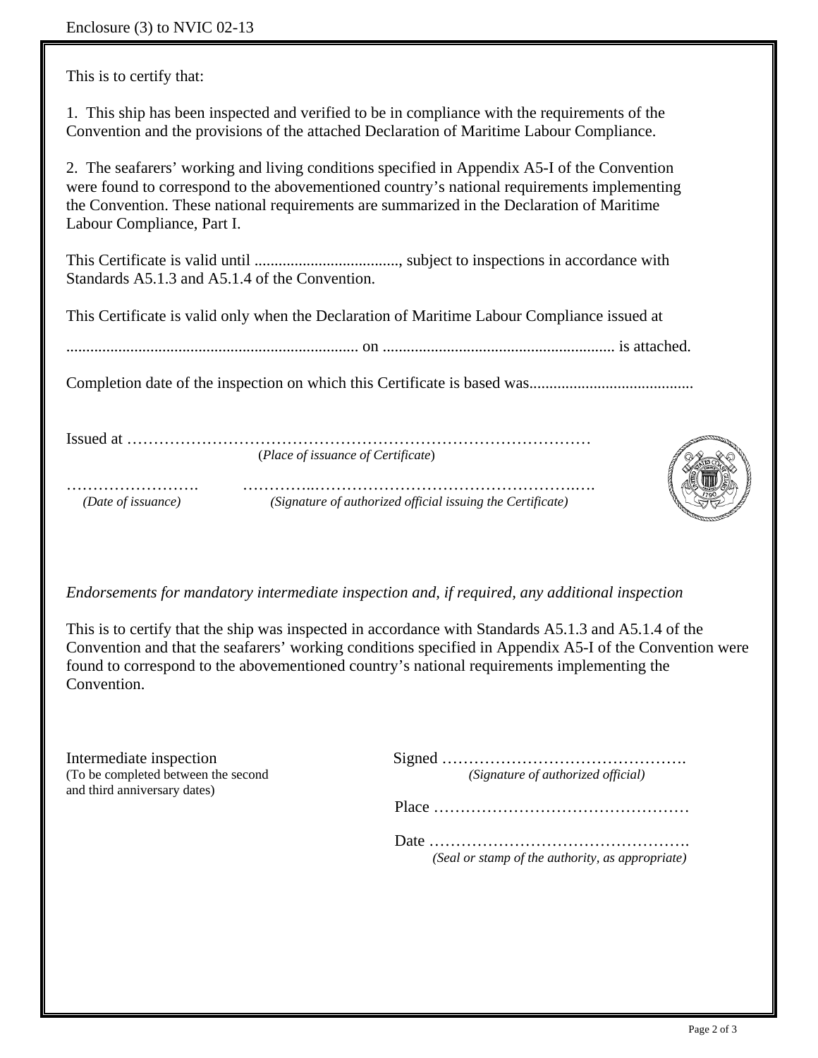This is to certify that:

1. This ship has been inspected and verified to be in compliance with the requirements of the Convention and the provisions of the attached Declaration of Maritime Labour Compliance.

2. The seafarers' working and living conditions specified in Appendix A5-I of the Convention were found to correspond to the abovementioned country's national requirements implementing the Convention. These national requirements are summarized in the Declaration of Maritime Labour Compliance, Part I.

This Certificate is valid until ...................................., subject to inspections in accordance with Standards A5.1.3 and A5.1.4 of the Convention.

This Certificate is valid only when the Declaration of Maritime Labour Compliance issued at

........................................................................ on .......................................................... is attached.

Completion date of the inspection on which this Certificate is based was.........................................

Issued at ………………………………………………………………………………
(*Place of issuance of Certificate*)

……………………. ………..…………………………………………..….
*(Date of issuance)* *(Signature of authorized official issuing the Certificate)*

*Endorsements for mandatory intermediate inspection and, if required, any additional inspection*

This is to certify that the ship was inspected in accordance with Standards A5.1.3 and A5.1.4 of the Convention and that the seafarers' working conditions specified in Appendix A5-I of the Convention were found to correspond to the abovementioned country's national requirements implementing the Convention.

Intermediate inspection
(To be completed between the second and third anniversary dates)

Signed ……………………………………….
*(Signature of authorized official)*

Place …………………………………………

Date ………………………………………….
*(Seal or stamp of the authority, as appropriate)*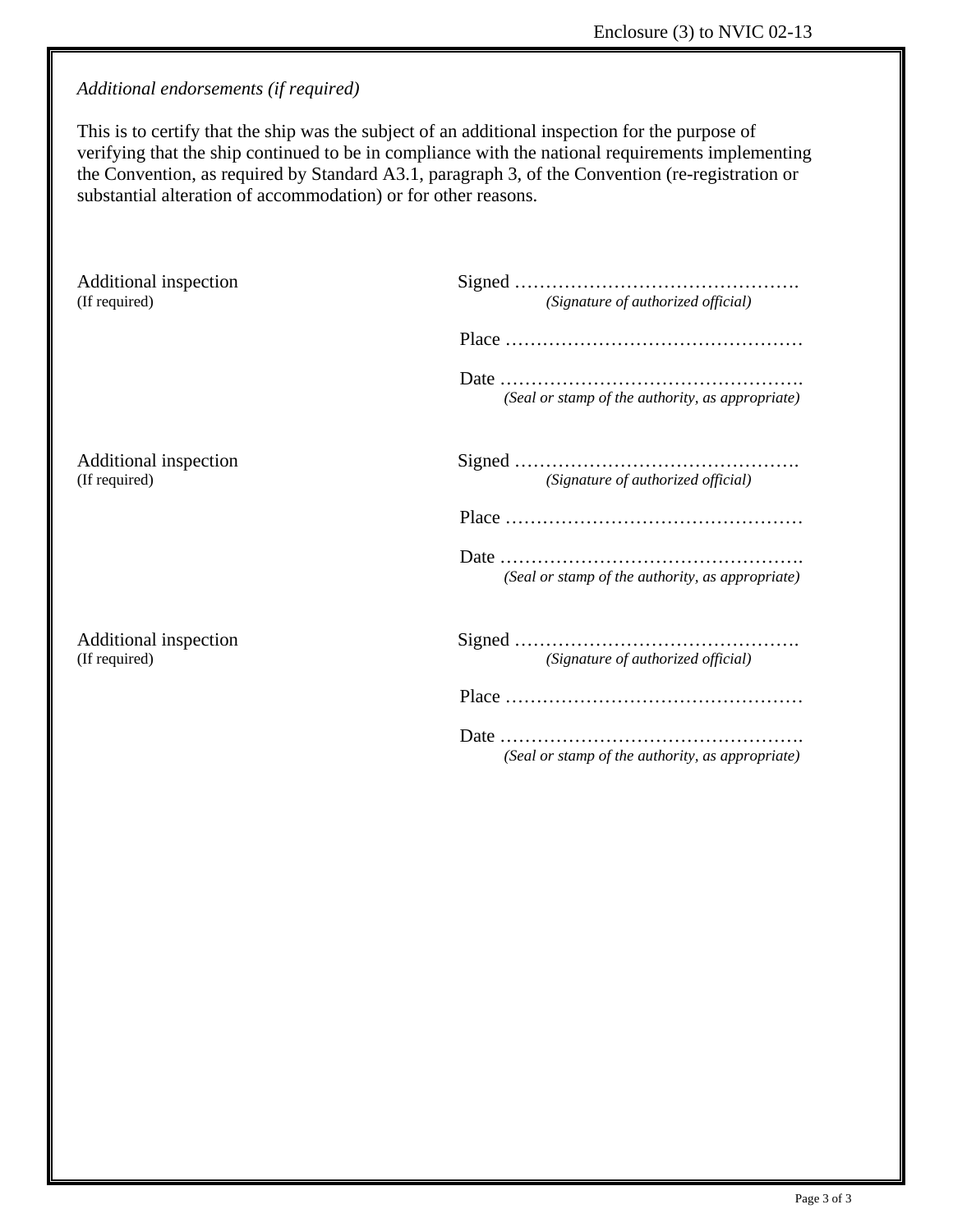*Additional endorsements (if required)*

This is to certify that the ship was the subject of an additional inspection for the purpose of verifying that the ship continued to be in compliance with the national requirements implementing the Convention, as required by Standard A3.1, paragraph 3, of the Convention (re-registration or substantial alteration of accommodation) or for other reasons.

Additional inspection
(If required)

Signed ……………………………………….
*(Signature of authorized official)*

Place …………………………………………

Date ………………………………………….
*(Seal or stamp of the authority, as appropriate)*

Additional inspection
(If required)

Signed ……………………………………….
*(Signature of authorized official)*

Place …………………………………………

Date ………………………………………….
*(Seal or stamp of the authority, as appropriate)*

Additional inspection
(If required)

Signed ……………………………………….
*(Signature of authorized official)*

Place …………………………………………

Date ………………………………………….
*(Seal or stamp of the authority, as appropriate)*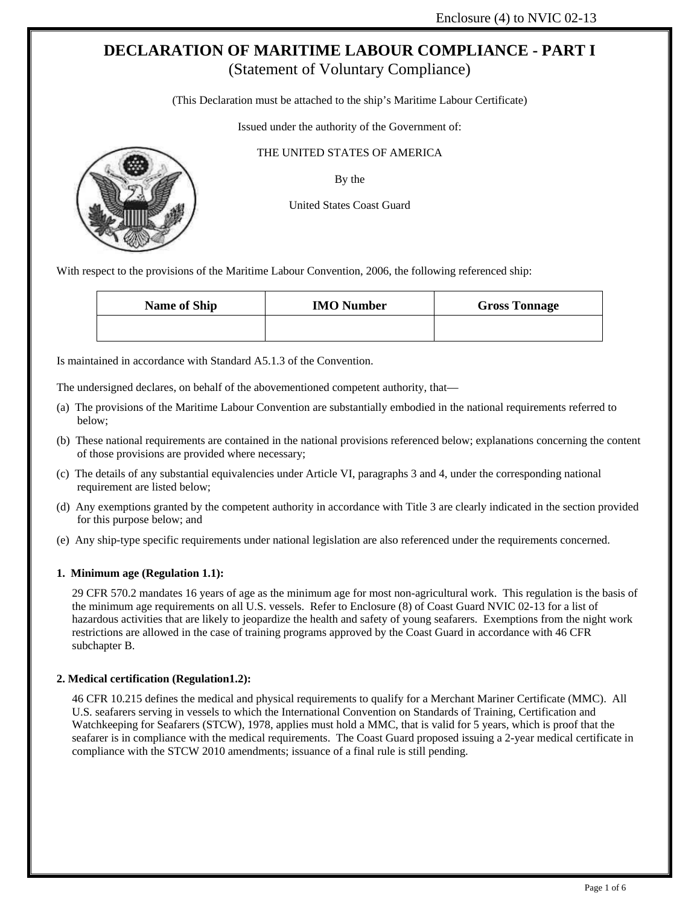Enclosure (4) to NVIC 02-13

# DECLARATION OF MARITIME LABOUR COMPLIANCE - PART I

(Statement of Voluntary Compliance)

(This Declaration must be attached to the ship's Maritime Labour Certificate)

Issued under the authority of the Government of:

THE UNITED STATES OF AMERICA

By the

United States Coast Guard

With respect to the provisions of the Maritime Labour Convention, 2006, the following referenced ship:

| Name of Ship | IMO Number | Gross Tonnage |
|---|---|---|
| | | |

Is maintained in accordance with Standard A5.1.3 of the Convention.

The undersigned declares, on behalf of the abovementioned competent authority, that—

(a) The provisions of the Maritime Labour Convention are substantially embodied in the national requirements referred to below;

(b) These national requirements are contained in the national provisions referenced below; explanations concerning the content of those provisions are provided where necessary;

(c) The details of any substantial equivalencies under Article VI, paragraphs 3 and 4, under the corresponding national requirement are listed below;

(d) Any exemptions granted by the competent authority in accordance with Title 3 are clearly indicated in the section provided for this purpose below; and

(e) Any ship-type specific requirements under national legislation are also referenced under the requirements concerned.

**1. Minimum age (Regulation 1.1):**

29 CFR 570.2 mandates 16 years of age as the minimum age for most non-agricultural work. This regulation is the basis of the minimum age requirements on all U.S. vessels. Refer to Enclosure (8) of Coast Guard NVIC 02-13 for a list of hazardous activities that are likely to jeopardize the health and safety of young seafarers. Exemptions from the night work restrictions are allowed in the case of training programs approved by the Coast Guard in accordance with 46 CFR subchapter B.

**2. Medical certification (Regulation1.2):**

46 CFR 10.215 defines the medical and physical requirements to qualify for a Merchant Mariner Certificate (MMC). All U.S. seafarers serving in vessels to which the International Convention on Standards of Training, Certification and Watchkeeping for Seafarers (STCW), 1978, applies must hold a MMC, that is valid for 5 years, which is proof that the seafarer is in compliance with the medical requirements. The Coast Guard proposed issuing a 2-year medical certificate in compliance with the STCW 2010 amendments; issuance of a final rule is still pending.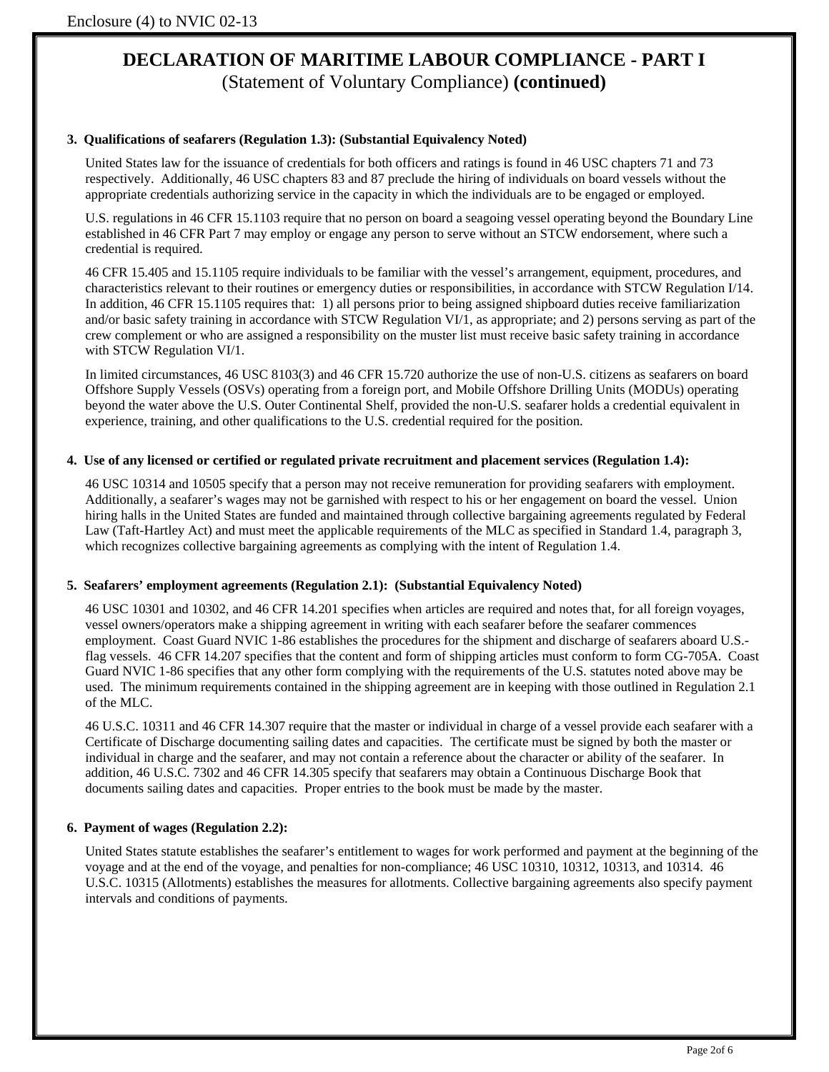# DECLARATION OF MARITIME LABOUR COMPLIANCE - PART I

(Statement of Voluntary Compliance) **(continued)**

**3. Qualifications of seafarers (Regulation 1.3): (Substantial Equivalency Noted)**

United States law for the issuance of credentials for both officers and ratings is found in 46 USC chapters 71 and 73 respectively. Additionally, 46 USC chapters 83 and 87 preclude the hiring of individuals on board vessels without the appropriate credentials authorizing service in the capacity in which the individuals are to be engaged or employed.

U.S. regulations in 46 CFR 15.1103 require that no person on board a seagoing vessel operating beyond the Boundary Line established in 46 CFR Part 7 may employ or engage any person to serve without an STCW endorsement, where such a credential is required.

46 CFR 15.405 and 15.1105 require individuals to be familiar with the vessel's arrangement, equipment, procedures, and characteristics relevant to their routines or emergency duties or responsibilities, in accordance with STCW Regulation I/14. In addition, 46 CFR 15.1105 requires that: 1) all persons prior to being assigned shipboard duties receive familiarization and/or basic safety training in accordance with STCW Regulation VI/1, as appropriate; and 2) persons serving as part of the crew complement or who are assigned a responsibility on the muster list must receive basic safety training in accordance with STCW Regulation VI/1.

In limited circumstances, 46 USC 8103(3) and 46 CFR 15.720 authorize the use of non-U.S. citizens as seafarers on board Offshore Supply Vessels (OSVs) operating from a foreign port, and Mobile Offshore Drilling Units (MODUs) operating beyond the water above the U.S. Outer Continental Shelf, provided the non-U.S. seafarer holds a credential equivalent in experience, training, and other qualifications to the U.S. credential required for the position.

**4. Use of any licensed or certified or regulated private recruitment and placement services (Regulation 1.4):**

46 USC 10314 and 10505 specify that a person may not receive remuneration for providing seafarers with employment. Additionally, a seafarer's wages may not be garnished with respect to his or her engagement on board the vessel. Union hiring halls in the United States are funded and maintained through collective bargaining agreements regulated by Federal Law (Taft-Hartley Act) and must meet the applicable requirements of the MLC as specified in Standard 1.4, paragraph 3, which recognizes collective bargaining agreements as complying with the intent of Regulation 1.4.

**5. Seafarers' employment agreements (Regulation 2.1): (Substantial Equivalency Noted)**

46 USC 10301 and 10302, and 46 CFR 14.201 specifies when articles are required and notes that, for all foreign voyages, vessel owners/operators make a shipping agreement in writing with each seafarer before the seafarer commences employment. Coast Guard NVIC 1-86 establishes the procedures for the shipment and discharge of seafarers aboard U.S.-flag vessels. 46 CFR 14.207 specifies that the content and form of shipping articles must conform to form CG-705A. Coast Guard NVIC 1-86 specifies that any other form complying with the requirements of the U.S. statutes noted above may be used. The minimum requirements contained in the shipping agreement are in keeping with those outlined in Regulation 2.1 of the MLC.

46 U.S.C. 10311 and 46 CFR 14.307 require that the master or individual in charge of a vessel provide each seafarer with a Certificate of Discharge documenting sailing dates and capacities. The certificate must be signed by both the master or individual in charge and the seafarer, and may not contain a reference about the character or ability of the seafarer. In addition, 46 U.S.C. 7302 and 46 CFR 14.305 specify that seafarers may obtain a Continuous Discharge Book that documents sailing dates and capacities. Proper entries to the book must be made by the master.

**6. Payment of wages (Regulation 2.2):**

United States statute establishes the seafarer's entitlement to wages for work performed and payment at the beginning of the voyage and at the end of the voyage, and penalties for non-compliance; 46 USC 10310, 10312, 10313, and 10314. 46 U.S.C. 10315 (Allotments) establishes the measures for allotments. Collective bargaining agreements also specify payment intervals and conditions of payments.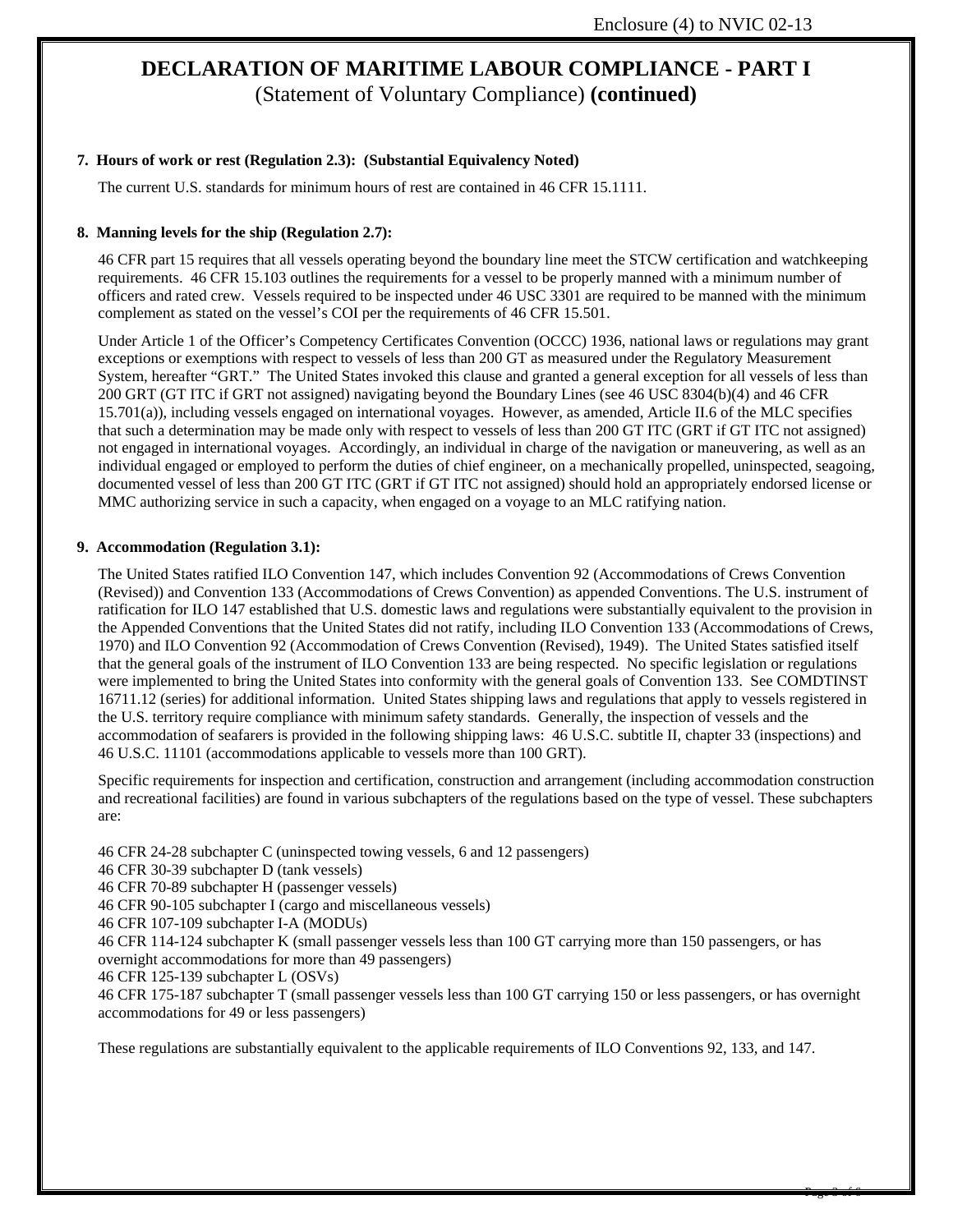# DECLARATION OF MARITIME LABOUR COMPLIANCE - PART I

(Statement of Voluntary Compliance) **(continued)**

**7. Hours of work or rest (Regulation 2.3): (Substantial Equivalency Noted)**

The current U.S. standards for minimum hours of rest are contained in 46 CFR 15.1111.

**8. Manning levels for the ship (Regulation 2.7):**

46 CFR part 15 requires that all vessels operating beyond the boundary line meet the STCW certification and watchkeeping requirements. 46 CFR 15.103 outlines the requirements for a vessel to be properly manned with a minimum number of officers and rated crew. Vessels required to be inspected under 46 USC 3301 are required to be manned with the minimum complement as stated on the vessel's COI per the requirements of 46 CFR 15.501.

Under Article 1 of the Officer's Competency Certificates Convention (OCCC) 1936, national laws or regulations may grant exceptions or exemptions with respect to vessels of less than 200 GT as measured under the Regulatory Measurement System, hereafter "GRT." The United States invoked this clause and granted a general exception for all vessels of less than 200 GRT (GT ITC if GRT not assigned) navigating beyond the Boundary Lines (see 46 USC 8304(b)(4) and 46 CFR 15.701(a)), including vessels engaged on international voyages. However, as amended, Article II.6 of the MLC specifies that such a determination may be made only with respect to vessels of less than 200 GT ITC (GRT if GT ITC not assigned) not engaged in international voyages. Accordingly, an individual in charge of the navigation or maneuvering, as well as an individual engaged or employed to perform the duties of chief engineer, on a mechanically propelled, uninspected, seagoing, documented vessel of less than 200 GT ITC (GRT if GT ITC not assigned) should hold an appropriately endorsed license or MMC authorizing service in such a capacity, when engaged on a voyage to an MLC ratifying nation.

**9. Accommodation (Regulation 3.1):**

The United States ratified ILO Convention 147, which includes Convention 92 (Accommodations of Crews Convention (Revised)) and Convention 133 (Accommodations of Crews Convention) as appended Conventions. The U.S. instrument of ratification for ILO 147 established that U.S. domestic laws and regulations were substantially equivalent to the provision in the Appended Conventions that the United States did not ratify, including ILO Convention 133 (Accommodations of Crews, 1970) and ILO Convention 92 (Accommodation of Crews Convention (Revised), 1949). The United States satisfied itself that the general goals of the instrument of ILO Convention 133 are being respected. No specific legislation or regulations were implemented to bring the United States into conformity with the general goals of Convention 133. See COMDTINST 16711.12 (series) for additional information. United States shipping laws and regulations that apply to vessels registered in the U.S. territory require compliance with minimum safety standards. Generally, the inspection of vessels and the accommodation of seafarers is provided in the following shipping laws: 46 U.S.C. subtitle II, chapter 33 (inspections) and 46 U.S.C. 11101 (accommodations applicable to vessels more than 100 GRT).

Specific requirements for inspection and certification, construction and arrangement (including accommodation construction and recreational facilities) are found in various subchapters of the regulations based on the type of vessel. These subchapters are:

46 CFR 24-28 subchapter C (uninspected towing vessels, 6 and 12 passengers)
46 CFR 30-39 subchapter D (tank vessels)
46 CFR 70-89 subchapter H (passenger vessels)
46 CFR 90-105 subchapter I (cargo and miscellaneous vessels)
46 CFR 107-109 subchapter I-A (MODUs)
46 CFR 114-124 subchapter K (small passenger vessels less than 100 GT carrying more than 150 passengers, or has overnight accommodations for more than 49 passengers)
46 CFR 125-139 subchapter L (OSVs)
46 CFR 175-187 subchapter T (small passenger vessels less than 100 GT carrying 150 or less passengers, or has overnight accommodations for 49 or less passengers)

These regulations are substantially equivalent to the applicable requirements of ILO Conventions 92, 133, and 147.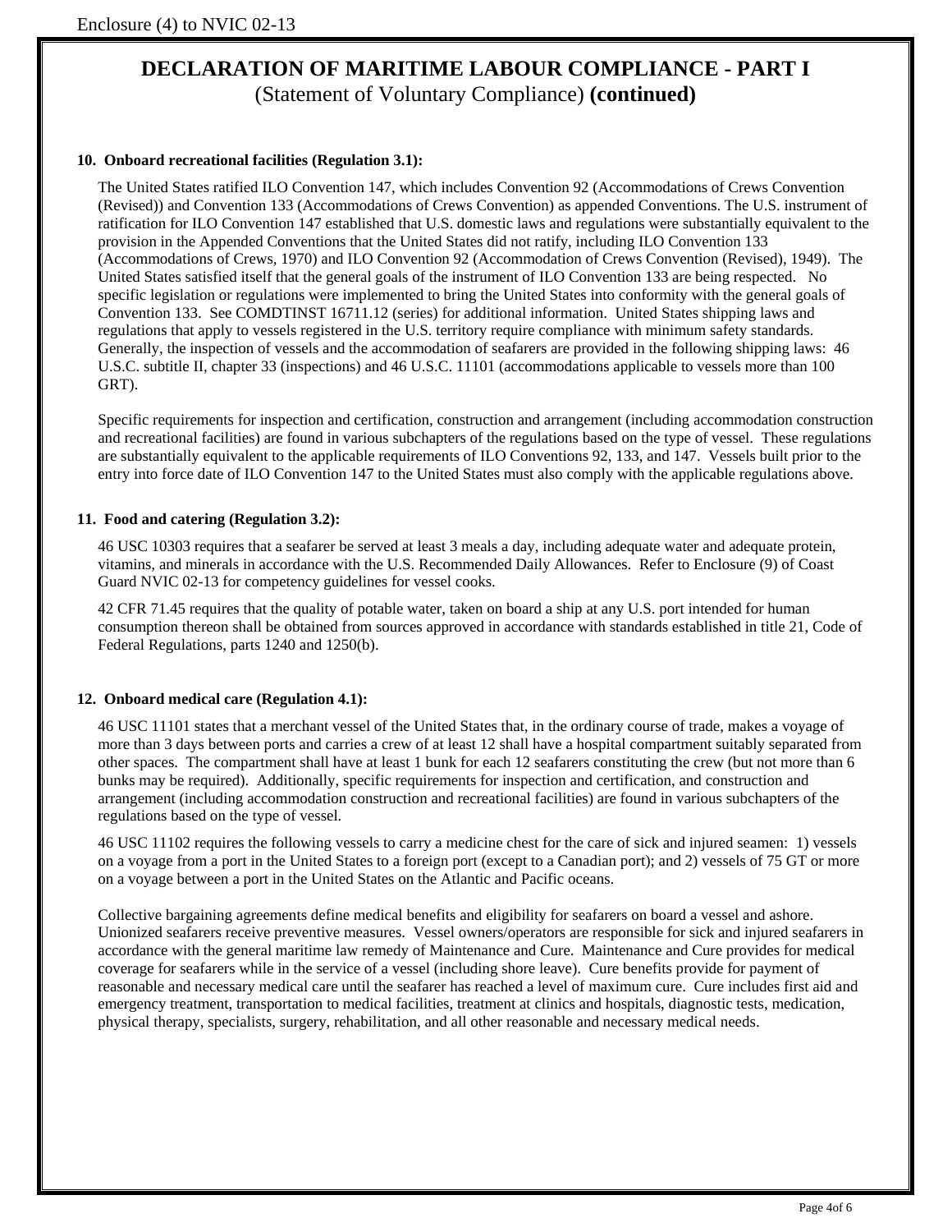# DECLARATION OF MARITIME LABOUR COMPLIANCE - PART I

(Statement of Voluntary Compliance) **(continued)**

**10. Onboard recreational facilities (Regulation 3.1):**

The United States ratified ILO Convention 147, which includes Convention 92 (Accommodations of Crews Convention (Revised)) and Convention 133 (Accommodations of Crews Convention) as appended Conventions. The U.S. instrument of ratification for ILO Convention 147 established that U.S. domestic laws and regulations were substantially equivalent to the provision in the Appended Conventions that the United States did not ratify, including ILO Convention 133 (Accommodations of Crews, 1970) and ILO Convention 92 (Accommodation of Crews Convention (Revised), 1949). The United States satisfied itself that the general goals of the instrument of ILO Convention 133 are being respected. No specific legislation or regulations were implemented to bring the United States into conformity with the general goals of Convention 133. See COMDTINST 16711.12 (series) for additional information. United States shipping laws and regulations that apply to vessels registered in the U.S. territory require compliance with minimum safety standards. Generally, the inspection of vessels and the accommodation of seafarers are provided in the following shipping laws: 46 U.S.C. subtitle II, chapter 33 (inspections) and 46 U.S.C. 11101 (accommodations applicable to vessels more than 100 GRT).

Specific requirements for inspection and certification, construction and arrangement (including accommodation construction and recreational facilities) are found in various subchapters of the regulations based on the type of vessel. These regulations are substantially equivalent to the applicable requirements of ILO Conventions 92, 133, and 147. Vessels built prior to the entry into force date of ILO Convention 147 to the United States must also comply with the applicable regulations above.

**11. Food and catering (Regulation 3.2):**

46 USC 10303 requires that a seafarer be served at least 3 meals a day, including adequate water and adequate protein, vitamins, and minerals in accordance with the U.S. Recommended Daily Allowances. Refer to Enclosure (9) of Coast Guard NVIC 02-13 for competency guidelines for vessel cooks.

42 CFR 71.45 requires that the quality of potable water, taken on board a ship at any U.S. port intended for human consumption thereon shall be obtained from sources approved in accordance with standards established in title 21, Code of Federal Regulations, parts 1240 and 1250(b).

**12. Onboard medical care (Regulation 4.1):**

46 USC 11101 states that a merchant vessel of the United States that, in the ordinary course of trade, makes a voyage of more than 3 days between ports and carries a crew of at least 12 shall have a hospital compartment suitably separated from other spaces. The compartment shall have at least 1 bunk for each 12 seafarers constituting the crew (but not more than 6 bunks may be required). Additionally, specific requirements for inspection and certification, and construction and arrangement (including accommodation construction and recreational facilities) are found in various subchapters of the regulations based on the type of vessel.

46 USC 11102 requires the following vessels to carry a medicine chest for the care of sick and injured seamen: 1) vessels on a voyage from a port in the United States to a foreign port (except to a Canadian port); and 2) vessels of 75 GT or more on a voyage between a port in the United States on the Atlantic and Pacific oceans.

Collective bargaining agreements define medical benefits and eligibility for seafarers on board a vessel and ashore. Unionized seafarers receive preventive measures. Vessel owners/operators are responsible for sick and injured seafarers in accordance with the general maritime law remedy of Maintenance and Cure. Maintenance and Cure provides for medical coverage for seafarers while in the service of a vessel (including shore leave). Cure benefits provide for payment of reasonable and necessary medical care until the seafarer has reached a level of maximum cure. Cure includes first aid and emergency treatment, transportation to medical facilities, treatment at clinics and hospitals, diagnostic tests, medication, physical therapy, specialists, surgery, rehabilitation, and all other reasonable and necessary medical needs.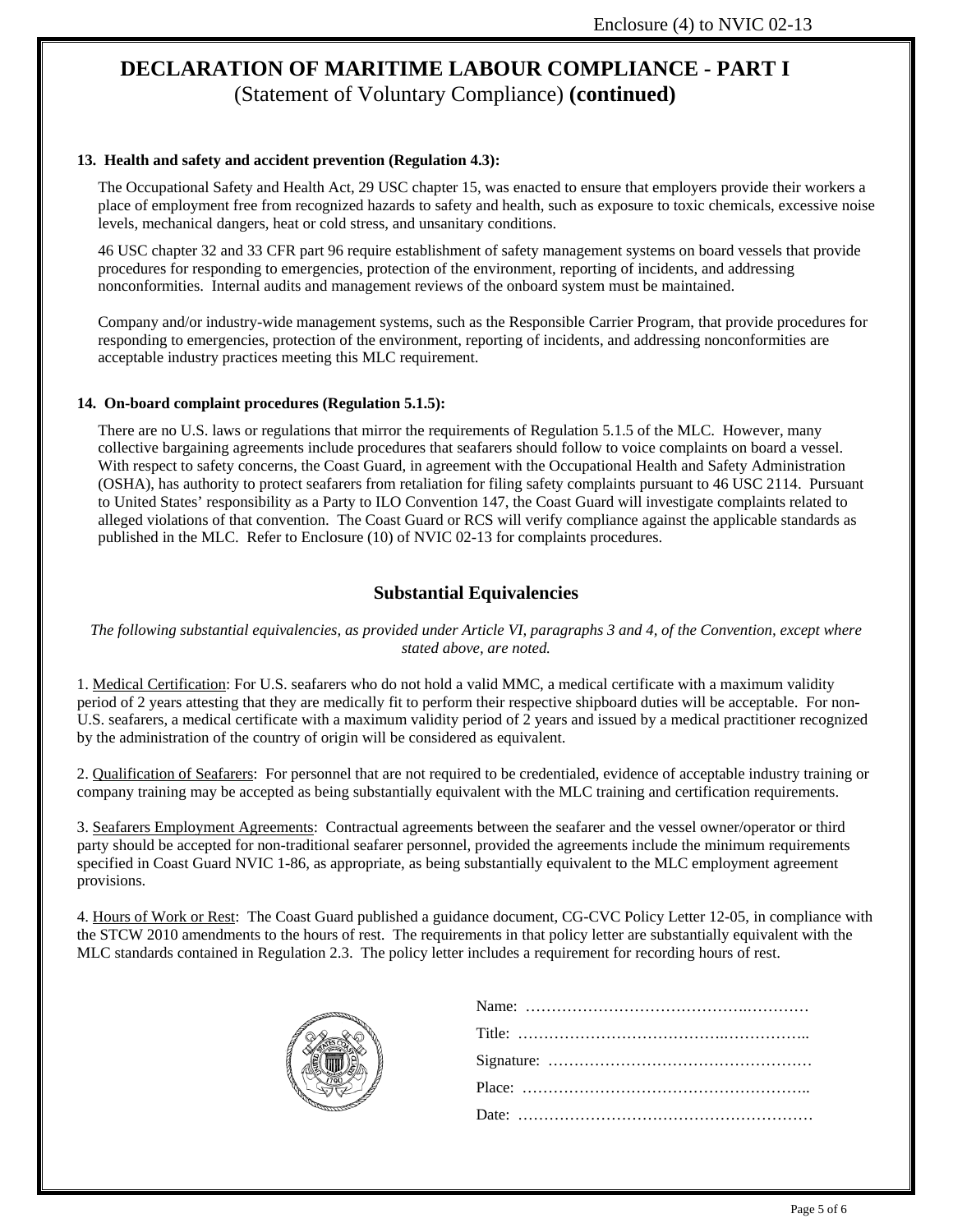## DECLARATION OF MARITIME LABOUR COMPLIANCE - PART I

(Statement of Voluntary Compliance) **(continued)**

**13. Health and safety and accident prevention (Regulation 4.3):**

The Occupational Safety and Health Act, 29 USC chapter 15, was enacted to ensure that employers provide their workers a place of employment free from recognized hazards to safety and health, such as exposure to toxic chemicals, excessive noise levels, mechanical dangers, heat or cold stress, and unsanitary conditions.

46 USC chapter 32 and 33 CFR part 96 require establishment of safety management systems on board vessels that provide procedures for responding to emergencies, protection of the environment, reporting of incidents, and addressing nonconformities. Internal audits and management reviews of the onboard system must be maintained.

Company and/or industry-wide management systems, such as the Responsible Carrier Program, that provide procedures for responding to emergencies, protection of the environment, reporting of incidents, and addressing nonconformities are acceptable industry practices meeting this MLC requirement.

**14. On-board complaint procedures (Regulation 5.1.5):**

There are no U.S. laws or regulations that mirror the requirements of Regulation 5.1.5 of the MLC. However, many collective bargaining agreements include procedures that seafarers should follow to voice complaints on board a vessel. With respect to safety concerns, the Coast Guard, in agreement with the Occupational Health and Safety Administration (OSHA), has authority to protect seafarers from retaliation for filing safety complaints pursuant to 46 USC 2114. Pursuant to United States' responsibility as a Party to ILO Convention 147, the Coast Guard will investigate complaints related to alleged violations of that convention. The Coast Guard or RCS will verify compliance against the applicable standards as published in the MLC. Refer to Enclosure (10) of NVIC 02-13 for complaints procedures.

### Substantial Equivalencies

*The following substantial equivalencies, as provided under Article VI, paragraphs 3 and 4, of the Convention, except where stated above, are noted.*

1. Medical Certification: For U.S. seafarers who do not hold a valid MMC, a medical certificate with a maximum validity period of 2 years attesting that they are medically fit to perform their respective shipboard duties will be acceptable. For non-U.S. seafarers, a medical certificate with a maximum validity period of 2 years and issued by a medical practitioner recognized by the administration of the country of origin will be considered as equivalent.

2. Qualification of Seafarers: For personnel that are not required to be credentialed, evidence of acceptable industry training or company training may be accepted as being substantially equivalent with the MLC training and certification requirements.

3. Seafarers Employment Agreements: Contractual agreements between the seafarer and the vessel owner/operator or third party should be accepted for non-traditional seafarer personnel, provided the agreements include the minimum requirements specified in Coast Guard NVIC 1-86, as appropriate, as being substantially equivalent to the MLC employment agreement provisions.

4. Hours of Work or Rest: The Coast Guard published a guidance document, CG-CVC Policy Letter 12-05, in compliance with the STCW 2010 amendments to the hours of rest. The requirements in that policy letter are substantially equivalent with the MLC standards contained in Regulation 2.3. The policy letter includes a requirement for recording hours of rest.

Name: ……………………………………………………

Title: ……………………………………………………..

Signature: ……………………………………………

Place: …………………………………………………..

Date: …………………………………………………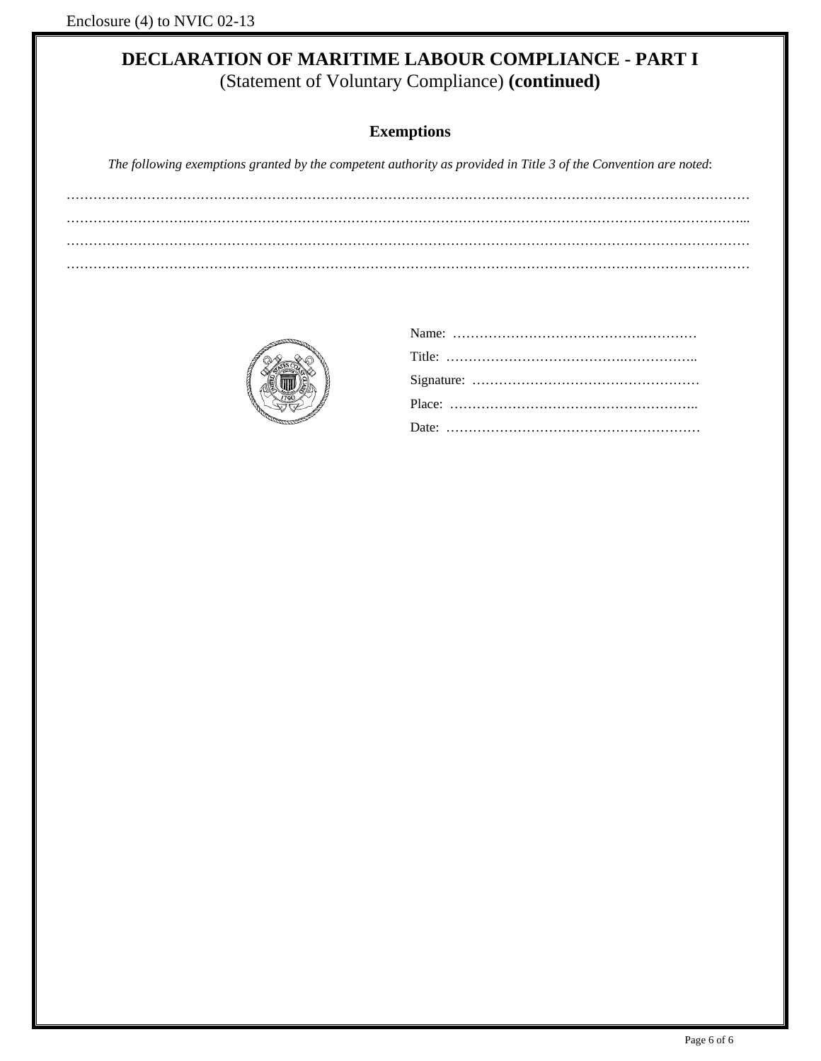# DECLARATION OF MARITIME LABOUR COMPLIANCE - PART I

(Statement of Voluntary Compliance) **(continued)**

## Exemptions

*The following exemptions granted by the competent authority as provided in Title 3 of the Convention are noted*:

…………………………………………………………………………………………………………………………………

…………………………………………………………………………………………………………………………………

…………………………………………………………………………………………………………………………………

…………………………………………………………………………………………………………………………………

Name: ………………………………………….…………

Title: …………………………………….……………..

Signature: ……………………………………………

Place: ………………………………………………..

Date: …………………………………………………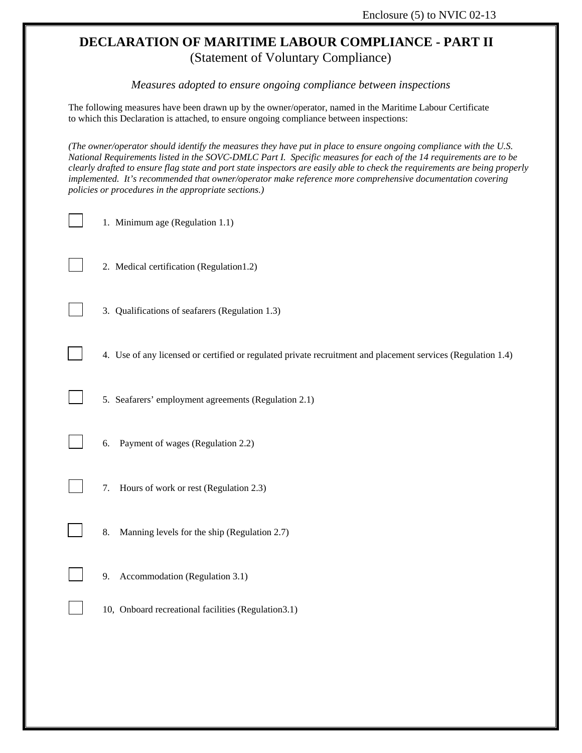# DECLARATION OF MARITIME LABOUR COMPLIANCE - PART II

(Statement of Voluntary Compliance)

*Measures adopted to ensure ongoing compliance between inspections*

The following measures have been drawn up by the owner/operator, named in the Maritime Labour Certificate to which this Declaration is attached, to ensure ongoing compliance between inspections:

*(The owner/operator should identify the measures they have put in place to ensure ongoing compliance with the U.S. National Requirements listed in the SOVC-DMLC Part I. Specific measures for each of the 14 requirements are to be clearly drafted to ensure flag state and port state inspectors are easily able to check the requirements are being properly implemented. It's recommended that owner/operator make reference more comprehensive documentation covering policies or procedures in the appropriate sections.)*

☐ 1. Minimum age (Regulation 1.1)

☐ 2. Medical certification (Regulation1.2)

☐ 3. Qualifications of seafarers (Regulation 1.3)

☐ 4. Use of any licensed or certified or regulated private recruitment and placement services (Regulation 1.4)

☐ 5. Seafarers' employment agreements (Regulation 2.1)

☐ 6. Payment of wages (Regulation 2.2)

☐ 7. Hours of work or rest (Regulation 2.3)

☐ 8. Manning levels for the ship (Regulation 2.7)

☐ 9. Accommodation (Regulation 3.1)

☐ 10, Onboard recreational facilities (Regulation3.1)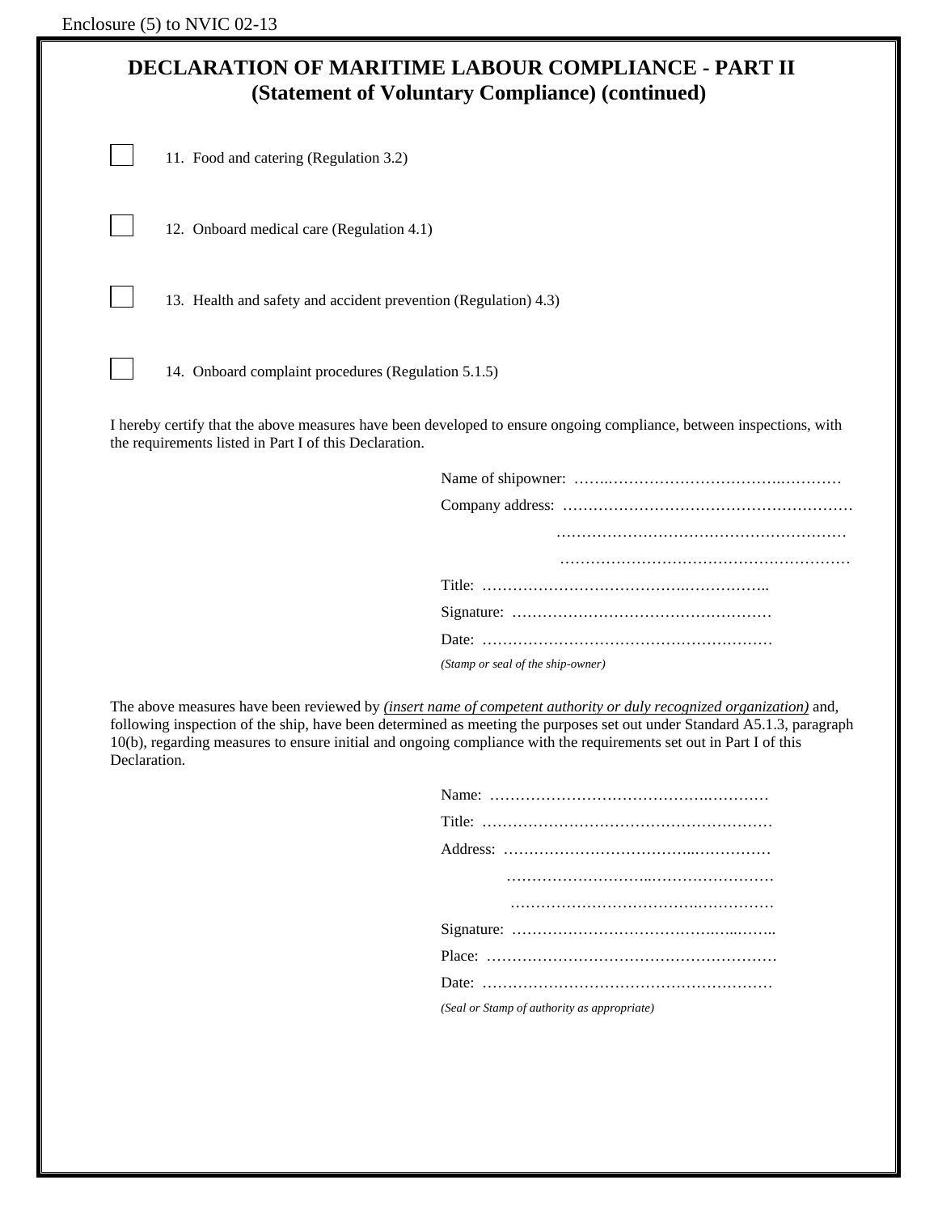Enclosure (5) to NVIC 02-13

# DECLARATION OF MARITIME LABOUR COMPLIANCE - PART II
## (Statement of Voluntary Compliance) (continued)

☐ 11. Food and catering (Regulation 3.2)

☐ 12. Onboard medical care (Regulation 4.1)

☐ 13. Health and safety and accident prevention (Regulation) 4.3)

☐ 14. Onboard complaint procedures (Regulation 5.1.5)

I hereby certify that the above measures have been developed to ensure ongoing compliance, between inspections, with the requirements listed in Part I of this Declaration.

Name of shipowner: ……..……………………………….…………

Company address: …………………………………………………

…………………………………………………

…………………………………………………

Title: ……………………………….……………..

Signature: ……………………………………………

Date: …………………………………………………

*(Stamp or seal of the ship-owner)*

The above measures have been reviewed by *(insert name of competent authority or duly recognized organization)* and, following inspection of the ship, have been determined as meeting the purposes set out under Standard A5.1.3, paragraph 10(b), regarding measures to ensure initial and ongoing compliance with the requirements set out in Part I of this Declaration.

Name: ……………………………………….…………

Title: …………………………………………………

Address: ………………………………..……………

………………………..……………………

……………………………….……………

Signature: ……………………………….…..……..

Place: …………………………………………………

Date: …………………………………………………

*(Seal or Stamp of authority as appropriate)*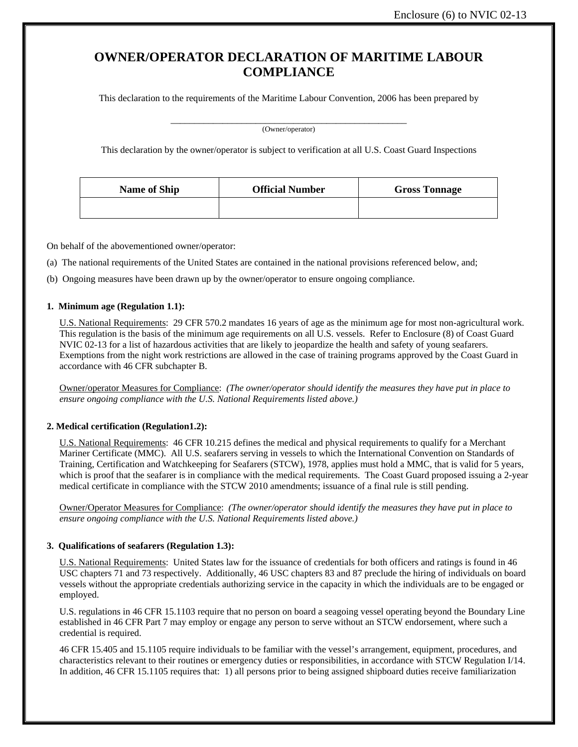# OWNER/OPERATOR DECLARATION OF MARITIME LABOUR COMPLIANCE

This declaration to the requirements of the Maritime Labour Convention, 2006 has been prepared by

_______________________________________________
(Owner/operator)

This declaration by the owner/operator is subject to verification at all U.S. Coast Guard Inspections

| Name of Ship | Official Number | Gross Tonnage |
|---|---|---|
| | | |

On behalf of the abovementioned owner/operator:

(a) The national requirements of the United States are contained in the national provisions referenced below, and;

(b) Ongoing measures have been drawn up by the owner/operator to ensure ongoing compliance.

**1. Minimum age (Regulation 1.1):**

U.S. National Requirements: 29 CFR 570.2 mandates 16 years of age as the minimum age for most non-agricultural work. This regulation is the basis of the minimum age requirements on all U.S. vessels. Refer to Enclosure (8) of Coast Guard NVIC 02-13 for a list of hazardous activities that are likely to jeopardize the health and safety of young seafarers. Exemptions from the night work restrictions are allowed in the case of training programs approved by the Coast Guard in accordance with 46 CFR subchapter B.

Owner/operator Measures for Compliance: *(The owner/operator should identify the measures they have put in place to ensure ongoing compliance with the U.S. National Requirements listed above.)*

**2. Medical certification (Regulation1.2):**

U.S. National Requirements: 46 CFR 10.215 defines the medical and physical requirements to qualify for a Merchant Mariner Certificate (MMC). All U.S. seafarers serving in vessels to which the International Convention on Standards of Training, Certification and Watchkeeping for Seafarers (STCW), 1978, applies must hold a MMC, that is valid for 5 years, which is proof that the seafarer is in compliance with the medical requirements. The Coast Guard proposed issuing a 2-year medical certificate in compliance with the STCW 2010 amendments; issuance of a final rule is still pending.

Owner/Operator Measures for Compliance: *(The owner/operator should identify the measures they have put in place to ensure ongoing compliance with the U.S. National Requirements listed above.)*

**3. Qualifications of seafarers (Regulation 1.3):**

U.S. National Requirements: United States law for the issuance of credentials for both officers and ratings is found in 46 USC chapters 71 and 73 respectively. Additionally, 46 USC chapters 83 and 87 preclude the hiring of individuals on board vessels without the appropriate credentials authorizing service in the capacity in which the individuals are to be engaged or employed.

U.S. regulations in 46 CFR 15.1103 require that no person on board a seagoing vessel operating beyond the Boundary Line established in 46 CFR Part 7 may employ or engage any person to serve without an STCW endorsement, where such a credential is required.

46 CFR 15.405 and 15.1105 require individuals to be familiar with the vessel's arrangement, equipment, procedures, and characteristics relevant to their routines or emergency duties or responsibilities, in accordance with STCW Regulation I/14. In addition, 46 CFR 15.1105 requires that: 1) all persons prior to being assigned shipboard duties receive familiarization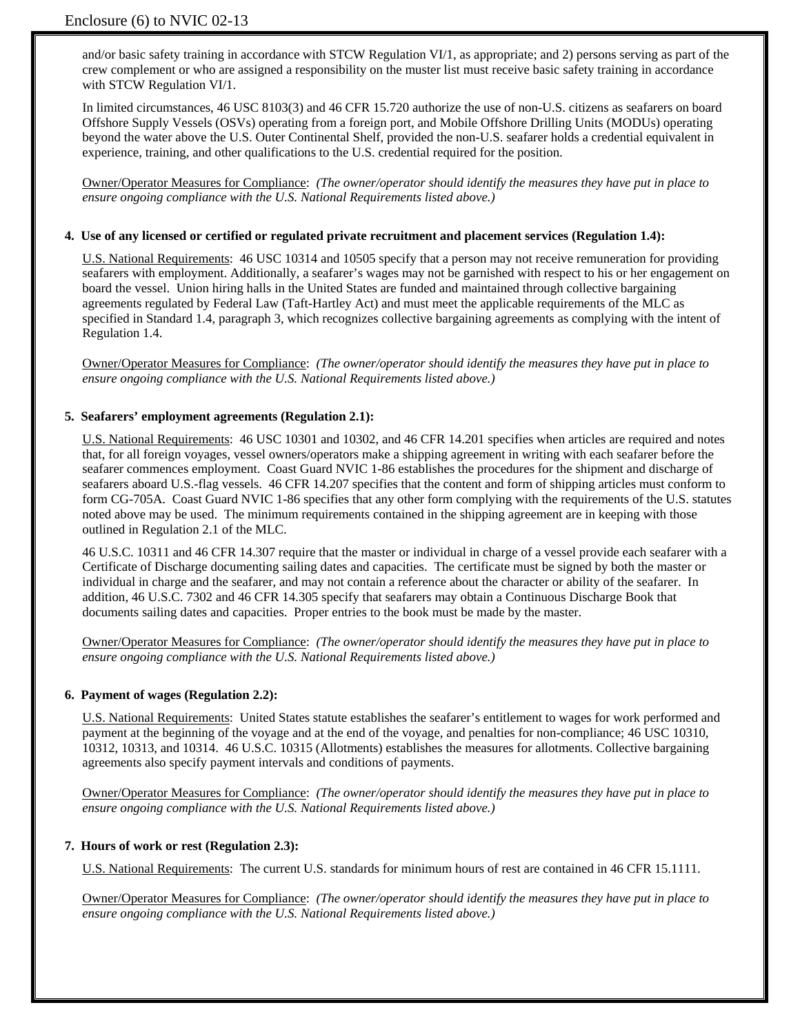and/or basic safety training in accordance with STCW Regulation VI/1, as appropriate; and 2) persons serving as part of the crew complement or who are assigned a responsibility on the muster list must receive basic safety training in accordance with STCW Regulation VI/1.

In limited circumstances, 46 USC 8103(3) and 46 CFR 15.720 authorize the use of non-U.S. citizens as seafarers on board Offshore Supply Vessels (OSVs) operating from a foreign port, and Mobile Offshore Drilling Units (MODUs) operating beyond the water above the U.S. Outer Continental Shelf, provided the non-U.S. seafarer holds a credential equivalent in experience, training, and other qualifications to the U.S. credential required for the position.

Owner/Operator Measures for Compliance: *(The owner/operator should identify the measures they have put in place to ensure ongoing compliance with the U.S. National Requirements listed above.)*

**4. Use of any licensed or certified or regulated private recruitment and placement services (Regulation 1.4):**

U.S. National Requirements: 46 USC 10314 and 10505 specify that a person may not receive remuneration for providing seafarers with employment. Additionally, a seafarer's wages may not be garnished with respect to his or her engagement on board the vessel. Union hiring halls in the United States are funded and maintained through collective bargaining agreements regulated by Federal Law (Taft-Hartley Act) and must meet the applicable requirements of the MLC as specified in Standard 1.4, paragraph 3, which recognizes collective bargaining agreements as complying with the intent of Regulation 1.4.

Owner/Operator Measures for Compliance: *(The owner/operator should identify the measures they have put in place to ensure ongoing compliance with the U.S. National Requirements listed above.)*

**5. Seafarers' employment agreements (Regulation 2.1):**

U.S. National Requirements: 46 USC 10301 and 10302, and 46 CFR 14.201 specifies when articles are required and notes that, for all foreign voyages, vessel owners/operators make a shipping agreement in writing with each seafarer before the seafarer commences employment. Coast Guard NVIC 1-86 establishes the procedures for the shipment and discharge of seafarers aboard U.S.-flag vessels. 46 CFR 14.207 specifies that the content and form of shipping articles must conform to form CG-705A. Coast Guard NVIC 1-86 specifies that any other form complying with the requirements of the U.S. statutes noted above may be used. The minimum requirements contained in the shipping agreement are in keeping with those outlined in Regulation 2.1 of the MLC.

46 U.S.C. 10311 and 46 CFR 14.307 require that the master or individual in charge of a vessel provide each seafarer with a Certificate of Discharge documenting sailing dates and capacities. The certificate must be signed by both the master or individual in charge and the seafarer, and may not contain a reference about the character or ability of the seafarer. In addition, 46 U.S.C. 7302 and 46 CFR 14.305 specify that seafarers may obtain a Continuous Discharge Book that documents sailing dates and capacities. Proper entries to the book must be made by the master.

Owner/Operator Measures for Compliance: *(The owner/operator should identify the measures they have put in place to ensure ongoing compliance with the U.S. National Requirements listed above.)*

**6. Payment of wages (Regulation 2.2):**

U.S. National Requirements: United States statute establishes the seafarer's entitlement to wages for work performed and payment at the beginning of the voyage and at the end of the voyage, and penalties for non-compliance; 46 USC 10310, 10312, 10313, and 10314. 46 U.S.C. 10315 (Allotments) establishes the measures for allotments. Collective bargaining agreements also specify payment intervals and conditions of payments.

Owner/Operator Measures for Compliance: *(The owner/operator should identify the measures they have put in place to ensure ongoing compliance with the U.S. National Requirements listed above.)*

**7. Hours of work or rest (Regulation 2.3):**

U.S. National Requirements: The current U.S. standards for minimum hours of rest are contained in 46 CFR 15.1111.

Owner/Operator Measures for Compliance: *(The owner/operator should identify the measures they have put in place to ensure ongoing compliance with the U.S. National Requirements listed above.)*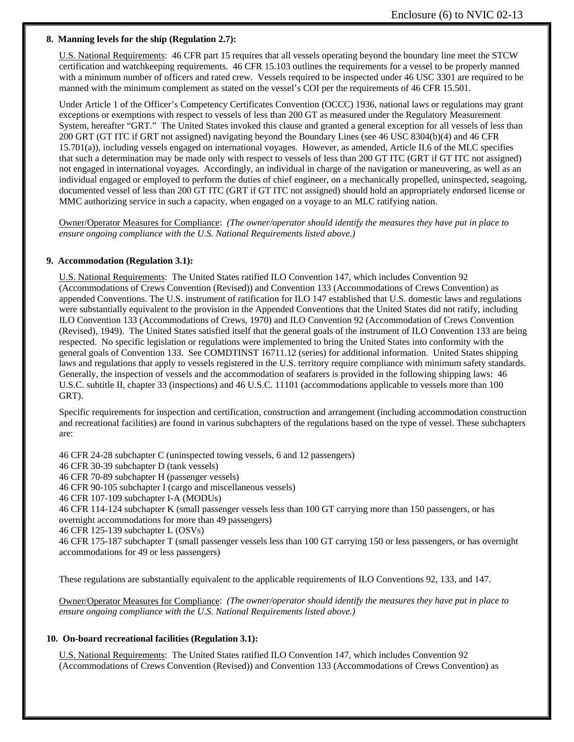**8. Manning levels for the ship (Regulation 2.7):**

U.S. National Requirements: 46 CFR part 15 requires that all vessels operating beyond the boundary line meet the STCW certification and watchkeeping requirements. 46 CFR 15.103 outlines the requirements for a vessel to be properly manned with a minimum number of officers and rated crew. Vessels required to be inspected under 46 USC 3301 are required to be manned with the minimum complement as stated on the vessel's COI per the requirements of 46 CFR 15.501.

Under Article 1 of the Officer's Competency Certificates Convention (OCCC) 1936, national laws or regulations may grant exceptions or exemptions with respect to vessels of less than 200 GT as measured under the Regulatory Measurement System, hereafter "GRT." The United States invoked this clause and granted a general exception for all vessels of less than 200 GRT (GT ITC if GRT not assigned) navigating beyond the Boundary Lines (see 46 USC 8304(b)(4) and 46 CFR 15.701(a)), including vessels engaged on international voyages. However, as amended, Article II.6 of the MLC specifies that such a determination may be made only with respect to vessels of less than 200 GT ITC (GRT if GT ITC not assigned) not engaged in international voyages. Accordingly, an individual in charge of the navigation or maneuvering, as well as an individual engaged or employed to perform the duties of chief engineer, on a mechanically propelled, uninspected, seagoing, documented vessel of less than 200 GT ITC (GRT if GT ITC not assigned) should hold an appropriately endorsed license or MMC authorizing service in such a capacity, when engaged on a voyage to an MLC ratifying nation.

Owner/Operator Measures for Compliance: *(The owner/operator should identify the measures they have put in place to ensure ongoing compliance with the U.S. National Requirements listed above.)*

**9. Accommodation (Regulation 3.1):**

U.S. National Requirements: The United States ratified ILO Convention 147, which includes Convention 92 (Accommodations of Crews Convention (Revised)) and Convention 133 (Accommodations of Crews Convention) as appended Conventions. The U.S. instrument of ratification for ILO 147 established that U.S. domestic laws and regulations were substantially equivalent to the provision in the Appended Conventions that the United States did not ratify, including ILO Convention 133 (Accommodations of Crews, 1970) and ILO Convention 92 (Accommodation of Crews Convention (Revised), 1949). The United States satisfied itself that the general goals of the instrument of ILO Convention 133 are being respected. No specific legislation or regulations were implemented to bring the United States into conformity with the general goals of Convention 133. See COMDTINST 16711.12 (series) for additional information. United States shipping laws and regulations that apply to vessels registered in the U.S. territory require compliance with minimum safety standards. Generally, the inspection of vessels and the accommodation of seafarers is provided in the following shipping laws: 46 U.S.C. subtitle II, chapter 33 (inspections) and 46 U.S.C. 11101 (accommodations applicable to vessels more than 100 GRT).

Specific requirements for inspection and certification, construction and arrangement (including accommodation construction and recreational facilities) are found in various subchapters of the regulations based on the type of vessel. These subchapters are:

46 CFR 24-28 subchapter C (uninspected towing vessels, 6 and 12 passengers)
46 CFR 30-39 subchapter D (tank vessels)
46 CFR 70-89 subchapter H (passenger vessels)
46 CFR 90-105 subchapter I (cargo and miscellaneous vessels)
46 CFR 107-109 subchapter I-A (MODUs)
46 CFR 114-124 subchapter K (small passenger vessels less than 100 GT carrying more than 150 passengers, or has overnight accommodations for more than 49 passengers)
46 CFR 125-139 subchapter L (OSVs)
46 CFR 175-187 subchapter T (small passenger vessels less than 100 GT carrying 150 or less passengers, or has overnight accommodations for 49 or less passengers)

These regulations are substantially equivalent to the applicable requirements of ILO Conventions 92, 133, and 147.

Owner/Operator Measures for Compliance: *(The owner/operator should identify the measures they have put in place to ensure ongoing compliance with the U.S. National Requirements listed above.)*

**10. On-board recreational facilities (Regulation 3.1):**

U.S. National Requirements: The United States ratified ILO Convention 147, which includes Convention 92 (Accommodations of Crews Convention (Revised)) and Convention 133 (Accommodations of Crews Convention) as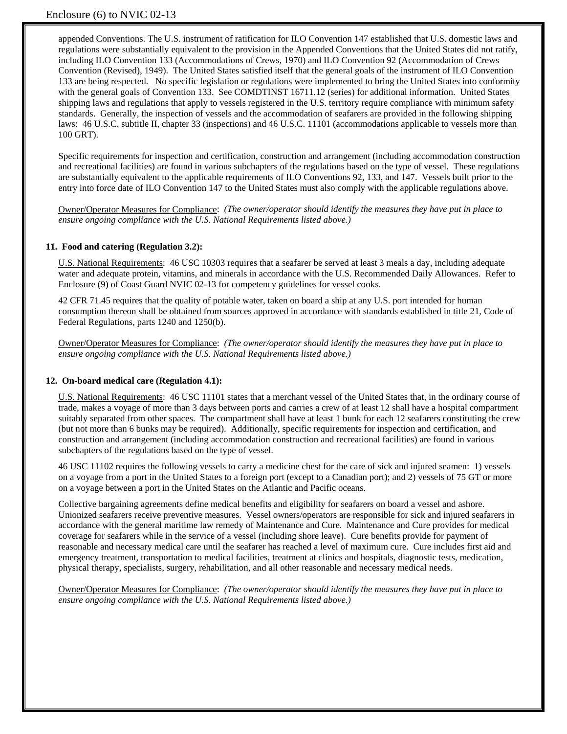appended Conventions. The U.S. instrument of ratification for ILO Convention 147 established that U.S. domestic laws and regulations were substantially equivalent to the provision in the Appended Conventions that the United States did not ratify, including ILO Convention 133 (Accommodations of Crews, 1970) and ILO Convention 92 (Accommodation of Crews Convention (Revised), 1949). The United States satisfied itself that the general goals of the instrument of ILO Convention 133 are being respected. No specific legislation or regulations were implemented to bring the United States into conformity with the general goals of Convention 133. See COMDTINST 16711.12 (series) for additional information. United States shipping laws and regulations that apply to vessels registered in the U.S. territory require compliance with minimum safety standards. Generally, the inspection of vessels and the accommodation of seafarers are provided in the following shipping laws: 46 U.S.C. subtitle II, chapter 33 (inspections) and 46 U.S.C. 11101 (accommodations applicable to vessels more than 100 GRT).

Specific requirements for inspection and certification, construction and arrangement (including accommodation construction and recreational facilities) are found in various subchapters of the regulations based on the type of vessel. These regulations are substantially equivalent to the applicable requirements of ILO Conventions 92, 133, and 147. Vessels built prior to the entry into force date of ILO Convention 147 to the United States must also comply with the applicable regulations above.

Owner/Operator Measures for Compliance: *(The owner/operator should identify the measures they have put in place to ensure ongoing compliance with the U.S. National Requirements listed above.)*

**11. Food and catering (Regulation 3.2):**

U.S. National Requirements: 46 USC 10303 requires that a seafarer be served at least 3 meals a day, including adequate water and adequate protein, vitamins, and minerals in accordance with the U.S. Recommended Daily Allowances. Refer to Enclosure (9) of Coast Guard NVIC 02-13 for competency guidelines for vessel cooks.

42 CFR 71.45 requires that the quality of potable water, taken on board a ship at any U.S. port intended for human consumption thereon shall be obtained from sources approved in accordance with standards established in title 21, Code of Federal Regulations, parts 1240 and 1250(b).

Owner/Operator Measures for Compliance: *(The owner/operator should identify the measures they have put in place to ensure ongoing compliance with the U.S. National Requirements listed above.)*

**12. On-board medical care (Regulation 4.1):**

U.S. National Requirements: 46 USC 11101 states that a merchant vessel of the United States that, in the ordinary course of trade, makes a voyage of more than 3 days between ports and carries a crew of at least 12 shall have a hospital compartment suitably separated from other spaces. The compartment shall have at least 1 bunk for each 12 seafarers constituting the crew (but not more than 6 bunks may be required). Additionally, specific requirements for inspection and certification, and construction and arrangement (including accommodation construction and recreational facilities) are found in various subchapters of the regulations based on the type of vessel.

46 USC 11102 requires the following vessels to carry a medicine chest for the care of sick and injured seamen: 1) vessels on a voyage from a port in the United States to a foreign port (except to a Canadian port); and 2) vessels of 75 GT or more on a voyage between a port in the United States on the Atlantic and Pacific oceans.

Collective bargaining agreements define medical benefits and eligibility for seafarers on board a vessel and ashore. Unionized seafarers receive preventive measures. Vessel owners/operators are responsible for sick and injured seafarers in accordance with the general maritime law remedy of Maintenance and Cure. Maintenance and Cure provides for medical coverage for seafarers while in the service of a vessel (including shore leave). Cure benefits provide for payment of reasonable and necessary medical care until the seafarer has reached a level of maximum cure. Cure includes first aid and emergency treatment, transportation to medical facilities, treatment at clinics and hospitals, diagnostic tests, medication, physical therapy, specialists, surgery, rehabilitation, and all other reasonable and necessary medical needs.

Owner/Operator Measures for Compliance: *(The owner/operator should identify the measures they have put in place to ensure ongoing compliance with the U.S. National Requirements listed above.)*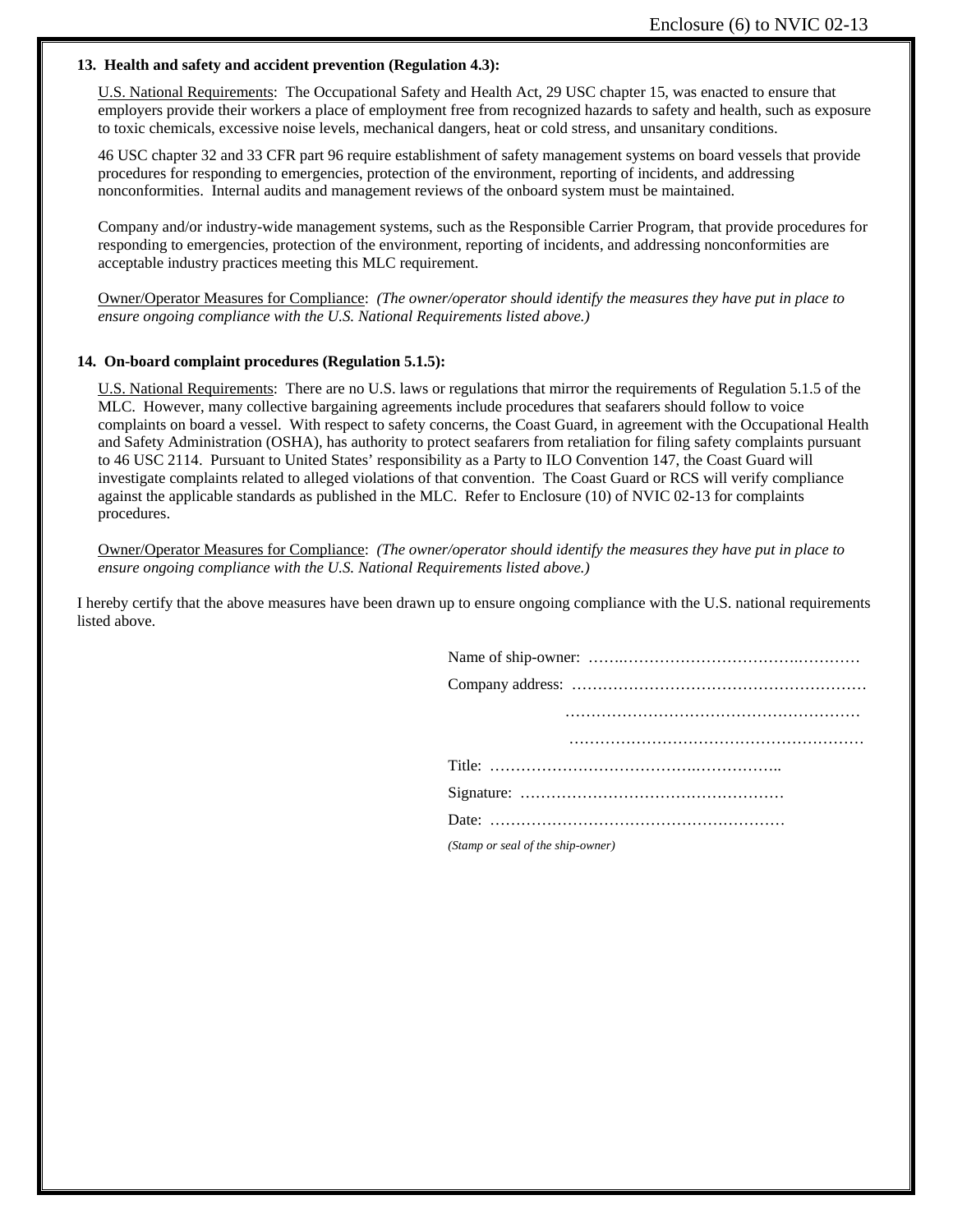**13. Health and safety and accident prevention (Regulation 4.3):**

U.S. National Requirements: The Occupational Safety and Health Act, 29 USC chapter 15, was enacted to ensure that employers provide their workers a place of employment free from recognized hazards to safety and health, such as exposure to toxic chemicals, excessive noise levels, mechanical dangers, heat or cold stress, and unsanitary conditions.

46 USC chapter 32 and 33 CFR part 96 require establishment of safety management systems on board vessels that provide procedures for responding to emergencies, protection of the environment, reporting of incidents, and addressing nonconformities. Internal audits and management reviews of the onboard system must be maintained.

Company and/or industry-wide management systems, such as the Responsible Carrier Program, that provide procedures for responding to emergencies, protection of the environment, reporting of incidents, and addressing nonconformities are acceptable industry practices meeting this MLC requirement.

Owner/Operator Measures for Compliance: *(The owner/operator should identify the measures they have put in place to ensure ongoing compliance with the U.S. National Requirements listed above.)*

**14. On-board complaint procedures (Regulation 5.1.5):**

U.S. National Requirements: There are no U.S. laws or regulations that mirror the requirements of Regulation 5.1.5 of the MLC. However, many collective bargaining agreements include procedures that seafarers should follow to voice complaints on board a vessel. With respect to safety concerns, the Coast Guard, in agreement with the Occupational Health and Safety Administration (OSHA), has authority to protect seafarers from retaliation for filing safety complaints pursuant to 46 USC 2114. Pursuant to United States' responsibility as a Party to ILO Convention 147, the Coast Guard will investigate complaints related to alleged violations of that convention. The Coast Guard or RCS will verify compliance against the applicable standards as published in the MLC. Refer to Enclosure (10) of NVIC 02-13 for complaints procedures.

Owner/Operator Measures for Compliance: *(The owner/operator should identify the measures they have put in place to ensure ongoing compliance with the U.S. National Requirements listed above.)*

I hereby certify that the above measures have been drawn up to ensure ongoing compliance with the U.S. national requirements listed above.

Name of ship-owner: ……………………………………………………

Company address: ……………………………………………………

……………………………………………………

……………………………………………………

Title: ……………………………………………………

Signature: ……………………………………………………

Date: ……………………………………………………

*(Stamp or seal of the ship-owner)*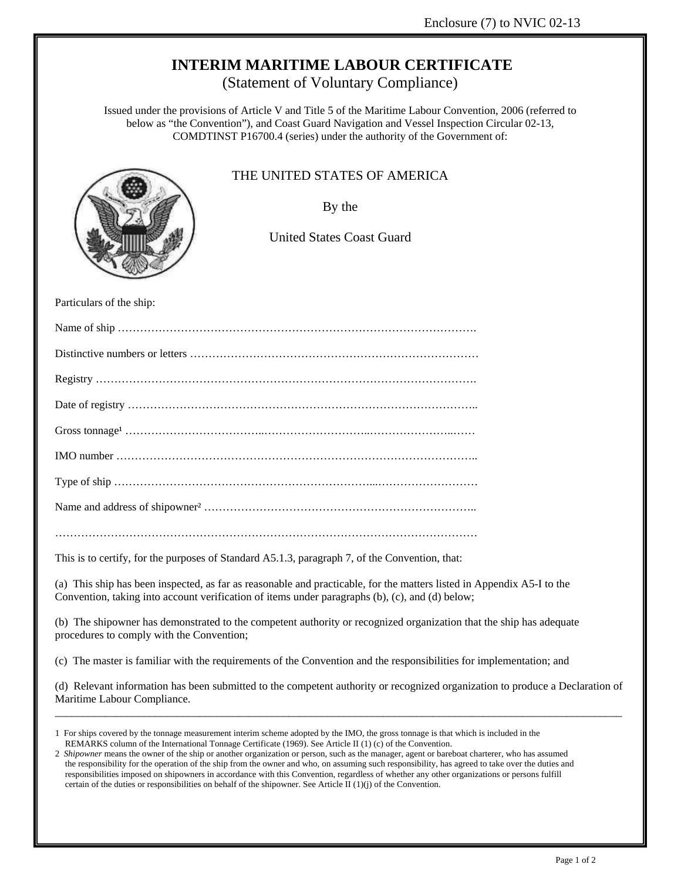Enclosure (7) to NVIC 02-13

# INTERIM MARITIME LABOUR CERTIFICATE

(Statement of Voluntary Compliance)

Issued under the provisions of Article V and Title 5 of the Maritime Labour Convention, 2006 (referred to below as "the Convention"), and Coast Guard Navigation and Vessel Inspection Circular 02-13, COMDTINST P16700.4 (series) under the authority of the Government of:

THE UNITED STATES OF AMERICA

By the

United States Coast Guard

Particulars of the ship:

Name of ship ……………………………………………………………………………………….

Distinctive numbers or letters ……………………………………………………………………

Registry ………………………………………………………………………………………….

Date of registry …………………………………………………………………………………..

Gross tonnage[1] ……………………………………………………………………………………

IMO number ……………………………………………………………………………………..

Type of ship ………………………………………………………………………………………

Name and address of shipowner[2] ………………………………………………………………..

……………………………………………………………………………………………………

This is to certify, for the purposes of Standard A5.1.3, paragraph 7, of the Convention, that:

(a) This ship has been inspected, as far as reasonable and practicable, for the matters listed in Appendix A5-I to the Convention, taking into account verification of items under paragraphs (b), (c), and (d) below;

(b) The shipowner has demonstrated to the competent authority or recognized organization that the ship has adequate procedures to comply with the Convention;

(c) The master is familiar with the requirements of the Convention and the responsibilities for implementation; and

(d) Relevant information has been submitted to the competent authority or recognized organization to produce a Declaration of Maritime Labour Compliance.

---

1 For ships covered by the tonnage measurement interim scheme adopted by the IMO, the gross tonnage is that which is included in the REMARKS column of the International Tonnage Certificate (1969). See Article II (1) (c) of the Convention.

2 *Shipowner* means the owner of the ship or another organization or person, such as the manager, agent or bareboat charterer, who has assumed the responsibility for the operation of the ship from the owner and who, on assuming such responsibility, has agreed to take over the duties and responsibilities imposed on shipowners in accordance with this Convention, regardless of whether any other organizations or persons fulfill certain of the duties or responsibilities on behalf of the shipowner. See Article II (1)(j) of the Convention.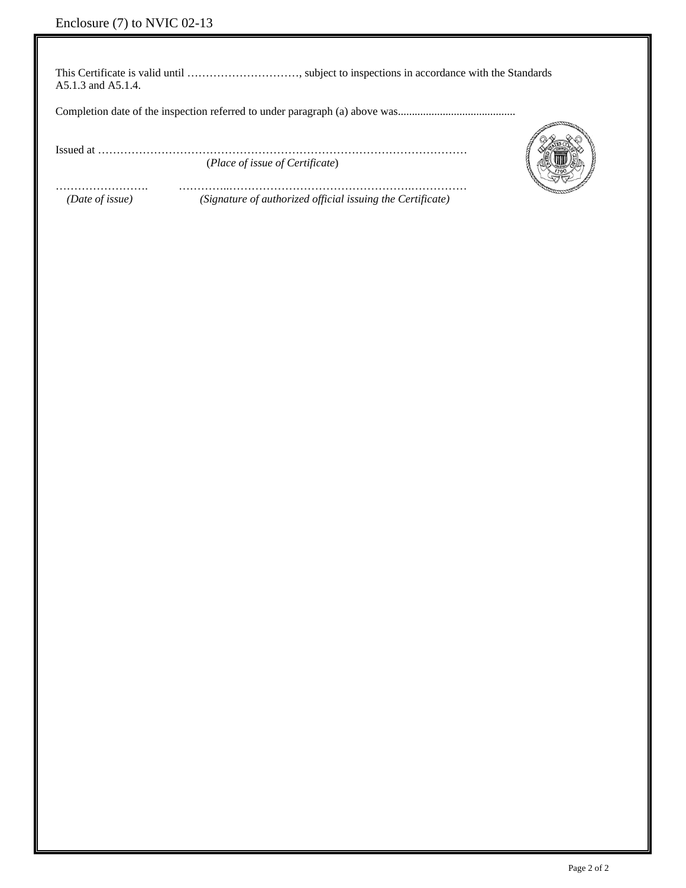This Certificate is valid until …………………………, subject to inspections in accordance with the Standards A5.1.3 and A5.1.4.

Completion date of the inspection referred to under paragraph (a) above was..........................................

Issued at ……………………………………………………………………………………
(*Place of issue of Certificate*)

……………………. …………..………………………………………….……………
*(Date of issue)* *(Signature of authorized official issuing the Certificate)*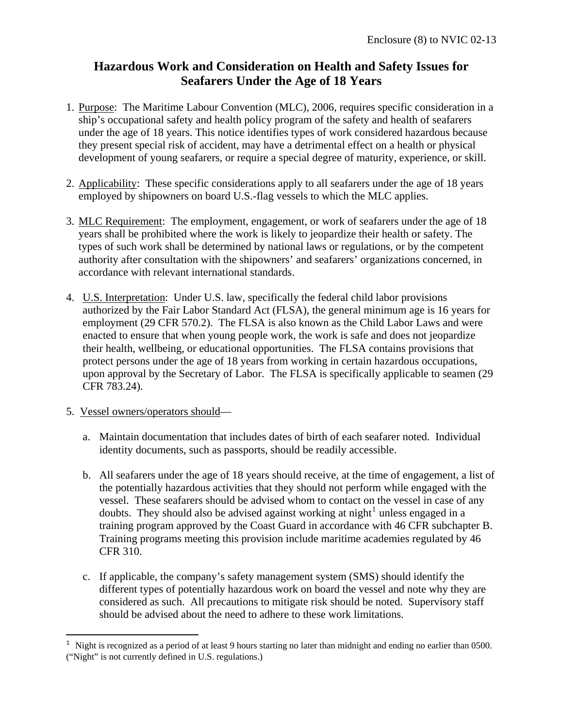Enclosure (8) to NVIC 02-13

# Hazardous Work and Consideration on Health and Safety Issues for Seafarers Under the Age of 18 Years

1. Purpose: The Maritime Labour Convention (MLC), 2006, requires specific consideration in a ship's occupational safety and health policy program of the safety and health of seafarers under the age of 18 years. This notice identifies types of work considered hazardous because they present special risk of accident, may have a detrimental effect on a health or physical development of young seafarers, or require a special degree of maturity, experience, or skill.

2. Applicability: These specific considerations apply to all seafarers under the age of 18 years employed by shipowners on board U.S.-flag vessels to which the MLC applies.

3. MLC Requirement: The employment, engagement, or work of seafarers under the age of 18 years shall be prohibited where the work is likely to jeopardize their health or safety. The types of such work shall be determined by national laws or regulations, or by the competent authority after consultation with the shipowners' and seafarers' organizations concerned, in accordance with relevant international standards.

4. U.S. Interpretation: Under U.S. law, specifically the federal child labor provisions authorized by the Fair Labor Standard Act (FLSA), the general minimum age is 16 years for employment (29 CFR 570.2). The FLSA is also known as the Child Labor Laws and were enacted to ensure that when young people work, the work is safe and does not jeopardize their health, wellbeing, or educational opportunities. The FLSA contains provisions that protect persons under the age of 18 years from working in certain hazardous occupations, upon approval by the Secretary of Labor. The FLSA is specifically applicable to seamen (29 CFR 783.24).

5. Vessel owners/operators should—

   a. Maintain documentation that includes dates of birth of each seafarer noted. Individual identity documents, such as passports, should be readily accessible.

   b. All seafarers under the age of 18 years should receive, at the time of engagement, a list of the potentially hazardous activities that they should not perform while engaged with the vessel. These seafarers should be advised whom to contact on the vessel in case of any doubts. They should also be advised against working at night[1] unless engaged in a training program approved by the Coast Guard in accordance with 46 CFR subchapter B. Training programs meeting this provision include maritime academies regulated by 46 CFR 310.

   c. If applicable, the company's safety management system (SMS) should identify the different types of potentially hazardous work on board the vessel and note why they are considered as such. All precautions to mitigate risk should be noted. Supervisory staff should be advised about the need to adhere to these work limitations.

---

[1] Night is recognized as a period of at least 9 hours starting no later than midnight and ending no earlier than 0500. ("Night" is not currently defined in U.S. regulations.)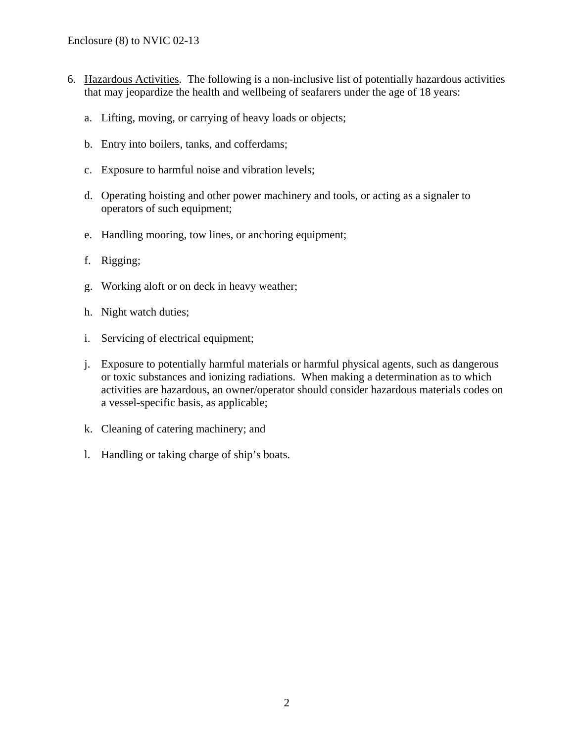6. Hazardous Activities. The following is a non-inclusive list of potentially hazardous activities that may jeopardize the health and wellbeing of seafarers under the age of 18 years:

   a. Lifting, moving, or carrying of heavy loads or objects;

   b. Entry into boilers, tanks, and cofferdams;

   c. Exposure to harmful noise and vibration levels;

   d. Operating hoisting and other power machinery and tools, or acting as a signaler to operators of such equipment;

   e. Handling mooring, tow lines, or anchoring equipment;

   f. Rigging;

   g. Working aloft or on deck in heavy weather;

   h. Night watch duties;

   i. Servicing of electrical equipment;

   j. Exposure to potentially harmful materials or harmful physical agents, such as dangerous or toxic substances and ionizing radiations. When making a determination as to which activities are hazardous, an owner/operator should consider hazardous materials codes on a vessel-specific basis, as applicable;

   k. Cleaning of catering machinery; and

   l. Handling or taking charge of ship's boats.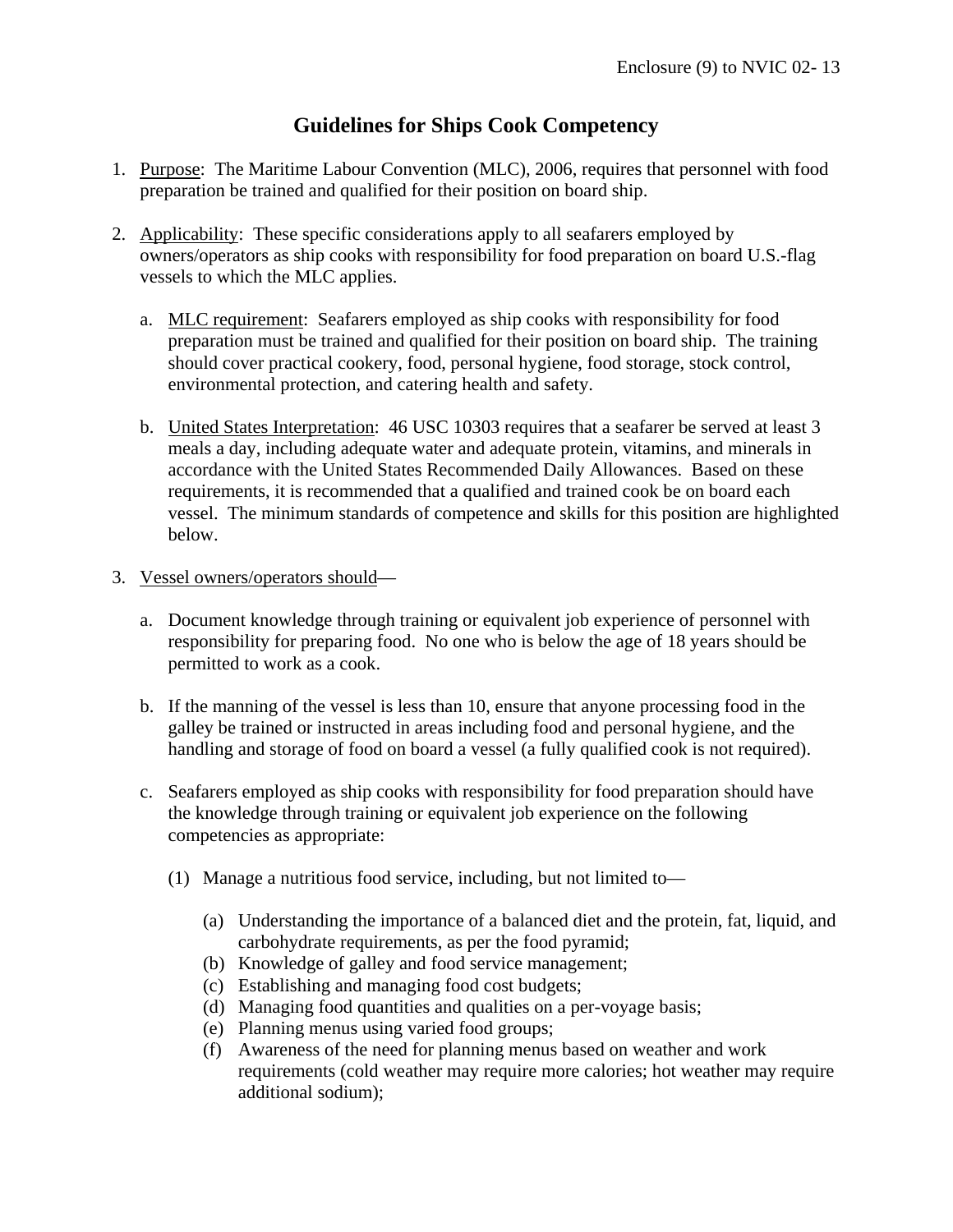Enclosure (9) to NVIC 02- 13

# Guidelines for Ships Cook Competency

1. Purpose: The Maritime Labour Convention (MLC), 2006, requires that personnel with food preparation be trained and qualified for their position on board ship.

2. Applicability: These specific considerations apply to all seafarers employed by owners/operators as ship cooks with responsibility for food preparation on board U.S.-flag vessels to which the MLC applies.

   a. MLC requirement: Seafarers employed as ship cooks with responsibility for food preparation must be trained and qualified for their position on board ship. The training should cover practical cookery, food, personal hygiene, food storage, stock control, environmental protection, and catering health and safety.

   b. United States Interpretation: 46 USC 10303 requires that a seafarer be served at least 3 meals a day, including adequate water and adequate protein, vitamins, and minerals in accordance with the United States Recommended Daily Allowances. Based on these requirements, it is recommended that a qualified and trained cook be on board each vessel. The minimum standards of competence and skills for this position are highlighted below.

3. Vessel owners/operators should—

   a. Document knowledge through training or equivalent job experience of personnel with responsibility for preparing food. No one who is below the age of 18 years should be permitted to work as a cook.

   b. If the manning of the vessel is less than 10, ensure that anyone processing food in the galley be trained or instructed in areas including food and personal hygiene, and the handling and storage of food on board a vessel (a fully qualified cook is not required).

   c. Seafarers employed as ship cooks with responsibility for food preparation should have the knowledge through training or equivalent job experience on the following competencies as appropriate:

      (1) Manage a nutritious food service, including, but not limited to—

         (a) Understanding the importance of a balanced diet and the protein, fat, liquid, and carbohydrate requirements, as per the food pyramid;
         (b) Knowledge of galley and food service management;
         (c) Establishing and managing food cost budgets;
         (d) Managing food quantities and qualities on a per-voyage basis;
         (e) Planning menus using varied food groups;
         (f) Awareness of the need for planning menus based on weather and work requirements (cold weather may require more calories; hot weather may require additional sodium);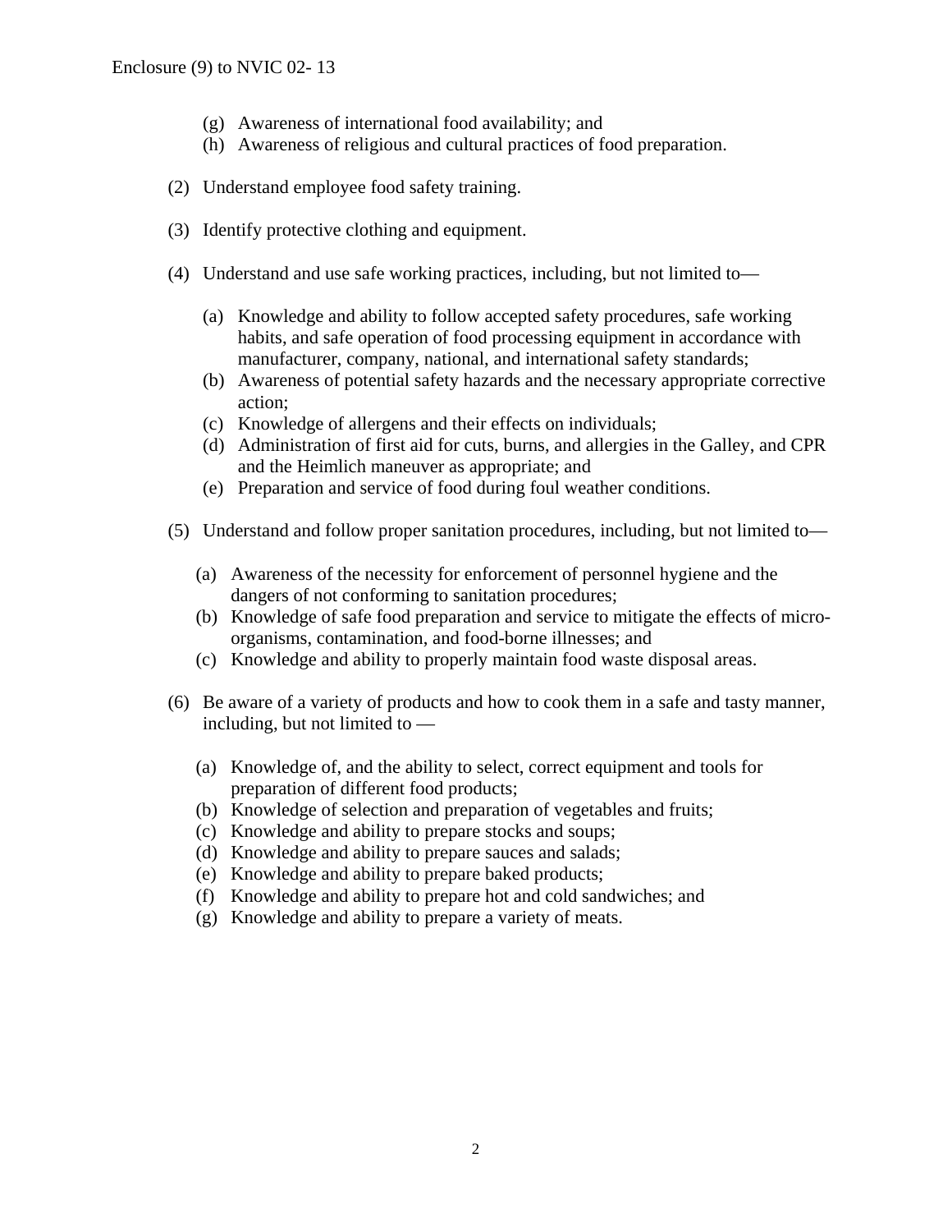(g) Awareness of international food availability; and
(h) Awareness of religious and cultural practices of food preparation.

(2) Understand employee food safety training.

(3) Identify protective clothing and equipment.

(4) Understand and use safe working practices, including, but not limited to—

(a) Knowledge and ability to follow accepted safety procedures, safe working habits, and safe operation of food processing equipment in accordance with manufacturer, company, national, and international safety standards;
(b) Awareness of potential safety hazards and the necessary appropriate corrective action;
(c) Knowledge of allergens and their effects on individuals;
(d) Administration of first aid for cuts, burns, and allergies in the Galley, and CPR and the Heimlich maneuver as appropriate; and
(e) Preparation and service of food during foul weather conditions.

(5) Understand and follow proper sanitation procedures, including, but not limited to—

(a) Awareness of the necessity for enforcement of personnel hygiene and the dangers of not conforming to sanitation procedures;
(b) Knowledge of safe food preparation and service to mitigate the effects of micro-organisms, contamination, and food-borne illnesses; and
(c) Knowledge and ability to properly maintain food waste disposal areas.

(6) Be aware of a variety of products and how to cook them in a safe and tasty manner, including, but not limited to —

(a) Knowledge of, and the ability to select, correct equipment and tools for preparation of different food products;
(b) Knowledge of selection and preparation of vegetables and fruits;
(c) Knowledge and ability to prepare stocks and soups;
(d) Knowledge and ability to prepare sauces and salads;
(e) Knowledge and ability to prepare baked products;
(f) Knowledge and ability to prepare hot and cold sandwiches; and
(g) Knowledge and ability to prepare a variety of meats.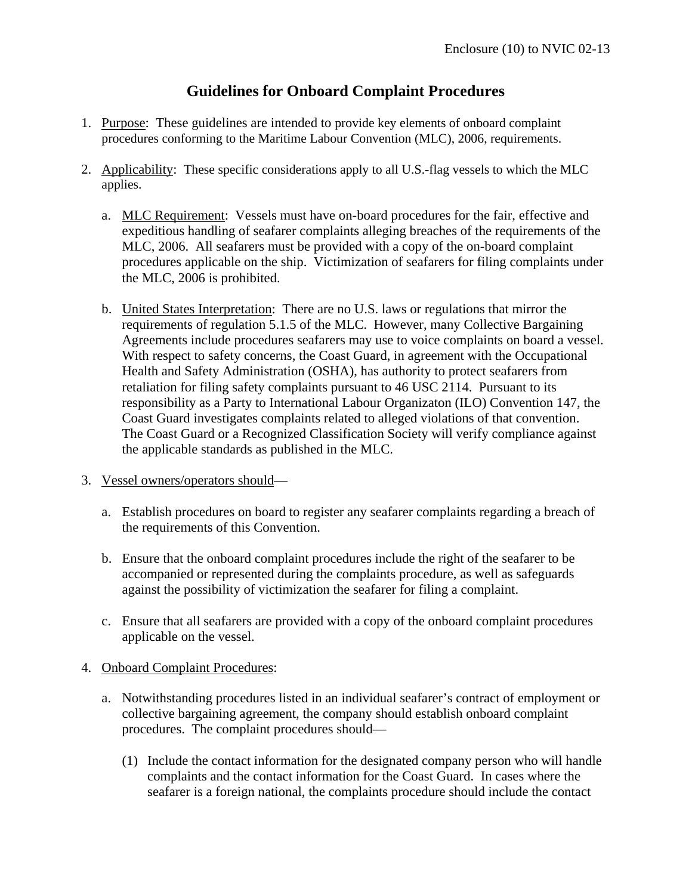Enclosure (10) to NVIC 02-13

# Guidelines for Onboard Complaint Procedures

1. Purpose: These guidelines are intended to provide key elements of onboard complaint procedures conforming to the Maritime Labour Convention (MLC), 2006, requirements.

2. Applicability: These specific considerations apply to all U.S.-flag vessels to which the MLC applies.

   a. MLC Requirement: Vessels must have on-board procedures for the fair, effective and expeditious handling of seafarer complaints alleging breaches of the requirements of the MLC, 2006. All seafarers must be provided with a copy of the on-board complaint procedures applicable on the ship. Victimization of seafarers for filing complaints under the MLC, 2006 is prohibited.

   b. United States Interpretation: There are no U.S. laws or regulations that mirror the requirements of regulation 5.1.5 of the MLC. However, many Collective Bargaining Agreements include procedures seafarers may use to voice complaints on board a vessel. With respect to safety concerns, the Coast Guard, in agreement with the Occupational Health and Safety Administration (OSHA), has authority to protect seafarers from retaliation for filing safety complaints pursuant to 46 USC 2114. Pursuant to its responsibility as a Party to International Labour Organizaton (ILO) Convention 147, the Coast Guard investigates complaints related to alleged violations of that convention. The Coast Guard or a Recognized Classification Society will verify compliance against the applicable standards as published in the MLC.

3. Vessel owners/operators should—

   a. Establish procedures on board to register any seafarer complaints regarding a breach of the requirements of this Convention.

   b. Ensure that the onboard complaint procedures include the right of the seafarer to be accompanied or represented during the complaints procedure, as well as safeguards against the possibility of victimization the seafarer for filing a complaint.

   c. Ensure that all seafarers are provided with a copy of the onboard complaint procedures applicable on the vessel.

4. Onboard Complaint Procedures:

   a. Notwithstanding procedures listed in an individual seafarer's contract of employment or collective bargaining agreement, the company should establish onboard complaint procedures. The complaint procedures should—

      (1) Include the contact information for the designated company person who will handle complaints and the contact information for the Coast Guard. In cases where the seafarer is a foreign national, the complaints procedure should include the contact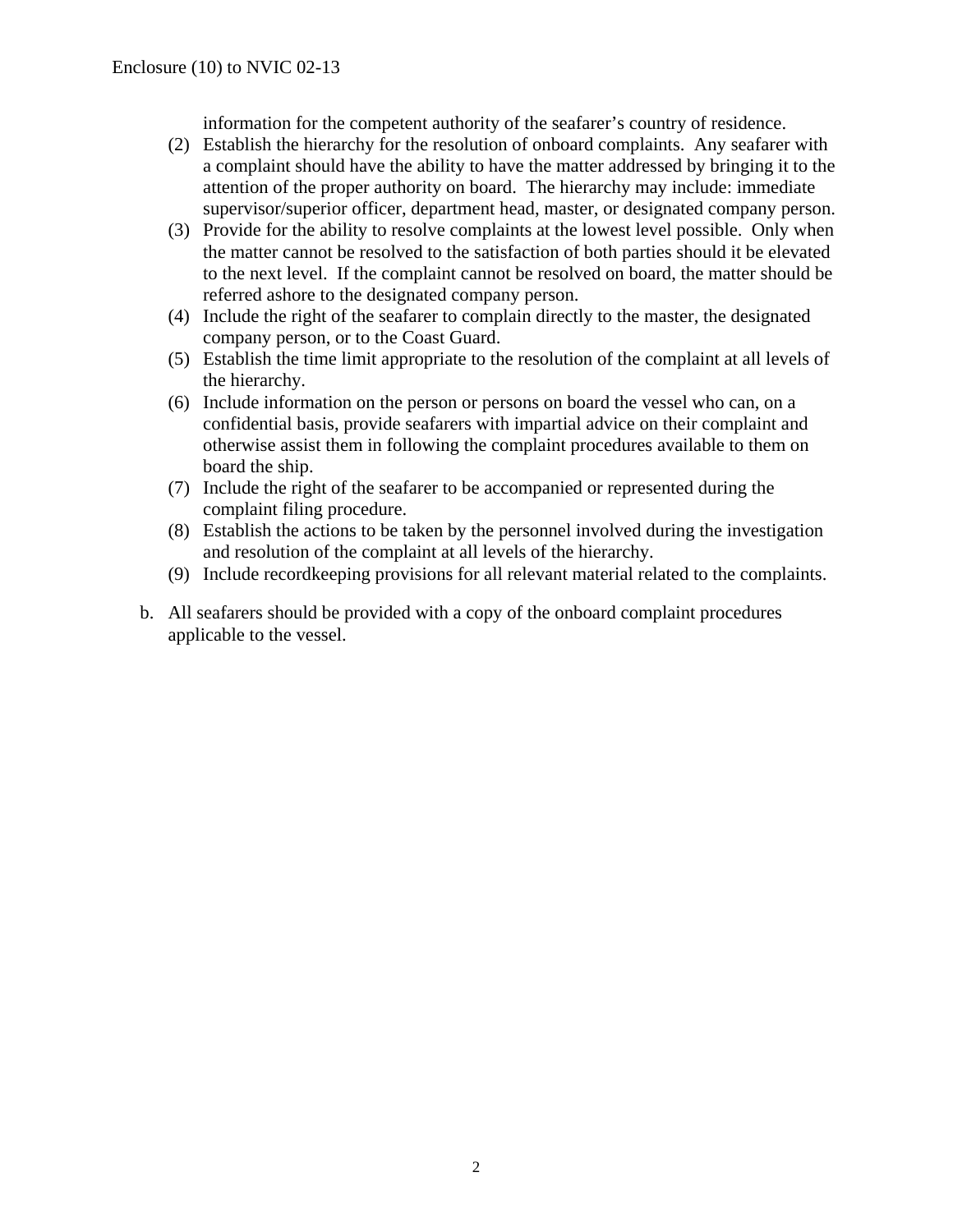information for the competent authority of the seafarer's country of residence.

(2) Establish the hierarchy for the resolution of onboard complaints. Any seafarer with a complaint should have the ability to have the matter addressed by bringing it to the attention of the proper authority on board. The hierarchy may include: immediate supervisor/superior officer, department head, master, or designated company person.

(3) Provide for the ability to resolve complaints at the lowest level possible. Only when the matter cannot be resolved to the satisfaction of both parties should it be elevated to the next level. If the complaint cannot be resolved on board, the matter should be referred ashore to the designated company person.

(4) Include the right of the seafarer to complain directly to the master, the designated company person, or to the Coast Guard.

(5) Establish the time limit appropriate to the resolution of the complaint at all levels of the hierarchy.

(6) Include information on the person or persons on board the vessel who can, on a confidential basis, provide seafarers with impartial advice on their complaint and otherwise assist them in following the complaint procedures available to them on board the ship.

(7) Include the right of the seafarer to be accompanied or represented during the complaint filing procedure.

(8) Establish the actions to be taken by the personnel involved during the investigation and resolution of the complaint at all levels of the hierarchy.

(9) Include recordkeeping provisions for all relevant material related to the complaints.

b. All seafarers should be provided with a copy of the onboard complaint procedures applicable to the vessel.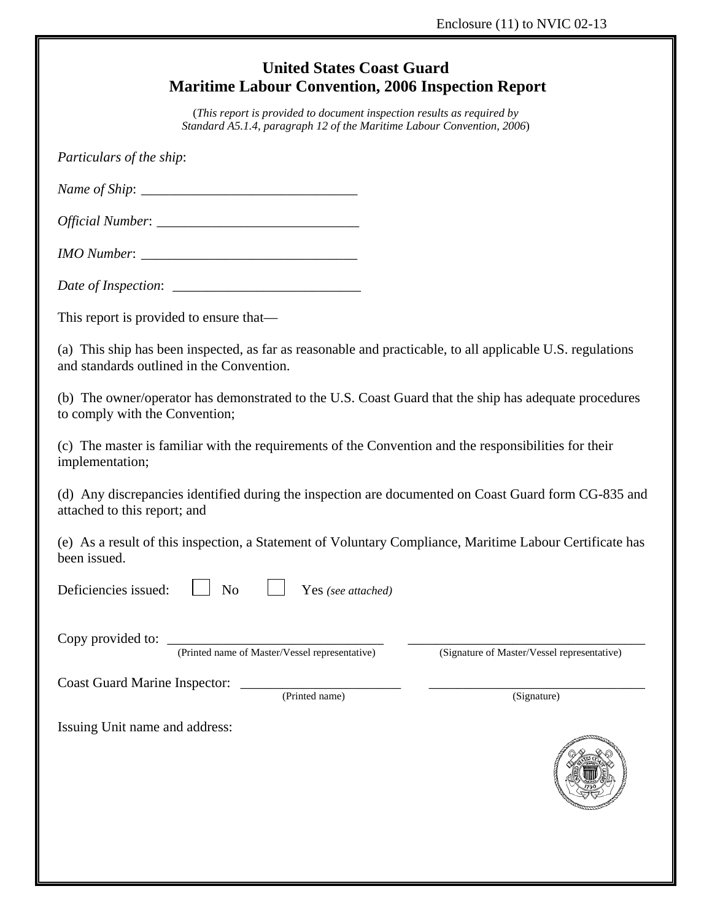Enclosure (11) to NVIC 02-13

# United States Coast Guard
# Maritime Labour Convention, 2006 Inspection Report

(*This report is provided to document inspection results as required by Standard A5.1.4, paragraph 12 of the Maritime Labour Convention, 2006*)

*Particulars of the ship*:

*Name of Ship*: ________________________________

*Official Number*: ______________________________

*IMO Number*: ________________________________

*Date of Inspection*: ___________________________

This report is provided to ensure that—

(a) This ship has been inspected, as far as reasonable and practicable, to all applicable U.S. regulations and standards outlined in the Convention.

(b) The owner/operator has demonstrated to the U.S. Coast Guard that the ship has adequate procedures to comply with the Convention;

(c) The master is familiar with the requirements of the Convention and the responsibilities for their implementation;

(d) Any discrepancies identified during the inspection are documented on Coast Guard form CG-835 and attached to this report; and

(e) As a result of this inspection, a Statement of Voluntary Compliance, Maritime Labour Certificate has been issued.

Deficiencies issued: ☐ No ☐ Yes *(see attached)*

Copy provided to: ________________________________ ________________________________

(Printed name of Master/Vessel representative) (Signature of Master/Vessel representative)

Coast Guard Marine Inspector: ________________________ ________________________________

(Printed name) (Signature)

Issuing Unit name and address: